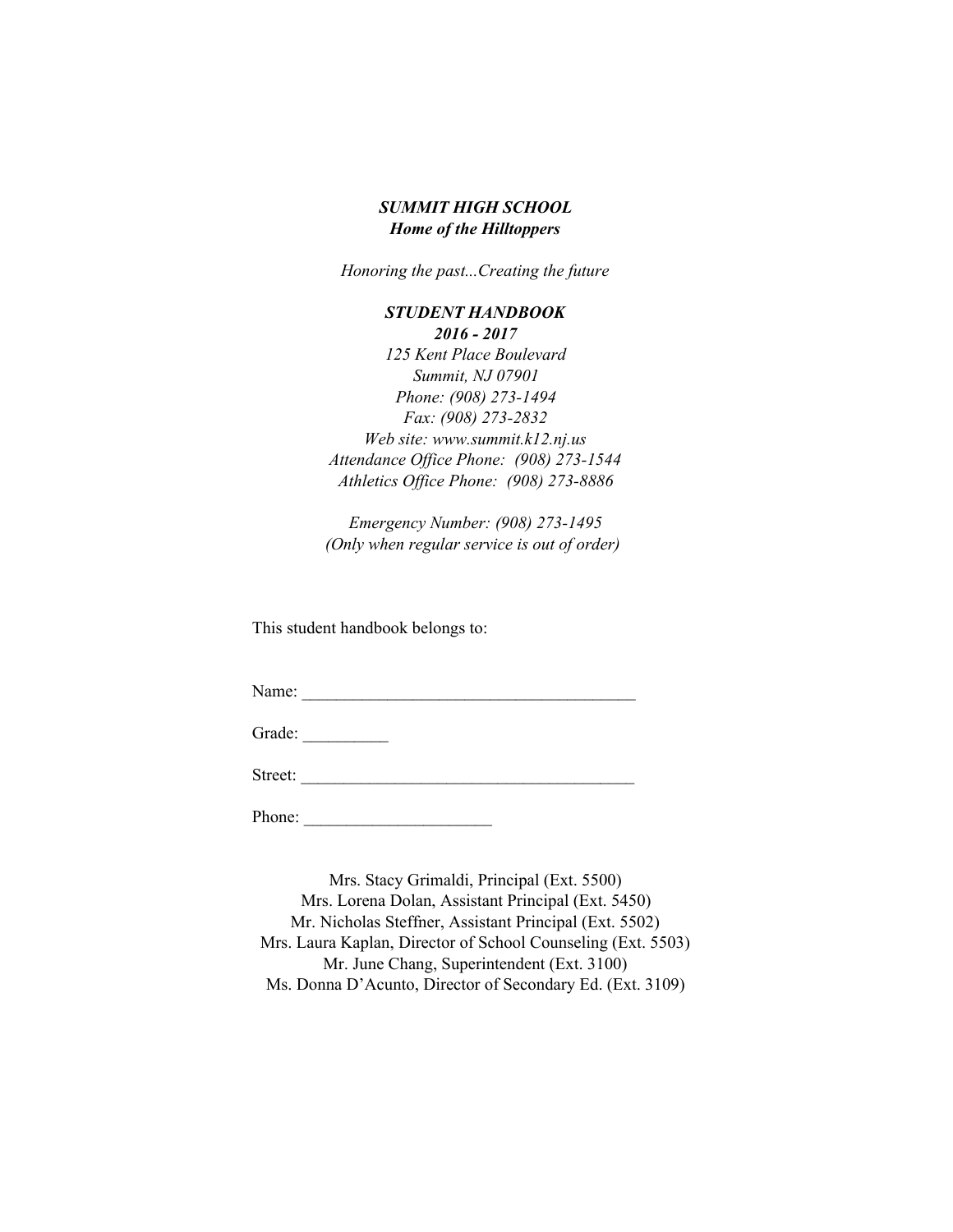***SUMMIT HIGH SCHOOL***
***Home of the Hilltoppers***

*Honoring the past...Creating the future*

***STUDENT HANDBOOK***
***2016 - 2017***
*125 Kent Place Boulevard*
*Summit, NJ 07901*
*Phone: (908) 273-1494*
*Fax: (908) 273-2832*
*Web site: www.summit.k12.nj.us*
*Attendance Office Phone: (908) 273-1544*
*Athletics Office Phone: (908) 273-8886*

*Emergency Number: (908) 273-1495*
*(Only when regular service is out of order)*

This student handbook belongs to:

Name: _______________________________________

Grade: __________

Street: _______________________________________

Phone: ______________________

Mrs. Stacy Grimaldi, Principal (Ext. 5500)
Mrs. Lorena Dolan, Assistant Principal (Ext. 5450)
Mr. Nicholas Steffner, Assistant Principal (Ext. 5502)
Mrs. Laura Kaplan, Director of School Counseling (Ext. 5503)
Mr. June Chang, Superintendent (Ext. 3100)
Ms. Donna D'Acunto, Director of Secondary Ed. (Ext. 3109)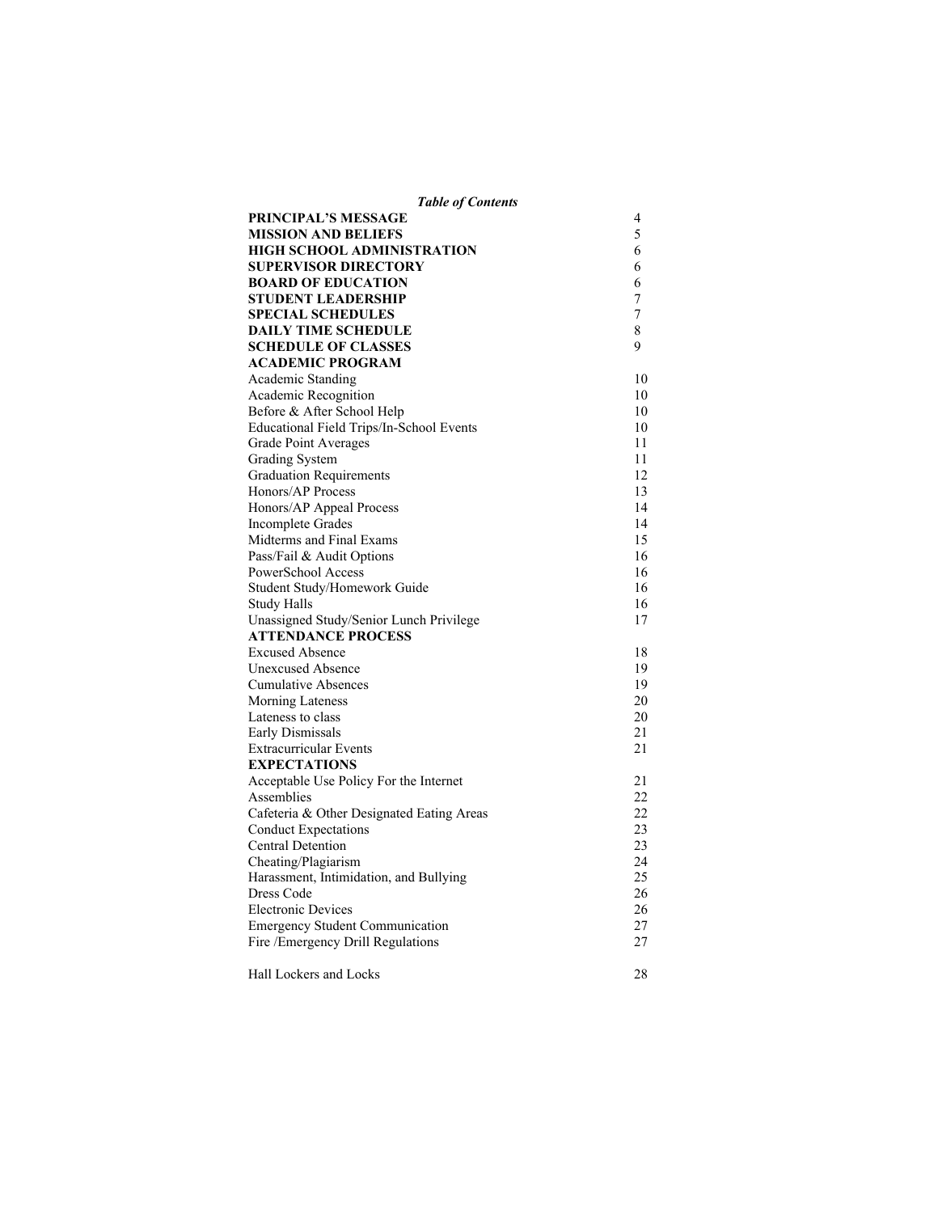*Table of Contents*

| | |
|---|---|
| **PRINCIPAL'S MESSAGE** | 4 |
| **MISSION AND BELIEFS** | 5 |
| **HIGH SCHOOL ADMINISTRATION** | 6 |
| **SUPERVISOR DIRECTORY** | 6 |
| **BOARD OF EDUCATION** | 6 |
| **STUDENT LEADERSHIP** | 7 |
| **SPECIAL SCHEDULES** | 7 |
| **DAILY TIME SCHEDULE** | 8 |
| **SCHEDULE OF CLASSES** | 9 |
| **ACADEMIC PROGRAM** | |
| Academic Standing | 10 |
| Academic Recognition | 10 |
| Before & After School Help | 10 |
| Educational Field Trips/In-School Events | 10 |
| Grade Point Averages | 11 |
| Grading System | 11 |
| Graduation Requirements | 12 |
| Honors/AP Process | 13 |
| Honors/AP Appeal Process | 14 |
| Incomplete Grades | 14 |
| Midterms and Final Exams | 15 |
| Pass/Fail & Audit Options | 16 |
| PowerSchool Access | 16 |
| Student Study/Homework Guide | 16 |
| Study Halls | 16 |
| Unassigned Study/Senior Lunch Privilege | 17 |
| **ATTENDANCE PROCESS** | |
| Excused Absence | 18 |
| Unexcused Absence | 19 |
| Cumulative Absences | 19 |
| Morning Lateness | 20 |
| Lateness to class | 20 |
| Early Dismissals | 21 |
| Extracurricular Events | 21 |
| **EXPECTATIONS** | |
| Acceptable Use Policy For the Internet | 21 |
| Assemblies | 22 |
| Cafeteria & Other Designated Eating Areas | 22 |
| Conduct Expectations | 23 |
| Central Detention | 23 |
| Cheating/Plagiarism | 24 |
| Harassment, Intimidation, and Bullying | 25 |
| Dress Code | 26 |
| Electronic Devices | 26 |
| Emergency Student Communication | 27 |
| Fire /Emergency Drill Regulations | 27 |
| Hall Lockers and Locks | 28 |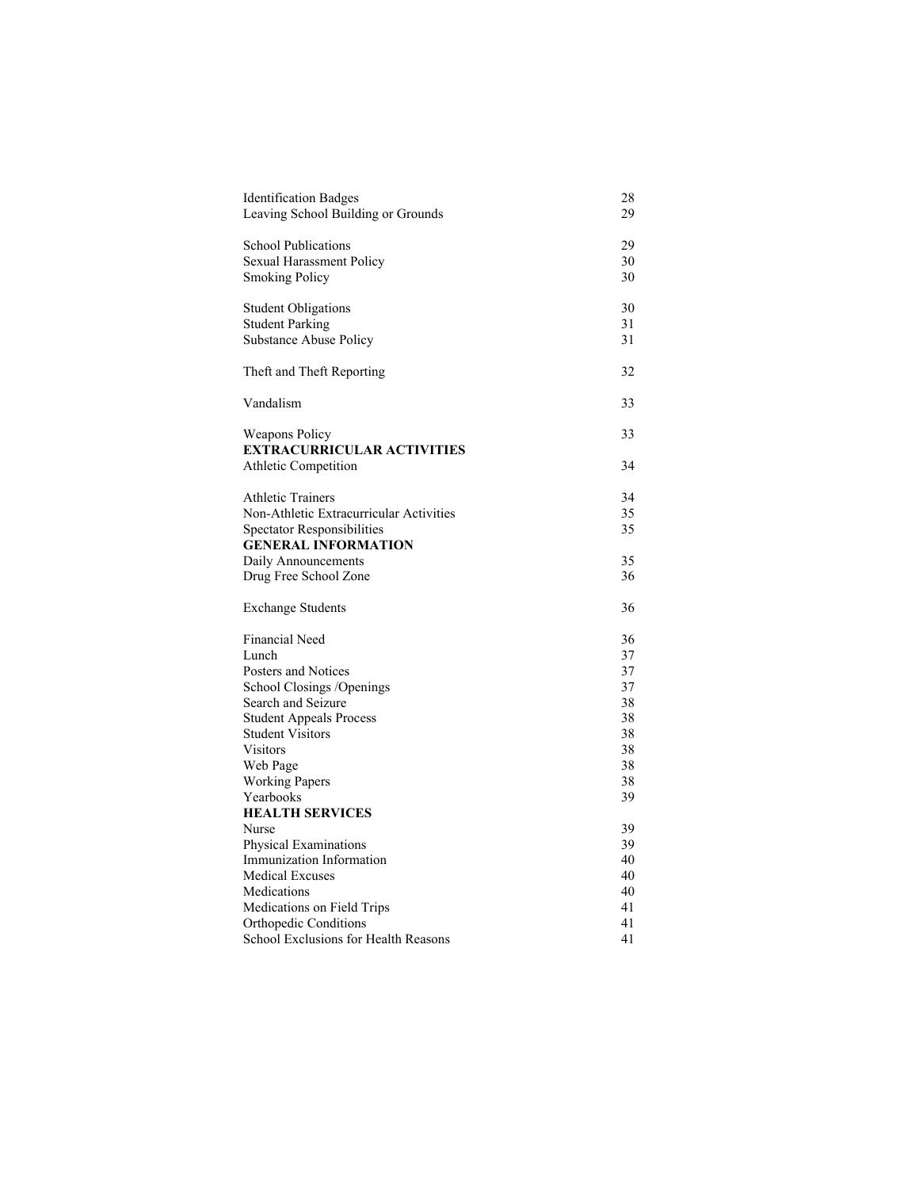| | |
|---|---|
| Identification Badges | 28 |
| Leaving School Building or Grounds | 29 |
| School Publications | 29 |
| Sexual Harassment Policy | 30 |
| Smoking Policy | 30 |
| Student Obligations | 30 |
| Student Parking | 31 |
| Substance Abuse Policy | 31 |
| Theft and Theft Reporting | 32 |
| Vandalism | 33 |
| Weapons Policy | 33 |
| **EXTRACURRICULAR ACTIVITIES** | |
| Athletic Competition | 34 |
| Athletic Trainers | 34 |
| Non-Athletic Extracurricular Activities | 35 |
| Spectator Responsibilities | 35 |
| **GENERAL INFORMATION** | |
| Daily Announcements | 35 |
| Drug Free School Zone | 36 |
| Exchange Students | 36 |
| Financial Need | 36 |
| Lunch | 37 |
| Posters and Notices | 37 |
| School Closings /Openings | 37 |
| Search and Seizure | 38 |
| Student Appeals Process | 38 |
| Student Visitors | 38 |
| Visitors | 38 |
| Web Page | 38 |
| Working Papers | 38 |
| Yearbooks | 39 |
| **HEALTH SERVICES** | |
| Nurse | 39 |
| Physical Examinations | 39 |
| Immunization Information | 40 |
| Medical Excuses | 40 |
| Medications | 40 |
| Medications on Field Trips | 41 |
| Orthopedic Conditions | 41 |
| School Exclusions for Health Reasons | 41 |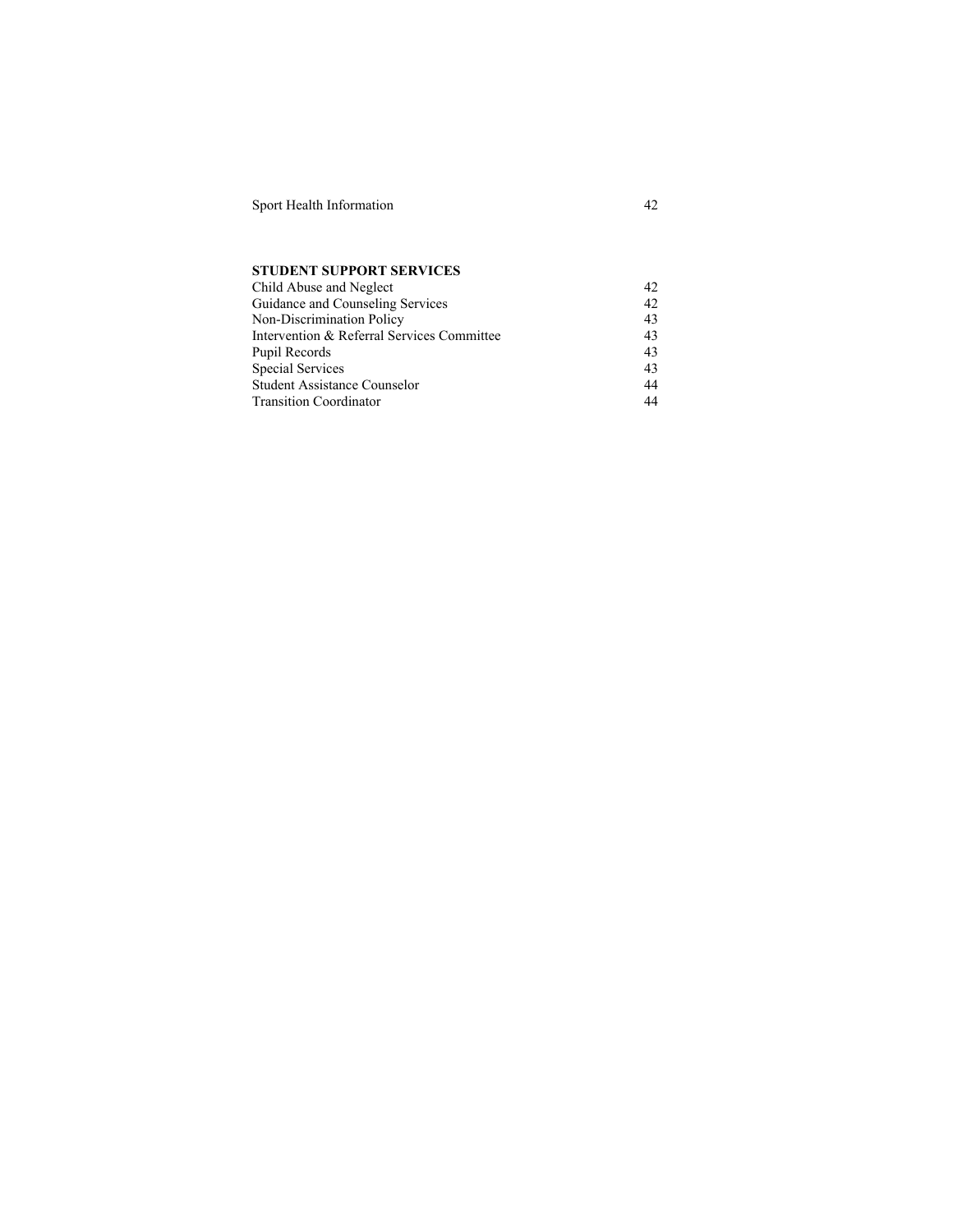| | |
|---|---|
| Sport Health Information | 42 |

**STUDENT SUPPORT SERVICES**

| | |
|---|---|
| Child Abuse and Neglect | 42 |
| Guidance and Counseling Services | 42 |
| Non-Discrimination Policy | 43 |
| Intervention & Referral Services Committee | 43 |
| Pupil Records | 43 |
| Special Services | 43 |
| Student Assistance Counselor | 44 |
| Transition Coordinator | 44 |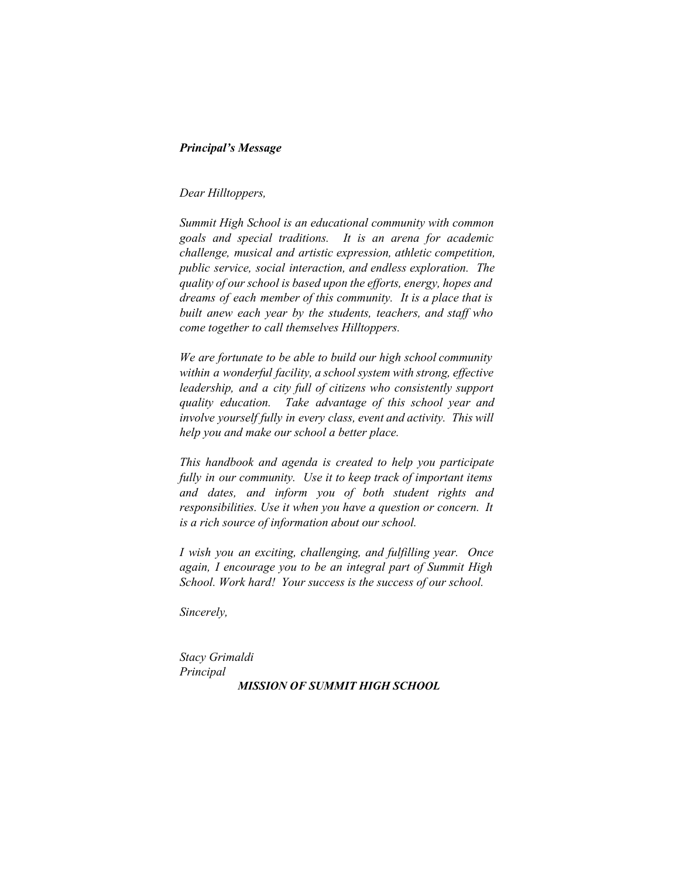***Principal's Message***

*Dear Hilltoppers,*

*Summit High School is an educational community with common goals and special traditions. It is an arena for academic challenge, musical and artistic expression, athletic competition, public service, social interaction, and endless exploration. The quality of our school is based upon the efforts, energy, hopes and dreams of each member of this community. It is a place that is built anew each year by the students, teachers, and staff who come together to call themselves Hilltoppers.*

*We are fortunate to be able to build our high school community within a wonderful facility, a school system with strong, effective leadership, and a city full of citizens who consistently support quality education. Take advantage of this school year and involve yourself fully in every class, event and activity. This will help you and make our school a better place.*

*This handbook and agenda is created to help you participate fully in our community. Use it to keep track of important items and dates, and inform you of both student rights and responsibilities. Use it when you have a question or concern. It is a rich source of information about our school.*

*I wish you an exciting, challenging, and fulfilling year. Once again, I encourage you to be an integral part of Summit High School. Work hard! Your success is the success of our school.*

*Sincerely,*

*Stacy Grimaldi*
*Principal*

***MISSION OF SUMMIT HIGH SCHOOL***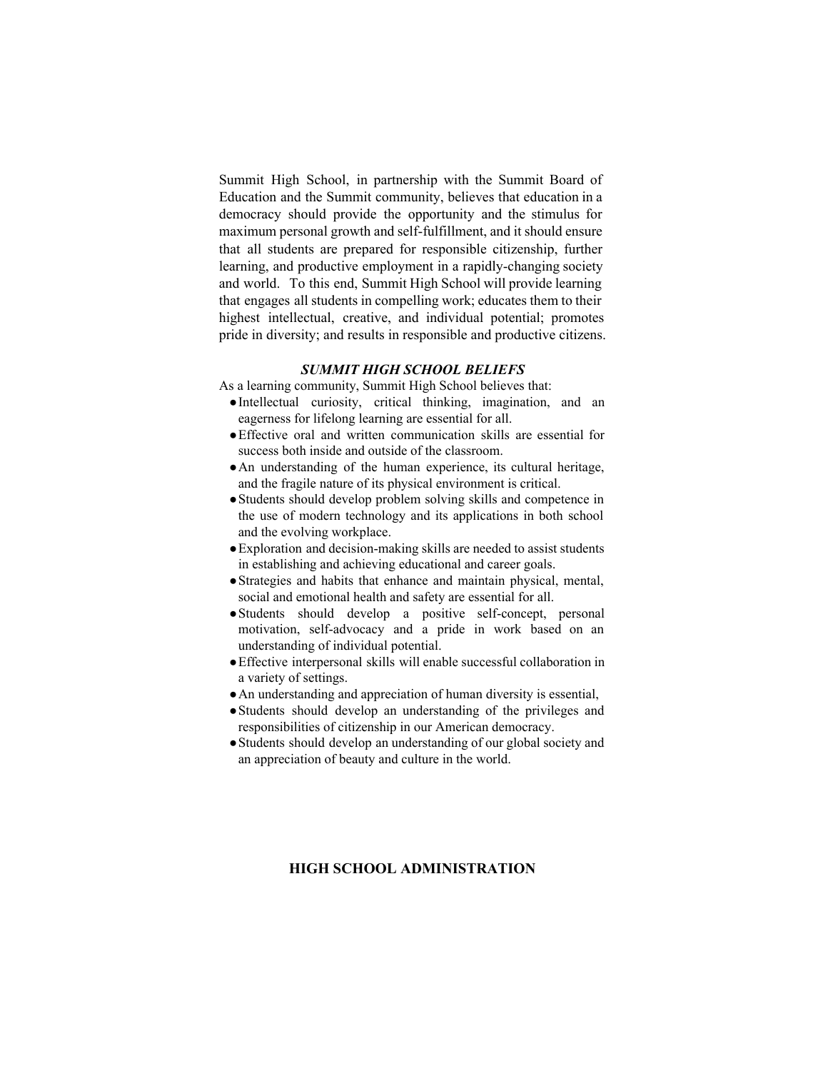Summit High School, in partnership with the Summit Board of Education and the Summit community, believes that education in a democracy should provide the opportunity and the stimulus for maximum personal growth and self-fulfillment, and it should ensure that all students are prepared for responsible citizenship, further learning, and productive employment in a rapidly-changing society and world. To this end, Summit High School will provide learning that engages all students in compelling work; educates them to their highest intellectual, creative, and individual potential; promotes pride in diversity; and results in responsible and productive citizens.

### ***SUMMIT HIGH SCHOOL BELIEFS***

As a learning community, Summit High School believes that:

- Intellectual curiosity, critical thinking, imagination, and an eagerness for lifelong learning are essential for all.
- Effective oral and written communication skills are essential for success both inside and outside of the classroom.
- An understanding of the human experience, its cultural heritage, and the fragile nature of its physical environment is critical.
- Students should develop problem solving skills and competence in the use of modern technology and its applications in both school and the evolving workplace.
- Exploration and decision-making skills are needed to assist students in establishing and achieving educational and career goals.
- Strategies and habits that enhance and maintain physical, mental, social and emotional health and safety are essential for all.
- Students should develop a positive self-concept, personal motivation, self-advocacy and a pride in work based on an understanding of individual potential.
- Effective interpersonal skills will enable successful collaboration in a variety of settings.
- An understanding and appreciation of human diversity is essential,
- Students should develop an understanding of the privileges and responsibilities of citizenship in our American democracy.
- Students should develop an understanding of our global society and an appreciation of beauty and culture in the world.

## **HIGH SCHOOL ADMINISTRATION**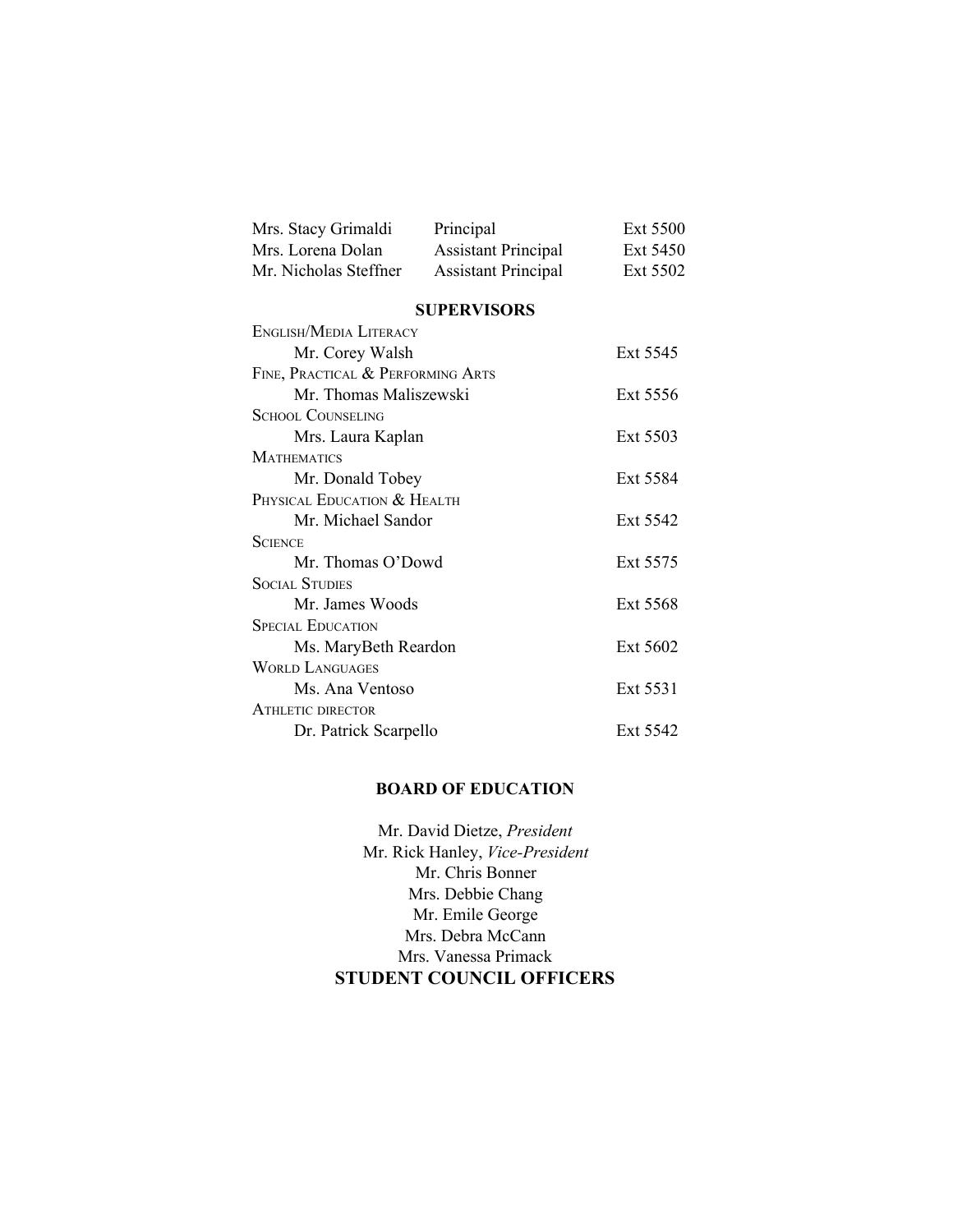| | | |
|---|---|---|
| Mrs. Stacy Grimaldi | Principal | Ext 5500 |
| Mrs. Lorena Dolan | Assistant Principal | Ext 5450 |
| Mr. Nicholas Steffner | Assistant Principal | Ext 5502 |

## SUPERVISORS

| | |
|---|---|
| **English/Media Literacy** | |
| Mr. Corey Walsh | Ext 5545 |
| **Fine, Practical & Performing Arts** | |
| Mr. Thomas Maliszewski | Ext 5556 |
| **School Counseling** | |
| Mrs. Laura Kaplan | Ext 5503 |
| **Mathematics** | |
| Mr. Donald Tobey | Ext 5584 |
| **Physical Education & Health** | |
| Mr. Michael Sandor | Ext 5542 |
| **Science** | |
| Mr. Thomas O'Dowd | Ext 5575 |
| **Social Studies** | |
| Mr. James Woods | Ext 5568 |
| **Special Education** | |
| Ms. MaryBeth Reardon | Ext 5602 |
| **World Languages** | |
| Ms. Ana Ventoso | Ext 5531 |
| **Athletic director** | |
| Dr. Patrick Scarpello | Ext 5542 |

## BOARD OF EDUCATION

Mr. David Dietze, *President*
Mr. Rick Hanley, *Vice-President*
Mr. Chris Bonner
Mrs. Debbie Chang
Mr. Emile George
Mrs. Debra McCann
Mrs. Vanessa Primack

## STUDENT COUNCIL OFFICERS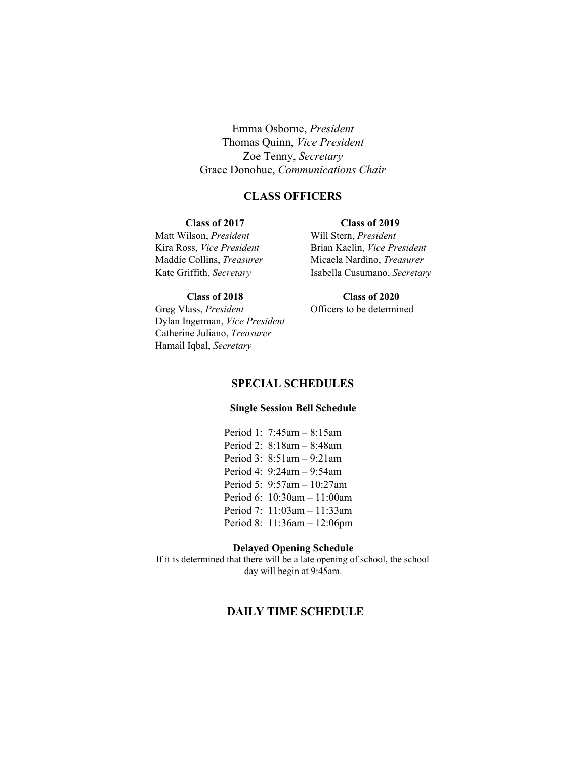Emma Osborne, *President*
Thomas Quinn, *Vice President*
Zoe Tenny, *Secretary*
Grace Donohue, *Communications Chair*

## CLASS OFFICERS

**Class of 2017**

Matt Wilson, *President*
Kira Ross, *Vice President*
Maddie Collins, *Treasurer*
Kate Griffith, *Secretary*

**Class of 2018**

Greg Vlass, *President*
Dylan Ingerman, *Vice President*
Catherine Juliano, *Treasurer*
Hamail Iqbal, *Secretary*

**Class of 2019**

Will Stern, *President*
Brian Kaelin, *Vice President*
Micaela Nardino, *Treasurer*
Isabella Cusumano, *Secretary*

**Class of 2020**

Officers to be determined

## SPECIAL SCHEDULES

### Single Session Bell Schedule

Period 1: 7:45am – 8:15am
Period 2: 8:18am – 8:48am
Period 3: 8:51am – 9:21am
Period 4: 9:24am – 9:54am
Period 5: 9:57am – 10:27am
Period 6: 10:30am – 11:00am
Period 7: 11:03am – 11:33am
Period 8: 11:36am – 12:06pm

### Delayed Opening Schedule

If it is determined that there will be a late opening of school, the school day will begin at 9:45am.

## DAILY TIME SCHEDULE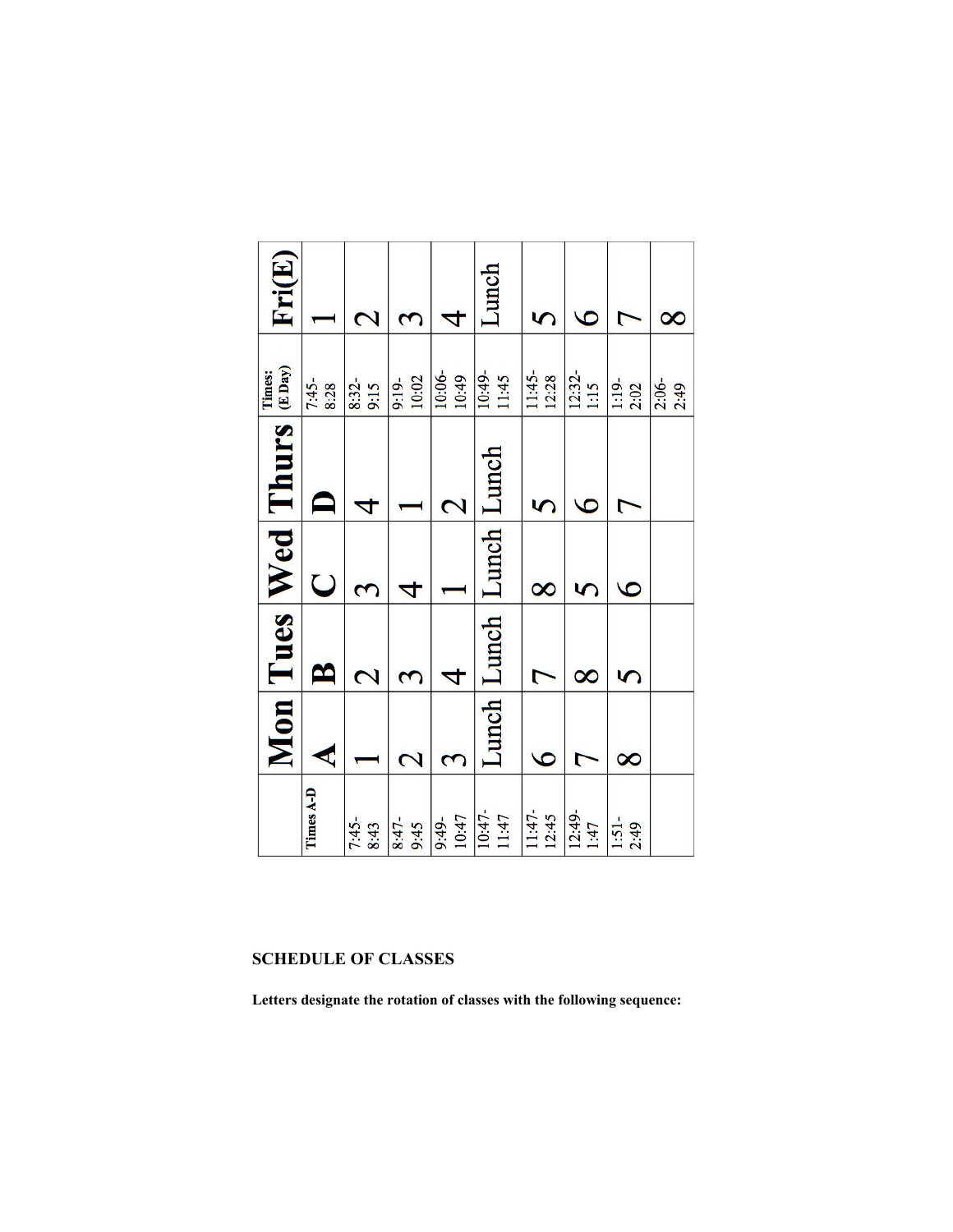| | Mon | Tues | Wed | Thurs | Times: (E Day) | Fri(E) |
|---|---|---|---|---|---|---|
| Times A-D | A | B | C | D | 7:45-8:28 | 1 |
| 7:45-8:43 | 1 | 2 | 3 | 4 | 8:32-9:15 | 2 |
| 8:47-9:45 | 2 | 3 | 4 | 1 | 9:19-10:02 | 3 |
| 9:49-10:47 | 3 | 4 | 1 | 2 | 10:06-10:49 | 4 |
| 10:47-11:47 | Lunch | Lunch | Lunch | Lunch | 10:49-11:45 | Lunch |
| 11:47-12:45 | 6 | 7 | 8 | 5 | 11:45-12:28 | 5 |
| 12:49-1:47 | 7 | 8 | 5 | 6 | 12:32-1:15 | 6 |
| 1:51-2:49 | 8 | 5 | 6 | 7 | 1:19-2:02 | 7 |
| | | | | | 2:06-2:49 | 8 |

**SCHEDULE OF CLASSES**

**Letters designate the rotation of classes with the following sequence:**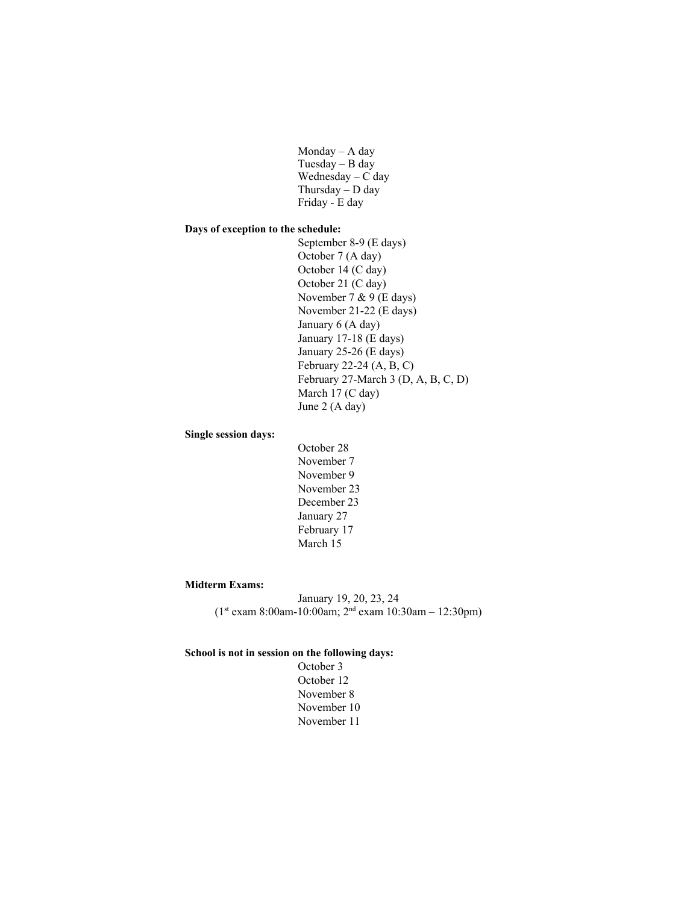Monday – A day
Tuesday – B day
Wednesday – C day
Thursday – D day
Friday - E day

**Days of exception to the schedule:**

September 8-9 (E days)
October 7 (A day)
October 14 (C day)
October 21 (C day)
November 7 & 9 (E days)
November 21-22 (E days)
January 6 (A day)
January 17-18 (E days)
January 25-26 (E days)
February 22-24 (A, B, C)
February 27-March 3 (D, A, B, C, D)
March 17 (C day)
June 2 (A day)

**Single session days:**

October 28
November 7
November 9
November 23
December 23
January 27
February 17
March 15

**Midterm Exams:**

January 19, 20, 23, 24
(1st exam 8:00am-10:00am; 2nd exam 10:30am – 12:30pm)

**School is not in session on the following days:**

October 3
October 12
November 8
November 10
November 11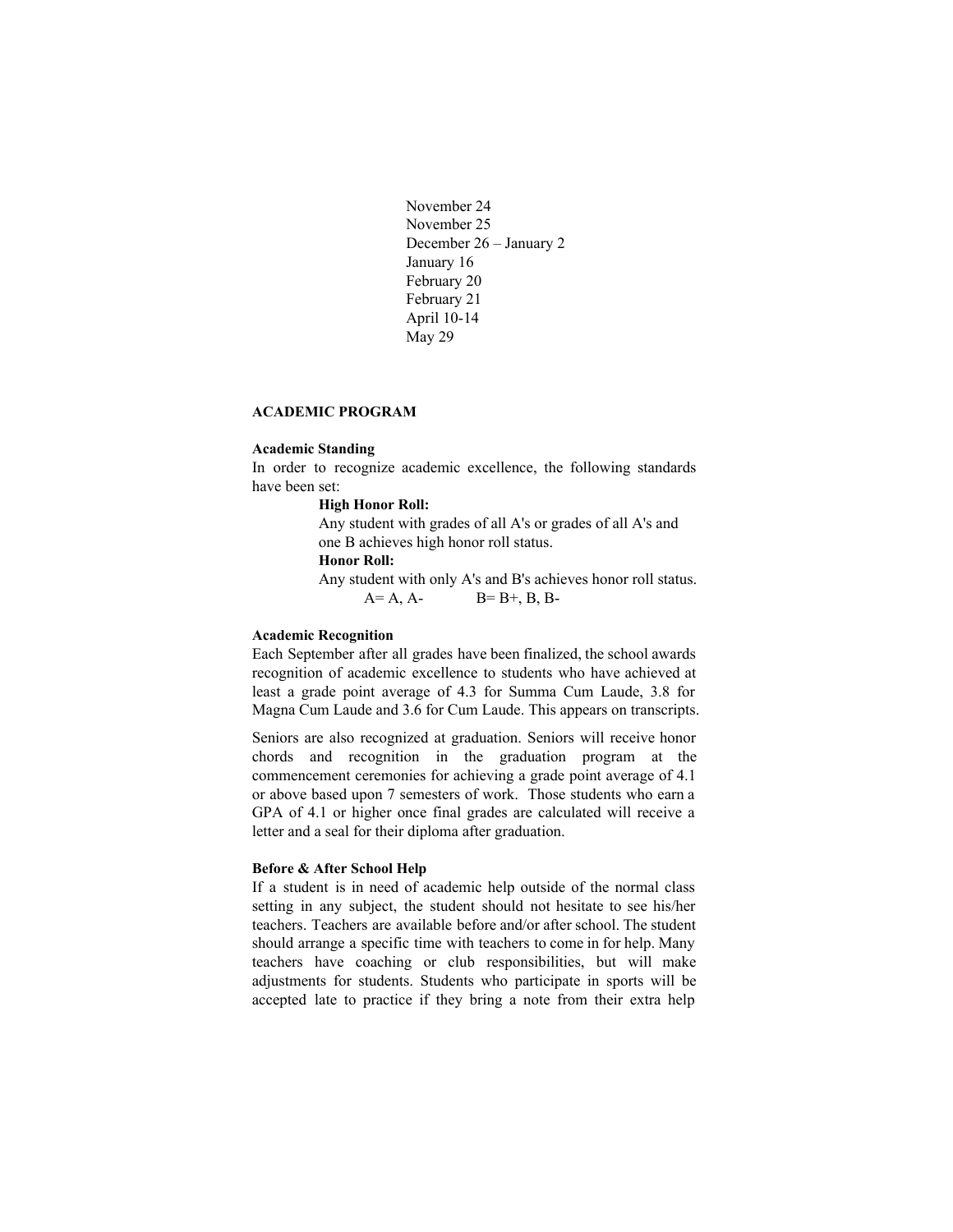November 24
November 25
December 26 – January 2
January 16
February 20
February 21
April 10-14
May 29

## ACADEMIC PROGRAM

### Academic Standing

In order to recognize academic excellence, the following standards have been set:

**High Honor Roll:**
Any student with grades of all A's or grades of all A's and one B achieves high honor roll status.

**Honor Roll:**
Any student with only A's and B's achieves honor roll status.
A= A, A- B= B+, B, B-

### Academic Recognition

Each September after all grades have been finalized, the school awards recognition of academic excellence to students who have achieved at least a grade point average of 4.3 for Summa Cum Laude, 3.8 for Magna Cum Laude and 3.6 for Cum Laude. This appears on transcripts.

Seniors are also recognized at graduation. Seniors will receive honor chords and recognition in the graduation program at the commencement ceremonies for achieving a grade point average of 4.1 or above based upon 7 semesters of work. Those students who earn a GPA of 4.1 or higher once final grades are calculated will receive a letter and a seal for their diploma after graduation.

### Before & After School Help

If a student is in need of academic help outside of the normal class setting in any subject, the student should not hesitate to see his/her teachers. Teachers are available before and/or after school. The student should arrange a specific time with teachers to come in for help. Many teachers have coaching or club responsibilities, but will make adjustments for students. Students who participate in sports will be accepted late to practice if they bring a note from their extra help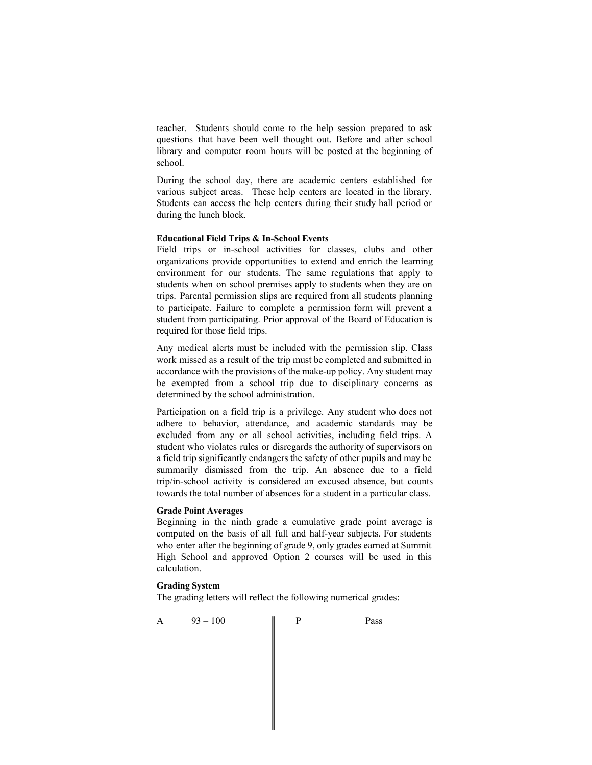teacher. Students should come to the help session prepared to ask questions that have been well thought out. Before and after school library and computer room hours will be posted at the beginning of school.

During the school day, there are academic centers established for various subject areas. These help centers are located in the library. Students can access the help centers during their study hall period or during the lunch block.

**Educational Field Trips & In-School Events**

Field trips or in-school activities for classes, clubs and other organizations provide opportunities to extend and enrich the learning environment for our students. The same regulations that apply to students when on school premises apply to students when they are on trips. Parental permission slips are required from all students planning to participate. Failure to complete a permission form will prevent a student from participating. Prior approval of the Board of Education is required for those field trips.

Any medical alerts must be included with the permission slip. Class work missed as a result of the trip must be completed and submitted in accordance with the provisions of the make-up policy. Any student may be exempted from a school trip due to disciplinary concerns as determined by the school administration.

Participation on a field trip is a privilege. Any student who does not adhere to behavior, attendance, and academic standards may be excluded from any or all school activities, including field trips. A student who violates rules or disregards the authority of supervisors on a field trip significantly endangers the safety of other pupils and may be summarily dismissed from the trip. An absence due to a field trip/in-school activity is considered an excused absence, but counts towards the total number of absences for a student in a particular class.

**Grade Point Averages**

Beginning in the ninth grade a cumulative grade point average is computed on the basis of all full and half-year subjects. For students who enter after the beginning of grade 9, only grades earned at Summit High School and approved Option 2 courses will be used in this calculation.

**Grading System**

The grading letters will reflect the following numerical grades:

| | | | |
|---|---|---|---|
| A | 93 – 100 | P | Pass |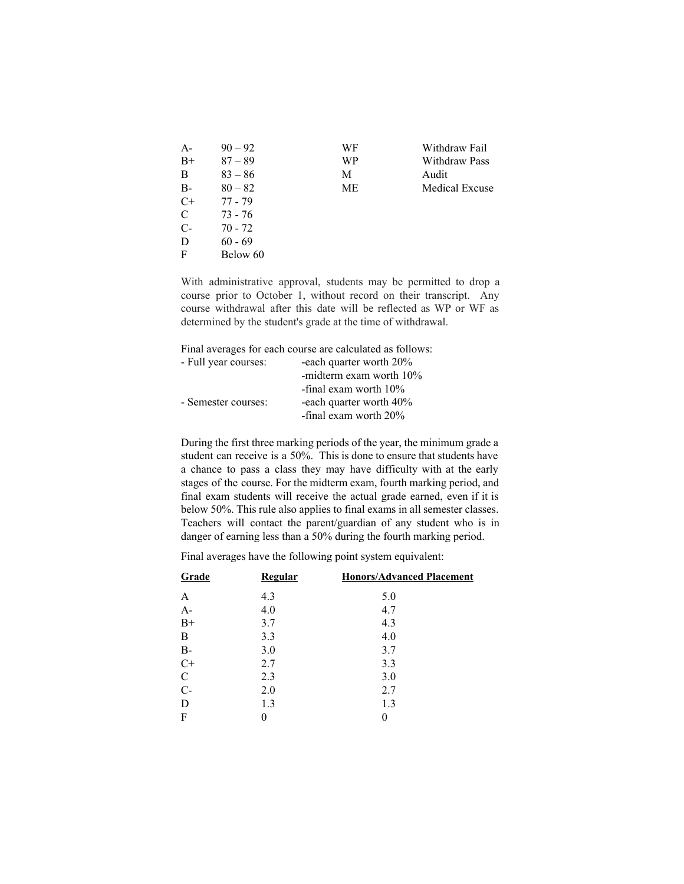| | | | |
|---|---|---|---|
| A- | 90 – 92 | WF | Withdraw Fail |
| B+ | 87 – 89 | WP | Withdraw Pass |
| B | 83 – 86 | M | Audit |
| B- | 80 – 82 | ME | Medical Excuse |
| C+ | 77 - 79 | | |
| C | 73 - 76 | | |
| C- | 70 - 72 | | |
| D | 60 - 69 | | |
| F | Below 60 | | |

With administrative approval, students may be permitted to drop a course prior to October 1, without record on their transcript. Any course withdrawal after this date will be reflected as WP or WF as determined by the student's grade at the time of withdrawal.

Final averages for each course are calculated as follows:

| | |
|---|---|
| - Full year courses: | -each quarter worth 20% |
| | -midterm exam worth 10% |
| | -final exam worth 10% |
| - Semester courses: | -each quarter worth 40% |
| | -final exam worth 20% |

During the first three marking periods of the year, the minimum grade a student can receive is a 50%. This is done to ensure that students have a chance to pass a class they may have difficulty with at the early stages of the course. For the midterm exam, fourth marking period, and final exam students will receive the actual grade earned, even if it is below 50%. This rule also applies to final exams in all semester classes. Teachers will contact the parent/guardian of any student who is in danger of earning less than a 50% during the fourth marking period.

Final averages have the following point system equivalent:

| Grade | Regular | Honors/Advanced Placement |
|---|---|---|
| A | 4.3 | 5.0 |
| A- | 4.0 | 4.7 |
| B+ | 3.7 | 4.3 |
| B | 3.3 | 4.0 |
| B- | 3.0 | 3.7 |
| C+ | 2.7 | 3.3 |
| C | 2.3 | 3.0 |
| C- | 2.0 | 2.7 |
| D | 1.3 | 1.3 |
| F | 0 | 0 |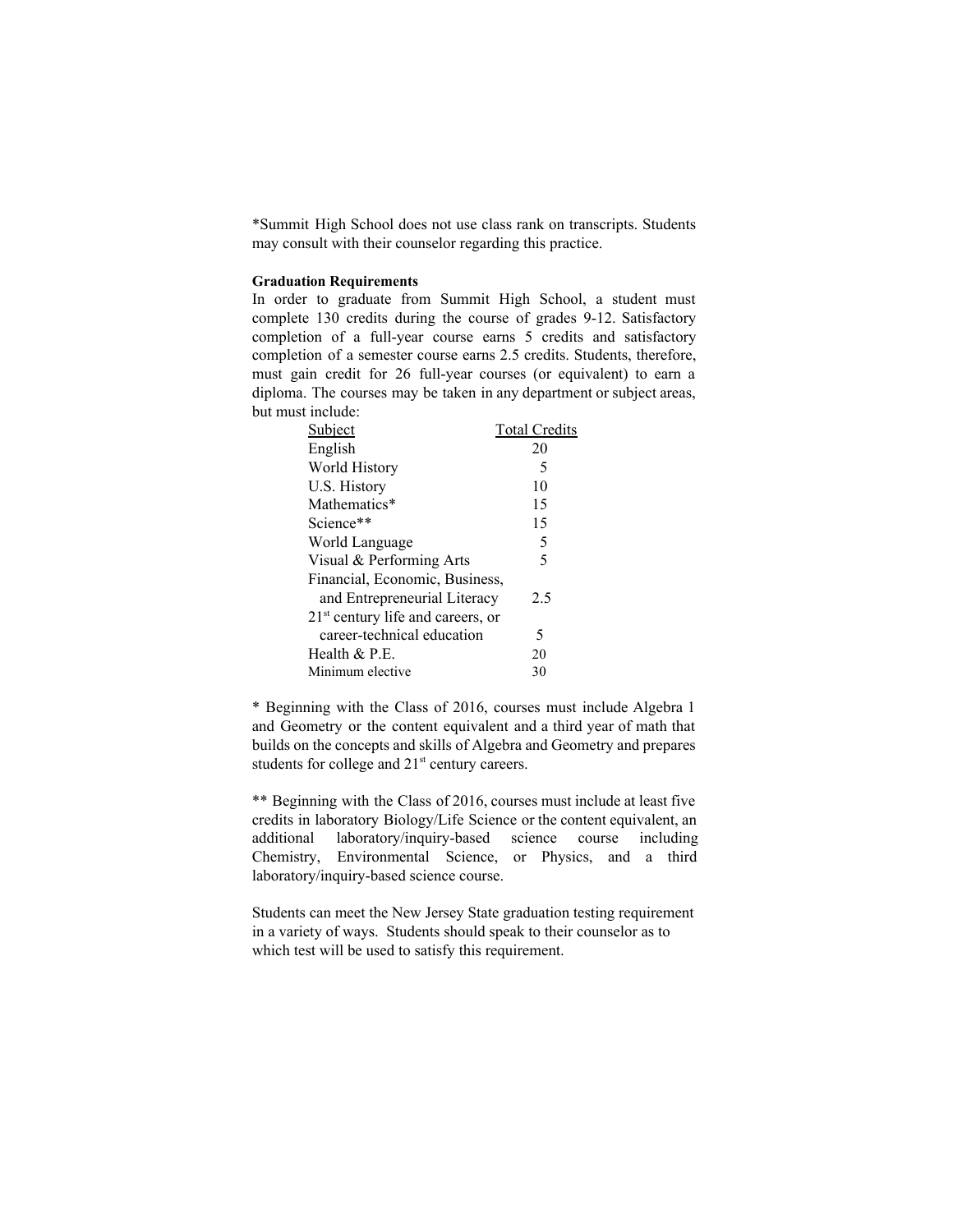*Summit High School does not use class rank on transcripts. Students may consult with their counselor regarding this practice.

**Graduation Requirements**

In order to graduate from Summit High School, a student must complete 130 credits during the course of grades 9-12. Satisfactory completion of a full-year course earns 5 credits and satisfactory completion of a semester course earns 2.5 credits. Students, therefore, must gain credit for 26 full-year courses (or equivalent) to earn a diploma. The courses may be taken in any department or subject areas, but must include:

| Subject | Total Credits |
| --- | --- |
| English | 20 |
| World History | 5 |
| U.S. History | 10 |
| Mathematics* | 15 |
| Science** | 15 |
| World Language | 5 |
| Visual & Performing Arts | 5 |
| Financial, Economic, Business, and Entrepreneurial Literacy | 2.5 |
| 21st century life and careers, or career-technical education | 5 |
| Health & P.E. | 20 |
| Minimum elective | 30 |

* Beginning with the Class of 2016, courses must include Algebra 1 and Geometry or the content equivalent and a third year of math that builds on the concepts and skills of Algebra and Geometry and prepares students for college and 21st century careers.

** Beginning with the Class of 2016, courses must include at least five credits in laboratory Biology/Life Science or the content equivalent, an additional laboratory/inquiry-based science course including Chemistry, Environmental Science, or Physics, and a third laboratory/inquiry-based science course.

Students can meet the New Jersey State graduation testing requirement in a variety of ways. Students should speak to their counselor as to which test will be used to satisfy this requirement.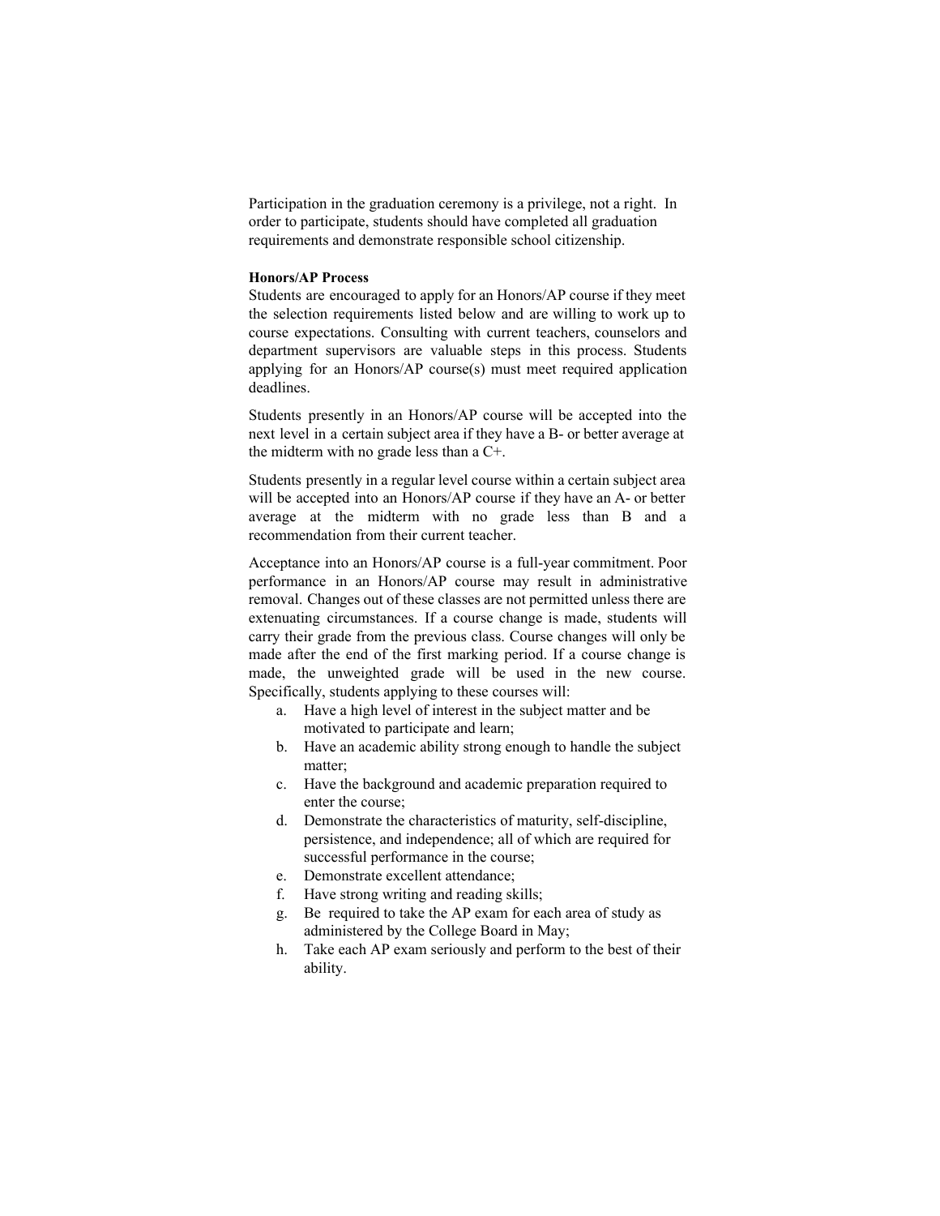Participation in the graduation ceremony is a privilege, not a right. In order to participate, students should have completed all graduation requirements and demonstrate responsible school citizenship.

**Honors/AP Process**

Students are encouraged to apply for an Honors/AP course if they meet the selection requirements listed below and are willing to work up to course expectations. Consulting with current teachers, counselors and department supervisors are valuable steps in this process. Students applying for an Honors/AP course(s) must meet required application deadlines.

Students presently in an Honors/AP course will be accepted into the next level in a certain subject area if they have a B- or better average at the midterm with no grade less than a C+.

Students presently in a regular level course within a certain subject area will be accepted into an Honors/AP course if they have an A- or better average at the midterm with no grade less than B and a recommendation from their current teacher.

Acceptance into an Honors/AP course is a full-year commitment. Poor performance in an Honors/AP course may result in administrative removal. Changes out of these classes are not permitted unless there are extenuating circumstances. If a course change is made, students will carry their grade from the previous class. Course changes will only be made after the end of the first marking period. If a course change is made, the unweighted grade will be used in the new course. Specifically, students applying to these courses will:

a. Have a high level of interest in the subject matter and be motivated to participate and learn;
b. Have an academic ability strong enough to handle the subject matter;
c. Have the background and academic preparation required to enter the course;
d. Demonstrate the characteristics of maturity, self-discipline, persistence, and independence; all of which are required for successful performance in the course;
e. Demonstrate excellent attendance;
f. Have strong writing and reading skills;
g. Be required to take the AP exam for each area of study as administered by the College Board in May;
h. Take each AP exam seriously and perform to the best of their ability.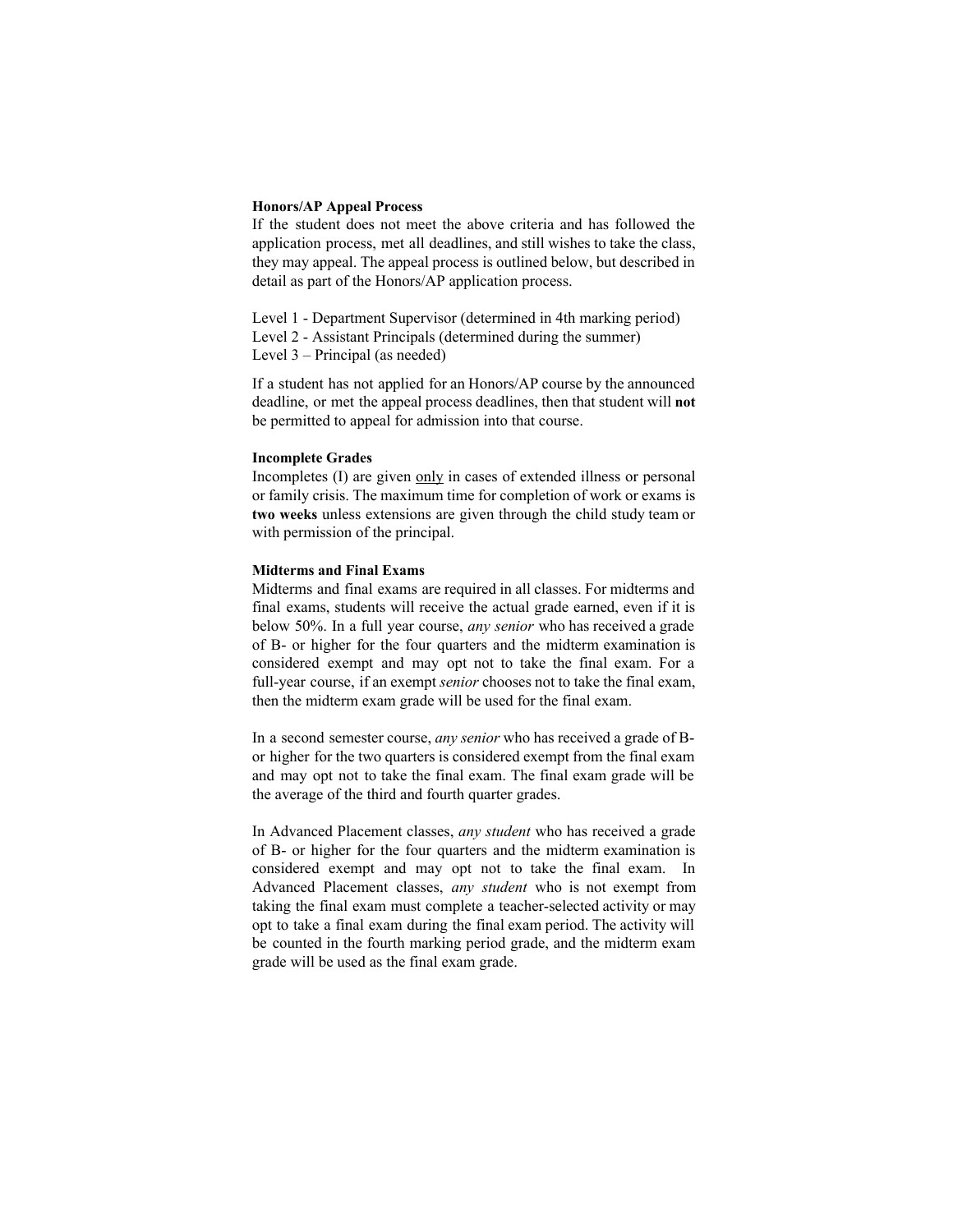**Honors/AP Appeal Process**

If the student does not meet the above criteria and has followed the application process, met all deadlines, and still wishes to take the class, they may appeal. The appeal process is outlined below, but described in detail as part of the Honors/AP application process.

Level 1 - Department Supervisor (determined in 4th marking period)
Level 2 - Assistant Principals (determined during the summer)
Level 3 – Principal (as needed)

If a student has not applied for an Honors/AP course by the announced deadline, or met the appeal process deadlines, then that student will **not** be permitted to appeal for admission into that course.

**Incomplete Grades**

Incompletes (I) are given <u>only</u> in cases of extended illness or personal or family crisis. The maximum time for completion of work or exams is **two weeks** unless extensions are given through the child study team or with permission of the principal.

**Midterms and Final Exams**

Midterms and final exams are required in all classes. For midterms and final exams, students will receive the actual grade earned, even if it is below 50%. In a full year course, *any senior* who has received a grade of B- or higher for the four quarters and the midterm examination is considered exempt and may opt not to take the final exam. For a full-year course, if an exempt *senior* chooses not to take the final exam, then the midterm exam grade will be used for the final exam.

In a second semester course, *any senior* who has received a grade of B- or higher for the two quarters is considered exempt from the final exam and may opt not to take the final exam. The final exam grade will be the average of the third and fourth quarter grades.

In Advanced Placement classes, *any student* who has received a grade of B- or higher for the four quarters and the midterm examination is considered exempt and may opt not to take the final exam. In Advanced Placement classes, *any student* who is not exempt from taking the final exam must complete a teacher-selected activity or may opt to take a final exam during the final exam period. The activity will be counted in the fourth marking period grade, and the midterm exam grade will be used as the final exam grade.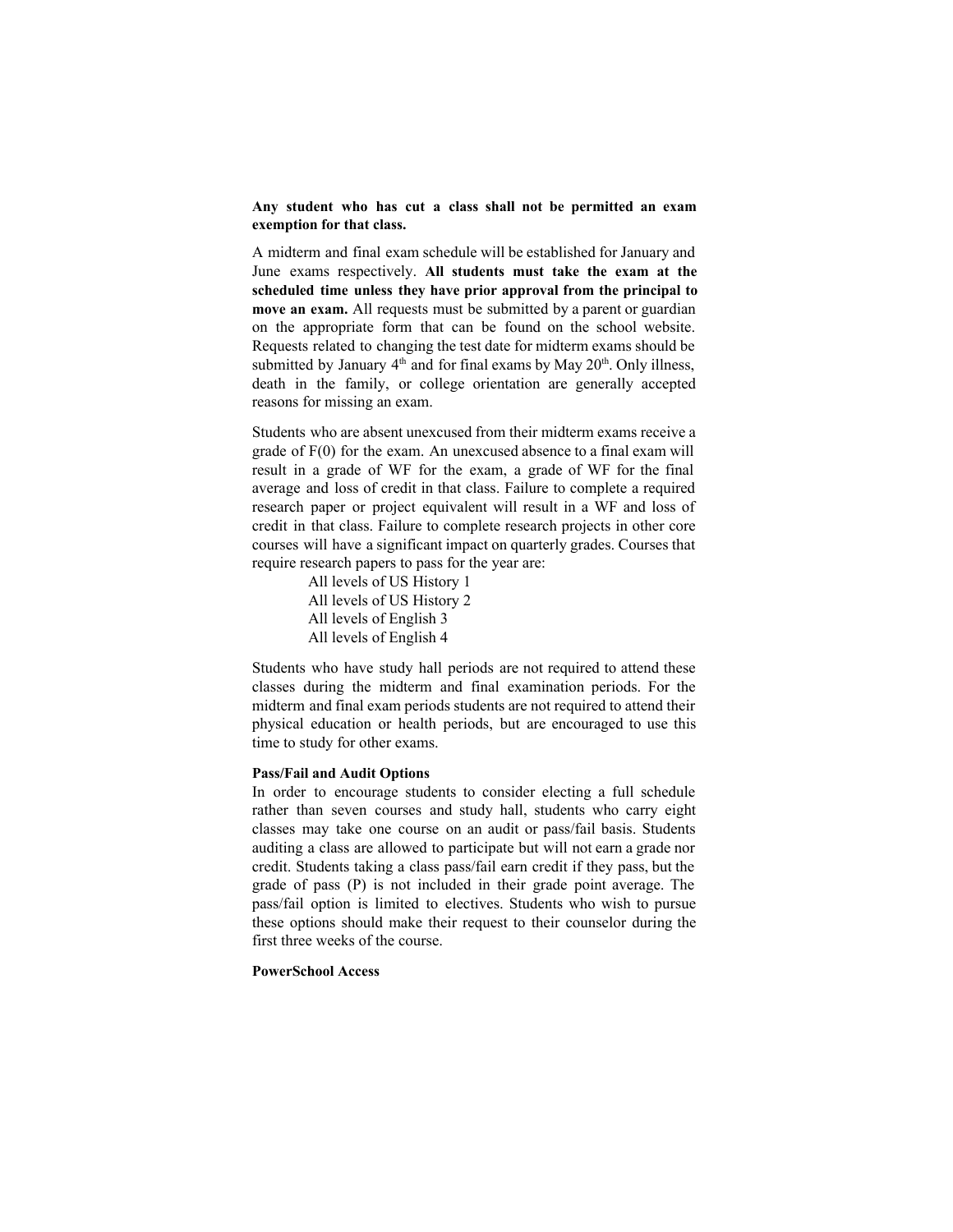**Any student who has cut a class shall not be permitted an exam exemption for that class.**

A midterm and final exam schedule will be established for January and June exams respectively. **All students must take the exam at the scheduled time unless they have prior approval from the principal to move an exam.** All requests must be submitted by a parent or guardian on the appropriate form that can be found on the school website. Requests related to changing the test date for midterm exams should be submitted by January 4th and for final exams by May 20th. Only illness, death in the family, or college orientation are generally accepted reasons for missing an exam.

Students who are absent unexcused from their midterm exams receive a grade of F(0) for the exam. An unexcused absence to a final exam will result in a grade of WF for the exam, a grade of WF for the final average and loss of credit in that class. Failure to complete a required research paper or project equivalent will result in a WF and loss of credit in that class. Failure to complete research projects in other core courses will have a significant impact on quarterly grades. Courses that require research papers to pass for the year are:

- All levels of US History 1
- All levels of US History 2
- All levels of English 3
- All levels of English 4

Students who have study hall periods are not required to attend these classes during the midterm and final examination periods. For the midterm and final exam periods students are not required to attend their physical education or health periods, but are encouraged to use this time to study for other exams.

**Pass/Fail and Audit Options**

In order to encourage students to consider electing a full schedule rather than seven courses and study hall, students who carry eight classes may take one course on an audit or pass/fail basis. Students auditing a class are allowed to participate but will not earn a grade nor credit. Students taking a class pass/fail earn credit if they pass, but the grade of pass (P) is not included in their grade point average. The pass/fail option is limited to electives. Students who wish to pursue these options should make their request to their counselor during the first three weeks of the course.

**PowerSchool Access**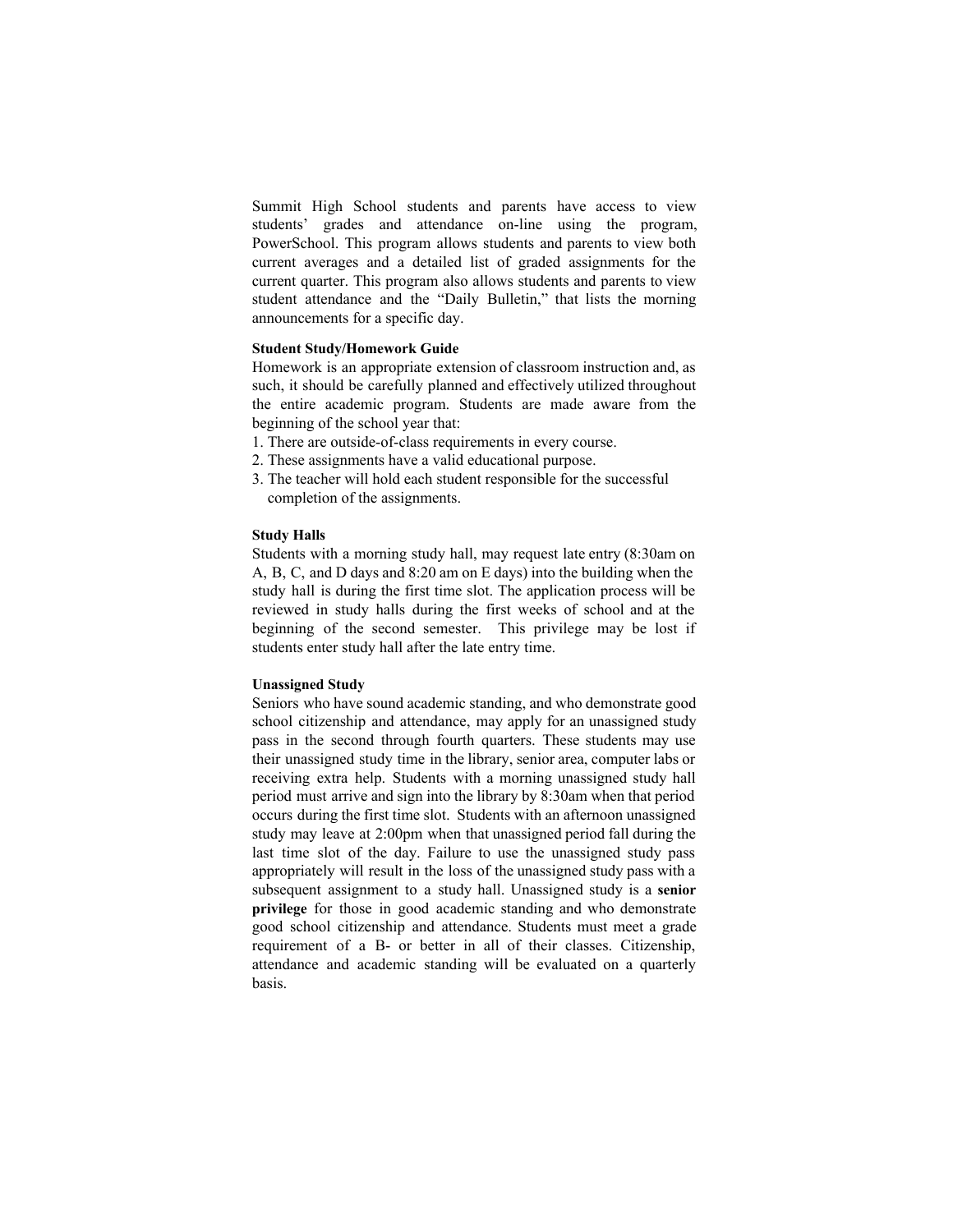Summit High School students and parents have access to view students' grades and attendance on-line using the program, PowerSchool. This program allows students and parents to view both current averages and a detailed list of graded assignments for the current quarter. This program also allows students and parents to view student attendance and the "Daily Bulletin," that lists the morning announcements for a specific day.

**Student Study/Homework Guide**

Homework is an appropriate extension of classroom instruction and, as such, it should be carefully planned and effectively utilized throughout the entire academic program. Students are made aware from the beginning of the school year that:

1. There are outside-of-class requirements in every course.
2. These assignments have a valid educational purpose.
3. The teacher will hold each student responsible for the successful completion of the assignments.

**Study Halls**

Students with a morning study hall, may request late entry (8:30am on A, B, C, and D days and 8:20 am on E days) into the building when the study hall is during the first time slot. The application process will be reviewed in study halls during the first weeks of school and at the beginning of the second semester. This privilege may be lost if students enter study hall after the late entry time.

**Unassigned Study**

Seniors who have sound academic standing, and who demonstrate good school citizenship and attendance, may apply for an unassigned study pass in the second through fourth quarters. These students may use their unassigned study time in the library, senior area, computer labs or receiving extra help. Students with a morning unassigned study hall period must arrive and sign into the library by 8:30am when that period occurs during the first time slot. Students with an afternoon unassigned study may leave at 2:00pm when that unassigned period fall during the last time slot of the day. Failure to use the unassigned study pass appropriately will result in the loss of the unassigned study pass with a subsequent assignment to a study hall. Unassigned study is a **senior privilege** for those in good academic standing and who demonstrate good school citizenship and attendance. Students must meet a grade requirement of a B- or better in all of their classes. Citizenship, attendance and academic standing will be evaluated on a quarterly basis.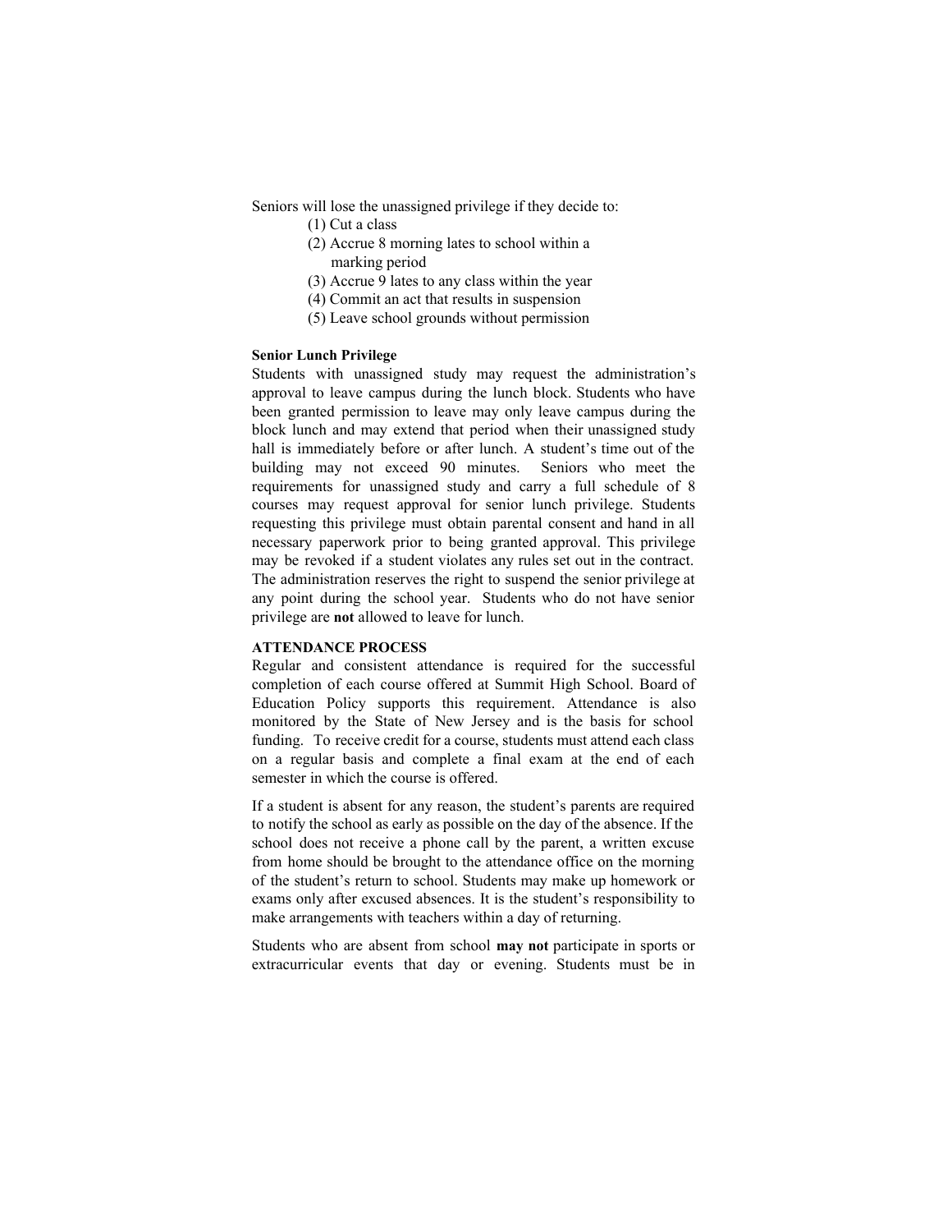Seniors will lose the unassigned privilege if they decide to:

(1) Cut a class
(2) Accrue 8 morning lates to school within a marking period
(3) Accrue 9 lates to any class within the year
(4) Commit an act that results in suspension
(5) Leave school grounds without permission

**Senior Lunch Privilege**

Students with unassigned study may request the administration's approval to leave campus during the lunch block. Students who have been granted permission to leave may only leave campus during the block lunch and may extend that period when their unassigned study hall is immediately before or after lunch. A student's time out of the building may not exceed 90 minutes. Seniors who meet the requirements for unassigned study and carry a full schedule of 8 courses may request approval for senior lunch privilege. Students requesting this privilege must obtain parental consent and hand in all necessary paperwork prior to being granted approval. This privilege may be revoked if a student violates any rules set out in the contract. The administration reserves the right to suspend the senior privilege at any point during the school year. Students who do not have senior privilege are **not** allowed to leave for lunch.

**ATTENDANCE PROCESS**

Regular and consistent attendance is required for the successful completion of each course offered at Summit High School. Board of Education Policy supports this requirement. Attendance is also monitored by the State of New Jersey and is the basis for school funding. To receive credit for a course, students must attend each class on a regular basis and complete a final exam at the end of each semester in which the course is offered.

If a student is absent for any reason, the student's parents are required to notify the school as early as possible on the day of the absence. If the school does not receive a phone call by the parent, a written excuse from home should be brought to the attendance office on the morning of the student's return to school. Students may make up homework or exams only after excused absences. It is the student's responsibility to make arrangements with teachers within a day of returning.

Students who are absent from school **may not** participate in sports or extracurricular events that day or evening. Students must be in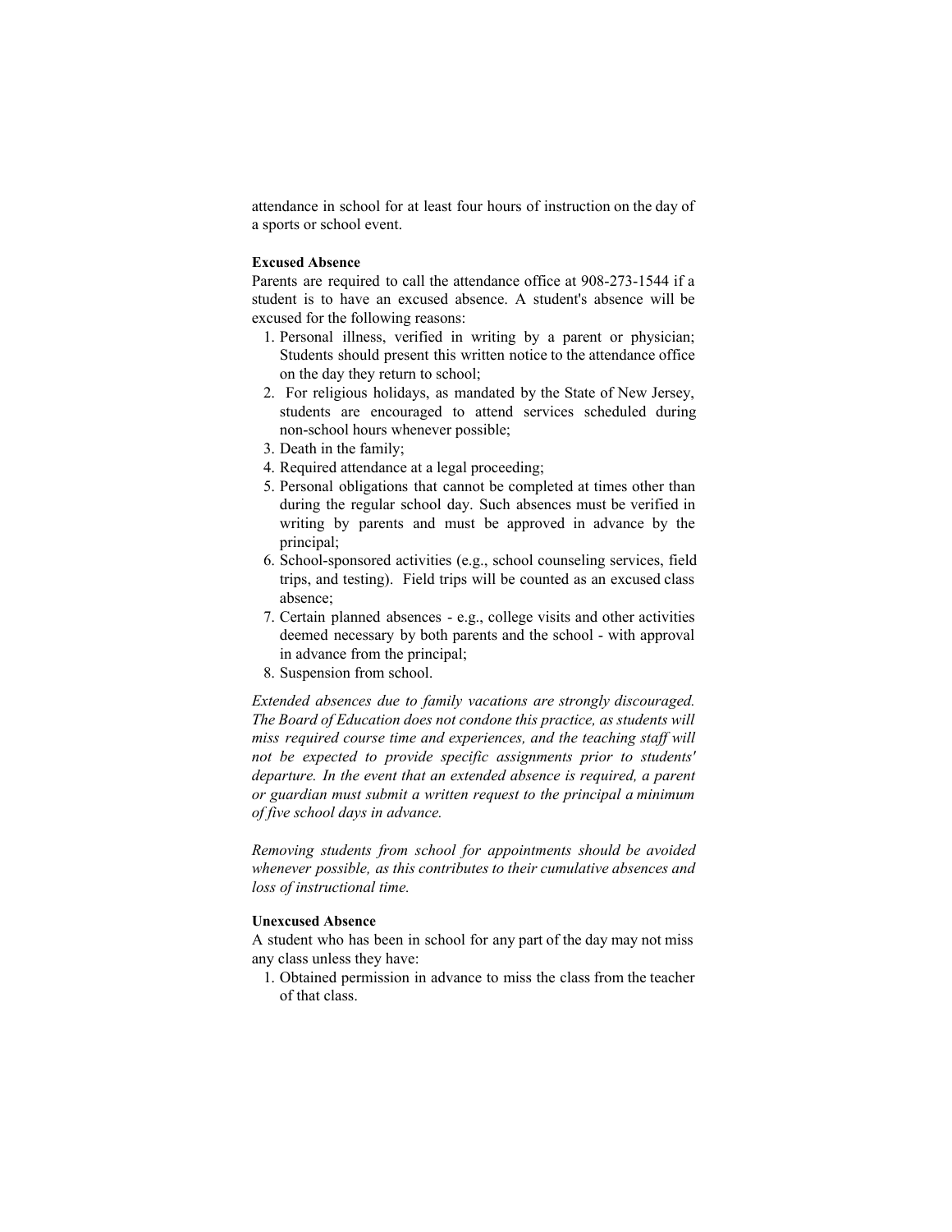attendance in school for at least four hours of instruction on the day of a sports or school event.

**Excused Absence**

Parents are required to call the attendance office at 908-273-1544 if a student is to have an excused absence. A student's absence will be excused for the following reasons:

1. Personal illness, verified in writing by a parent or physician; Students should present this written notice to the attendance office on the day they return to school;
2. For religious holidays, as mandated by the State of New Jersey, students are encouraged to attend services scheduled during non-school hours whenever possible;
3. Death in the family;
4. Required attendance at a legal proceeding;
5. Personal obligations that cannot be completed at times other than during the regular school day. Such absences must be verified in writing by parents and must be approved in advance by the principal;
6. School-sponsored activities (e.g., school counseling services, field trips, and testing). Field trips will be counted as an excused class absence;
7. Certain planned absences - e.g., college visits and other activities deemed necessary by both parents and the school - with approval in advance from the principal;
8. Suspension from school.

*Extended absences due to family vacations are strongly discouraged. The Board of Education does not condone this practice, as students will miss required course time and experiences, and the teaching staff will not be expected to provide specific assignments prior to students' departure. In the event that an extended absence is required, a parent or guardian must submit a written request to the principal a minimum of five school days in advance.*

*Removing students from school for appointments should be avoided whenever possible, as this contributes to their cumulative absences and loss of instructional time.*

**Unexcused Absence**

A student who has been in school for any part of the day may not miss any class unless they have:

1. Obtained permission in advance to miss the class from the teacher of that class.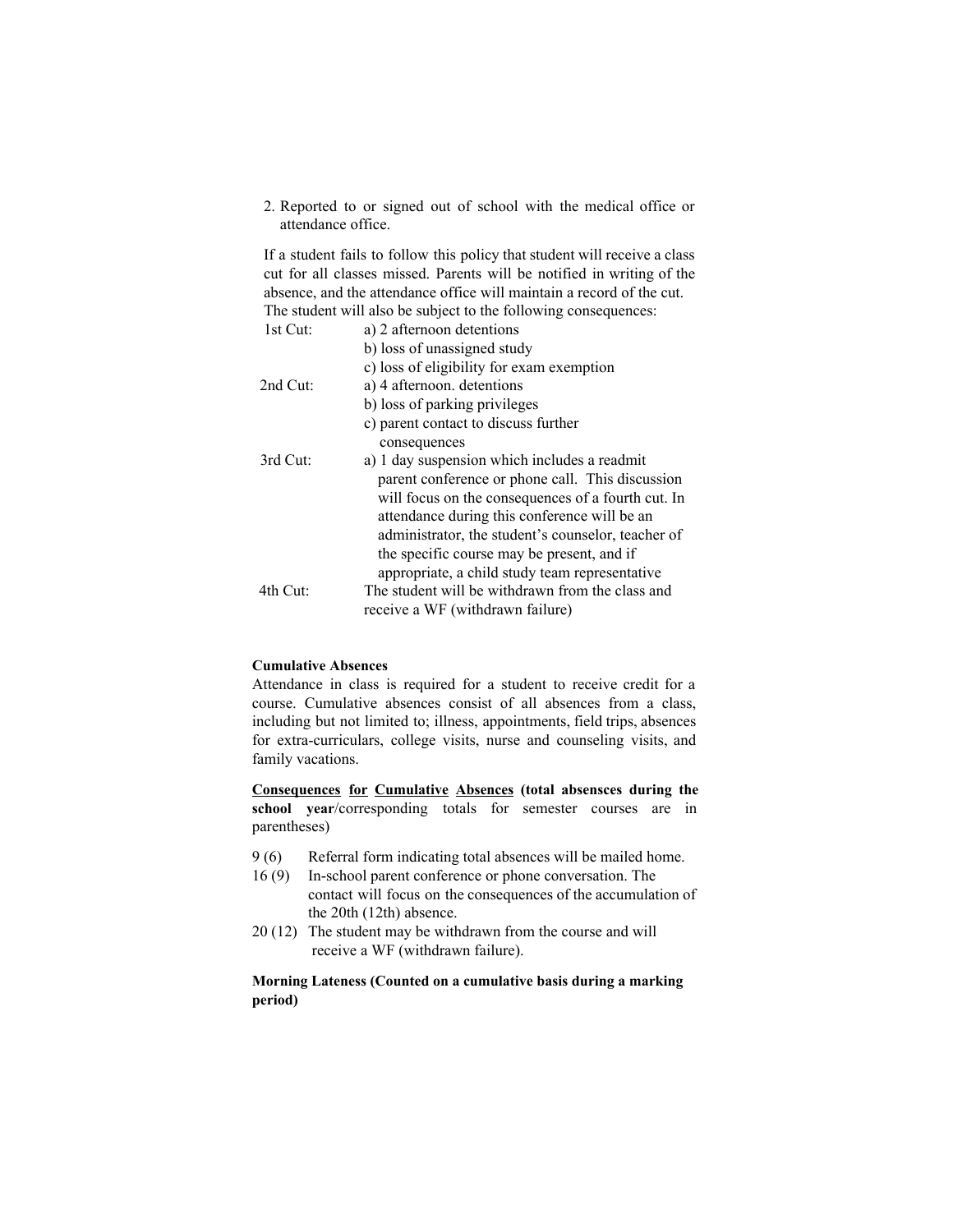2. Reported to or signed out of school with the medical office or attendance office.

If a student fails to follow this policy that student will receive a class cut for all classes missed. Parents will be notified in writing of the absence, and the attendance office will maintain a record of the cut. The student will also be subject to the following consequences:

| | |
|---|---|
| 1st Cut: | a) 2 afternoon detentions<br>b) loss of unassigned study<br>c) loss of eligibility for exam exemption |
| 2nd Cut: | a) 4 afternoon. detentions<br>b) loss of parking privileges<br>c) parent contact to discuss further consequences |
| 3rd Cut: | a) 1 day suspension which includes a readmit parent conference or phone call. This discussion will focus on the consequences of a fourth cut. In attendance during this conference will be an administrator, the student's counselor, teacher of the specific course may be present, and if appropriate, a child study team representative |
| 4th Cut: | The student will be withdrawn from the class and receive a WF (withdrawn failure) |

**Cumulative Absences**

Attendance in class is required for a student to receive credit for a course. Cumulative absences consist of all absences from a class, including but not limited to; illness, appointments, field trips, absences for extra-curriculars, college visits, nurse and counseling visits, and family vacations.

**Consequences for Cumulative Absences (total absensces during the school year**/corresponding totals for semester courses are in parentheses)

- 9 (6) Referral form indicating total absences will be mailed home.
- 16 (9) In-school parent conference or phone conversation. The contact will focus on the consequences of the accumulation of the 20th (12th) absence.
- 20 (12) The student may be withdrawn from the course and will receive a WF (withdrawn failure).

**Morning Lateness (Counted on a cumulative basis during a marking period)**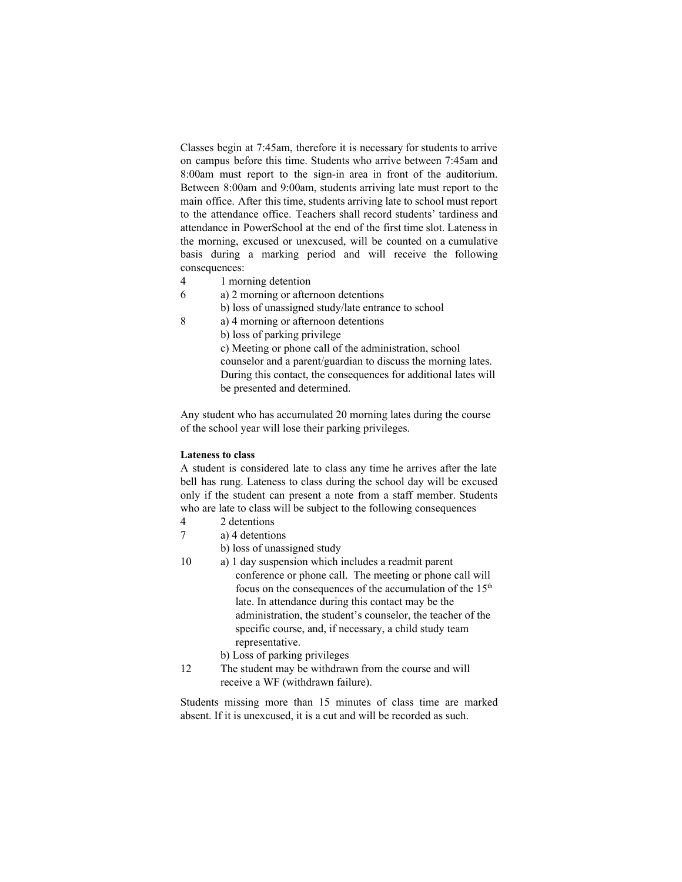Classes begin at 7:45am, therefore it is necessary for students to arrive on campus before this time. Students who arrive between 7:45am and 8:00am must report to the sign-in area in front of the auditorium. Between 8:00am and 9:00am, students arriving late must report to the main office. After this time, students arriving late to school must report to the attendance office. Teachers shall record students' tardiness and attendance in PowerSchool at the end of the first time slot. Lateness in the morning, excused or unexcused, will be counted on a cumulative basis during a marking period and will receive the following consequences:

4 1 morning detention

6 a) 2 morning or afternoon detentions
 b) loss of unassigned study/late entrance to school

8 a) 4 morning or afternoon detentions
 b) loss of parking privilege
 c) Meeting or phone call of the administration, school counselor and a parent/guardian to discuss the morning lates. During this contact, the consequences for additional lates will be presented and determined.

Any student who has accumulated 20 morning lates during the course of the school year will lose their parking privileges.

**Lateness to class**

A student is considered late to class any time he arrives after the late bell has rung. Lateness to class during the school day will be excused only if the student can present a note from a staff member. Students who are late to class will be subject to the following consequences

4 2 detentions

7 a) 4 detentions
 b) loss of unassigned study

10 a) 1 day suspension which includes a readmit parent conference or phone call. The meeting or phone call will focus on the consequences of the accumulation of the 15th late. In attendance during this contact may be the administration, the student's counselor, the teacher of the specific course, and, if necessary, a child study team representative.
 b) Loss of parking privileges

12 The student may be withdrawn from the course and will receive a WF (withdrawn failure).

Students missing more than 15 minutes of class time are marked absent. If it is unexcused, it is a cut and will be recorded as such.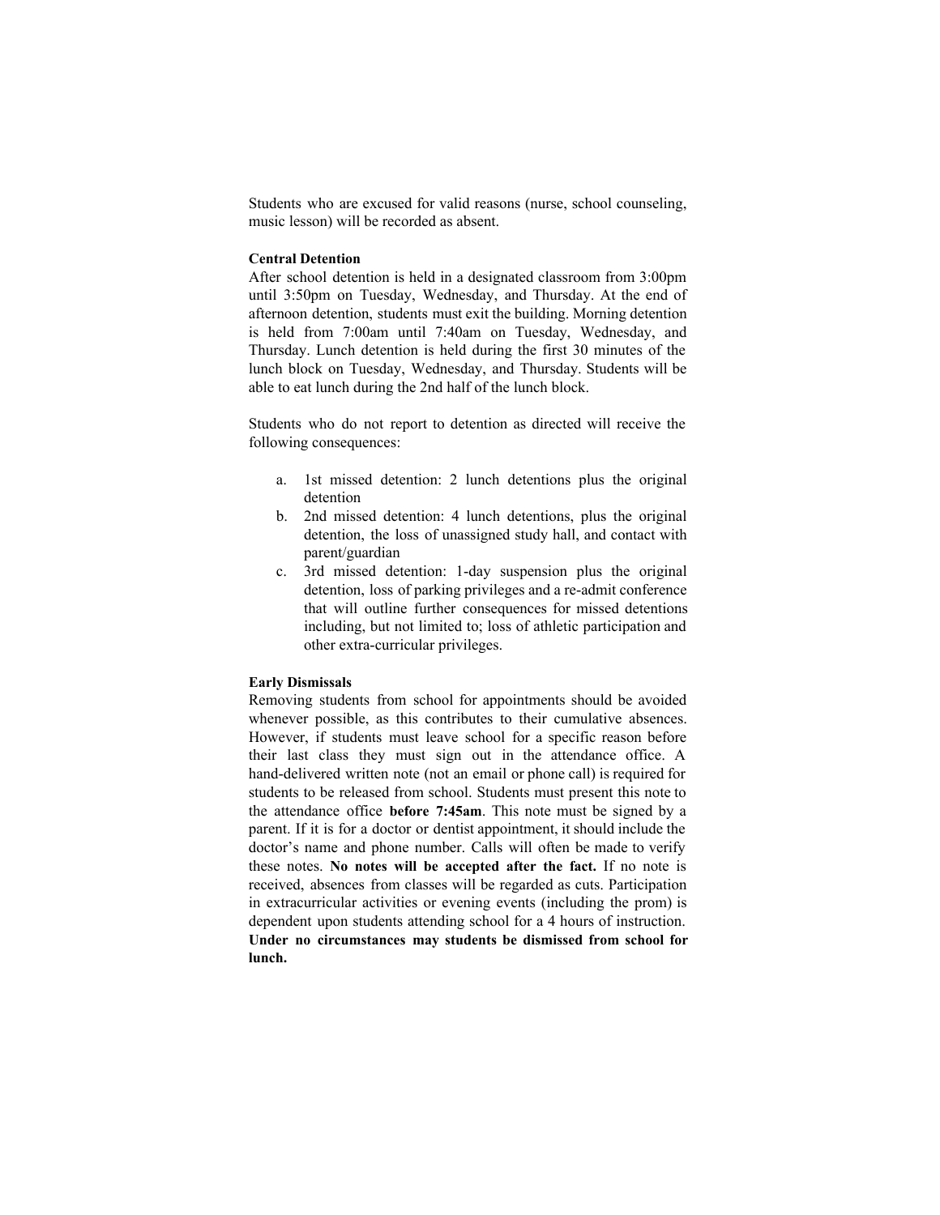Students who are excused for valid reasons (nurse, school counseling, music lesson) will be recorded as absent.

**Central Detention**

After school detention is held in a designated classroom from 3:00pm until 3:50pm on Tuesday, Wednesday, and Thursday. At the end of afternoon detention, students must exit the building. Morning detention is held from 7:00am until 7:40am on Tuesday, Wednesday, and Thursday. Lunch detention is held during the first 30 minutes of the lunch block on Tuesday, Wednesday, and Thursday. Students will be able to eat lunch during the 2nd half of the lunch block.

Students who do not report to detention as directed will receive the following consequences:

a. 1st missed detention: 2 lunch detentions plus the original detention
b. 2nd missed detention: 4 lunch detentions, plus the original detention, the loss of unassigned study hall, and contact with parent/guardian
c. 3rd missed detention: 1-day suspension plus the original detention, loss of parking privileges and a re-admit conference that will outline further consequences for missed detentions including, but not limited to; loss of athletic participation and other extra-curricular privileges.

**Early Dismissals**

Removing students from school for appointments should be avoided whenever possible, as this contributes to their cumulative absences. However, if students must leave school for a specific reason before their last class they must sign out in the attendance office. A hand-delivered written note (not an email or phone call) is required for students to be released from school. Students must present this note to the attendance office **before 7:45am**. This note must be signed by a parent. If it is for a doctor or dentist appointment, it should include the doctor's name and phone number. Calls will often be made to verify these notes. **No notes will be accepted after the fact.** If no note is received, absences from classes will be regarded as cuts. Participation in extracurricular activities or evening events (including the prom) is dependent upon students attending school for a 4 hours of instruction. **Under no circumstances may students be dismissed from school for lunch.**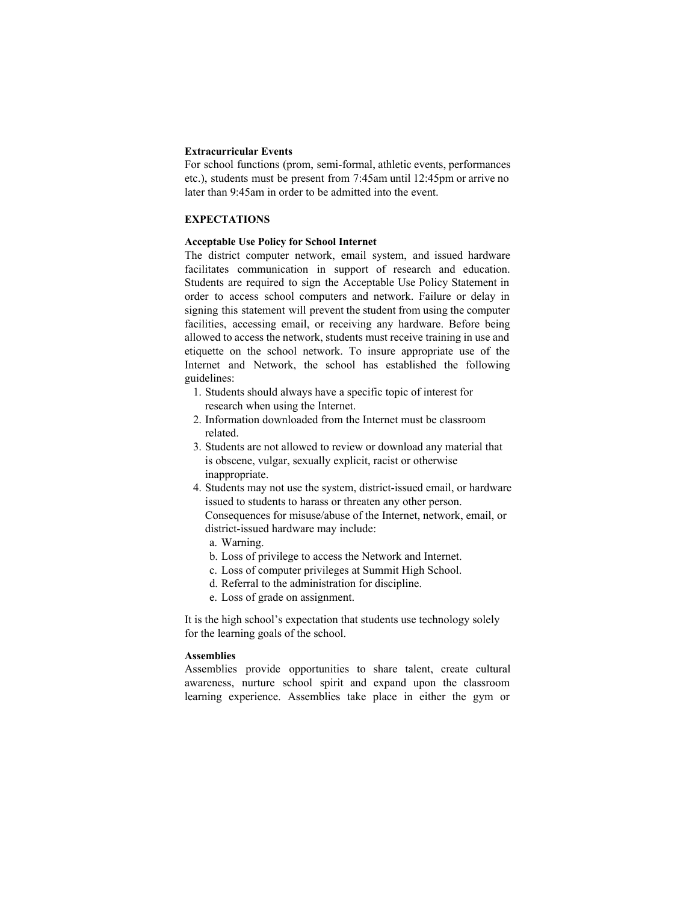**Extracurricular Events**

For school functions (prom, semi-formal, athletic events, performances etc.), students must be present from 7:45am until 12:45pm or arrive no later than 9:45am in order to be admitted into the event.

## EXPECTATIONS

**Acceptable Use Policy for School Internet**

The district computer network, email system, and issued hardware facilitates communication in support of research and education. Students are required to sign the Acceptable Use Policy Statement in order to access school computers and network. Failure or delay in signing this statement will prevent the student from using the computer facilities, accessing email, or receiving any hardware. Before being allowed to access the network, students must receive training in use and etiquette on the school network. To insure appropriate use of the Internet and Network, the school has established the following guidelines:

1. Students should always have a specific topic of interest for research when using the Internet.
2. Information downloaded from the Internet must be classroom related.
3. Students are not allowed to review or download any material that is obscene, vulgar, sexually explicit, racist or otherwise inappropriate.
4. Students may not use the system, district-issued email, or hardware issued to students to harass or threaten any other person. Consequences for misuse/abuse of the Internet, network, email, or district-issued hardware may include:
   a. Warning.
   b. Loss of privilege to access the Network and Internet.
   c. Loss of computer privileges at Summit High School.
   d. Referral to the administration for discipline.
   e. Loss of grade on assignment.

It is the high school's expectation that students use technology solely for the learning goals of the school.

**Assemblies**

Assemblies provide opportunities to share talent, create cultural awareness, nurture school spirit and expand upon the classroom learning experience. Assemblies take place in either the gym or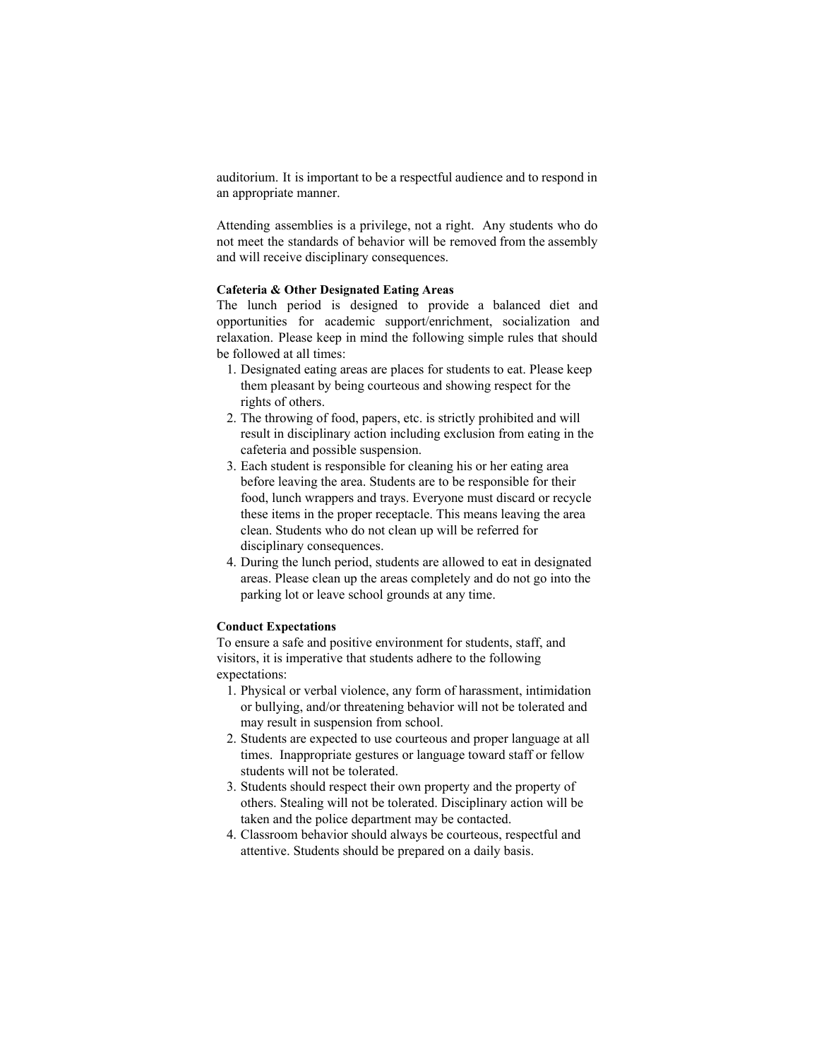auditorium. It is important to be a respectful audience and to respond in an appropriate manner.

Attending assemblies is a privilege, not a right. Any students who do not meet the standards of behavior will be removed from the assembly and will receive disciplinary consequences.

**Cafeteria & Other Designated Eating Areas**

The lunch period is designed to provide a balanced diet and opportunities for academic support/enrichment, socialization and relaxation. Please keep in mind the following simple rules that should be followed at all times:

1. Designated eating areas are places for students to eat. Please keep them pleasant by being courteous and showing respect for the rights of others.
2. The throwing of food, papers, etc. is strictly prohibited and will result in disciplinary action including exclusion from eating in the cafeteria and possible suspension.
3. Each student is responsible for cleaning his or her eating area before leaving the area. Students are to be responsible for their food, lunch wrappers and trays. Everyone must discard or recycle these items in the proper receptacle. This means leaving the area clean. Students who do not clean up will be referred for disciplinary consequences.
4. During the lunch period, students are allowed to eat in designated areas. Please clean up the areas completely and do not go into the parking lot or leave school grounds at any time.

**Conduct Expectations**

To ensure a safe and positive environment for students, staff, and visitors, it is imperative that students adhere to the following expectations:

1. Physical or verbal violence, any form of harassment, intimidation or bullying, and/or threatening behavior will not be tolerated and may result in suspension from school.
2. Students are expected to use courteous and proper language at all times. Inappropriate gestures or language toward staff or fellow students will not be tolerated.
3. Students should respect their own property and the property of others. Stealing will not be tolerated. Disciplinary action will be taken and the police department may be contacted.
4. Classroom behavior should always be courteous, respectful and attentive. Students should be prepared on a daily basis.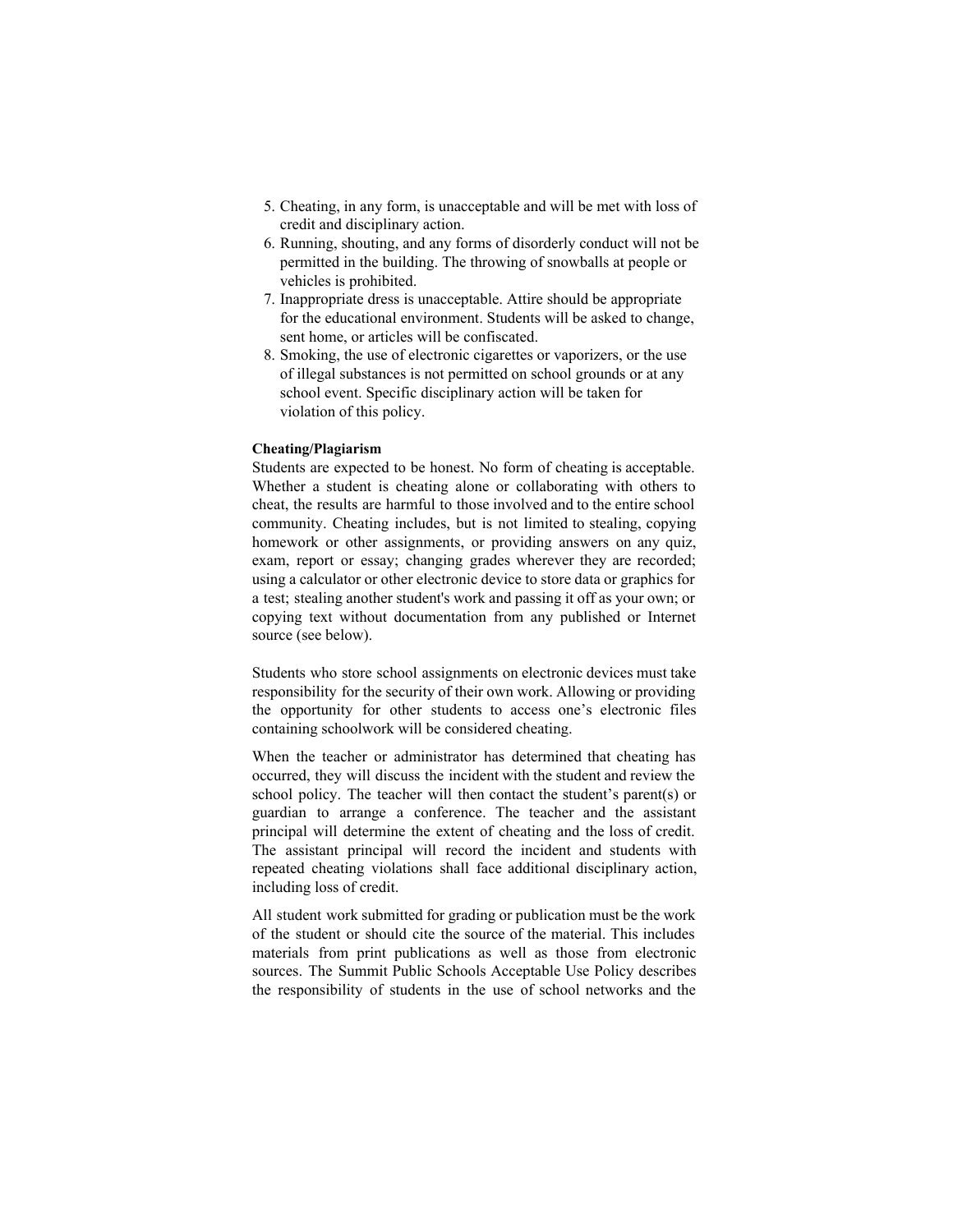5. Cheating, in any form, is unacceptable and will be met with loss of credit and disciplinary action.
6. Running, shouting, and any forms of disorderly conduct will not be permitted in the building. The throwing of snowballs at people or vehicles is prohibited.
7. Inappropriate dress is unacceptable. Attire should be appropriate for the educational environment. Students will be asked to change, sent home, or articles will be confiscated.
8. Smoking, the use of electronic cigarettes or vaporizers, or the use of illegal substances is not permitted on school grounds or at any school event. Specific disciplinary action will be taken for violation of this policy.

**Cheating/Plagiarism**

Students are expected to be honest. No form of cheating is acceptable. Whether a student is cheating alone or collaborating with others to cheat, the results are harmful to those involved and to the entire school community. Cheating includes, but is not limited to stealing, copying homework or other assignments, or providing answers on any quiz, exam, report or essay; changing grades wherever they are recorded; using a calculator or other electronic device to store data or graphics for a test; stealing another student's work and passing it off as your own; or copying text without documentation from any published or Internet source (see below).

Students who store school assignments on electronic devices must take responsibility for the security of their own work. Allowing or providing the opportunity for other students to access one's electronic files containing schoolwork will be considered cheating.

When the teacher or administrator has determined that cheating has occurred, they will discuss the incident with the student and review the school policy. The teacher will then contact the student's parent(s) or guardian to arrange a conference. The teacher and the assistant principal will determine the extent of cheating and the loss of credit. The assistant principal will record the incident and students with repeated cheating violations shall face additional disciplinary action, including loss of credit.

All student work submitted for grading or publication must be the work of the student or should cite the source of the material. This includes materials from print publications as well as those from electronic sources. The Summit Public Schools Acceptable Use Policy describes the responsibility of students in the use of school networks and the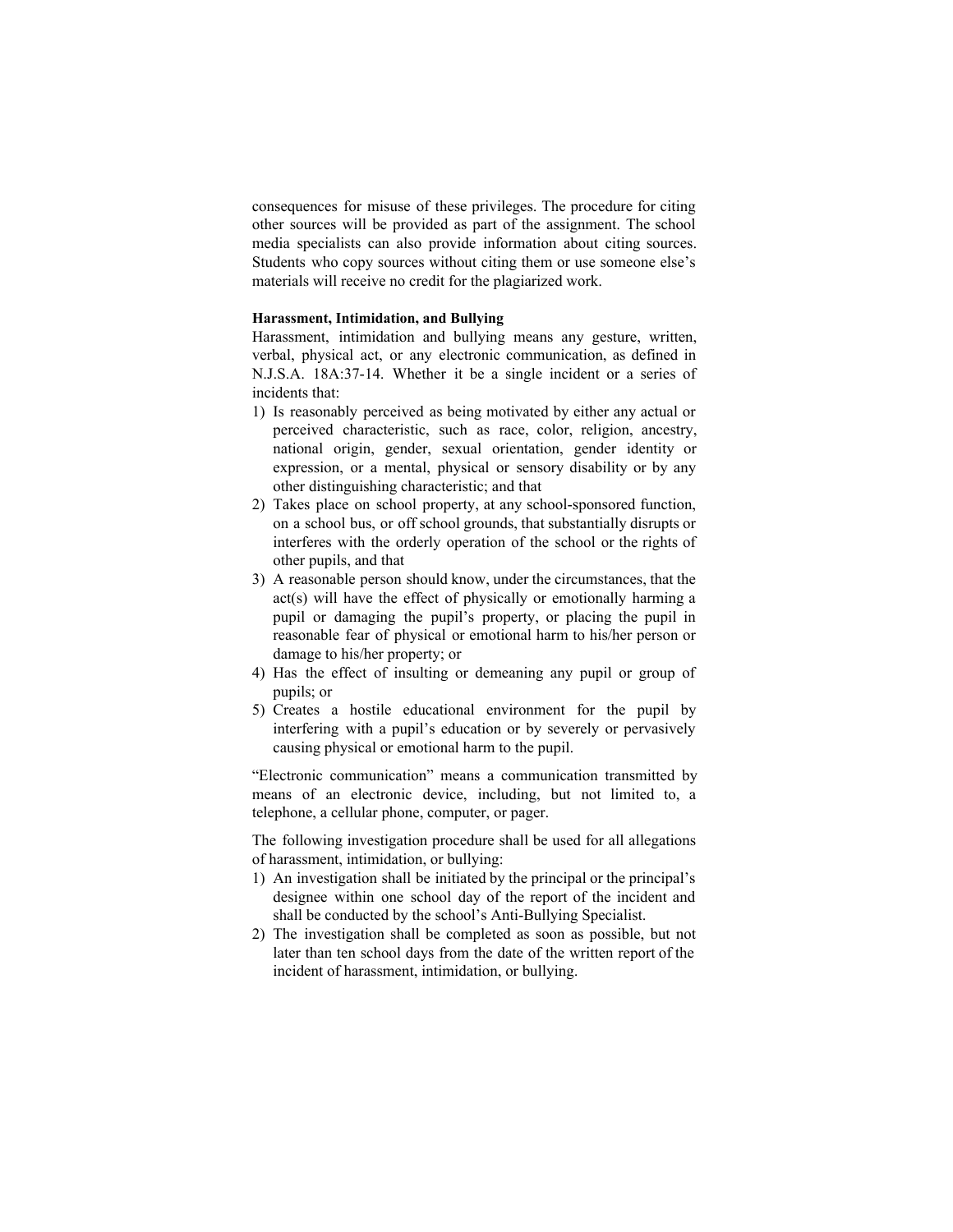consequences for misuse of these privileges. The procedure for citing other sources will be provided as part of the assignment. The school media specialists can also provide information about citing sources. Students who copy sources without citing them or use someone else's materials will receive no credit for the plagiarized work.

**Harassment, Intimidation, and Bullying**

Harassment, intimidation and bullying means any gesture, written, verbal, physical act, or any electronic communication, as defined in N.J.S.A. 18A:37-14. Whether it be a single incident or a series of incidents that:

1) Is reasonably perceived as being motivated by either any actual or perceived characteristic, such as race, color, religion, ancestry, national origin, gender, sexual orientation, gender identity or expression, or a mental, physical or sensory disability or by any other distinguishing characteristic; and that
2) Takes place on school property, at any school-sponsored function, on a school bus, or off school grounds, that substantially disrupts or interferes with the orderly operation of the school or the rights of other pupils, and that
3) A reasonable person should know, under the circumstances, that the act(s) will have the effect of physically or emotionally harming a pupil or damaging the pupil's property, or placing the pupil in reasonable fear of physical or emotional harm to his/her person or damage to his/her property; or
4) Has the effect of insulting or demeaning any pupil or group of pupils; or
5) Creates a hostile educational environment for the pupil by interfering with a pupil's education or by severely or pervasively causing physical or emotional harm to the pupil.

"Electronic communication" means a communication transmitted by means of an electronic device, including, but not limited to, a telephone, a cellular phone, computer, or pager.

The following investigation procedure shall be used for all allegations of harassment, intimidation, or bullying:

1) An investigation shall be initiated by the principal or the principal's designee within one school day of the report of the incident and shall be conducted by the school's Anti-Bullying Specialist.
2) The investigation shall be completed as soon as possible, but not later than ten school days from the date of the written report of the incident of harassment, intimidation, or bullying.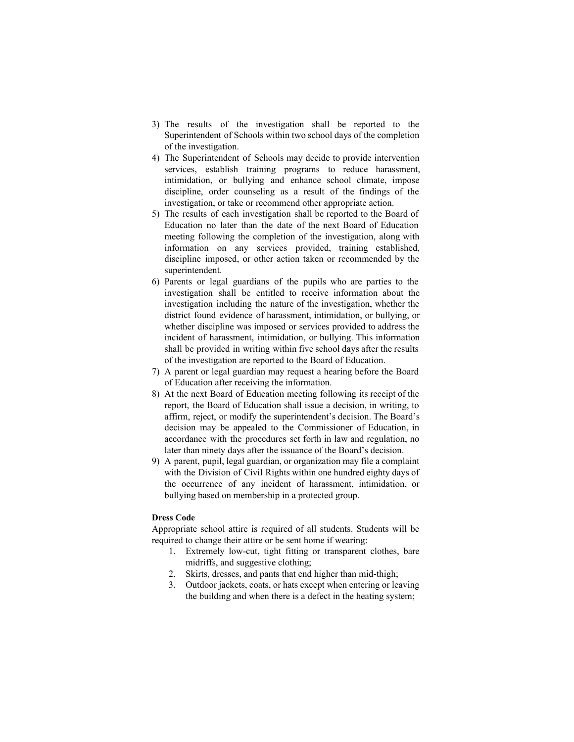3) The results of the investigation shall be reported to the Superintendent of Schools within two school days of the completion of the investigation.
4) The Superintendent of Schools may decide to provide intervention services, establish training programs to reduce harassment, intimidation, or bullying and enhance school climate, impose discipline, order counseling as a result of the findings of the investigation, or take or recommend other appropriate action.
5) The results of each investigation shall be reported to the Board of Education no later than the date of the next Board of Education meeting following the completion of the investigation, along with information on any services provided, training established, discipline imposed, or other action taken or recommended by the superintendent.
6) Parents or legal guardians of the pupils who are parties to the investigation shall be entitled to receive information about the investigation including the nature of the investigation, whether the district found evidence of harassment, intimidation, or bullying, or whether discipline was imposed or services provided to address the incident of harassment, intimidation, or bullying. This information shall be provided in writing within five school days after the results of the investigation are reported to the Board of Education.
7) A parent or legal guardian may request a hearing before the Board of Education after receiving the information.
8) At the next Board of Education meeting following its receipt of the report, the Board of Education shall issue a decision, in writing, to affirm, reject, or modify the superintendent's decision. The Board's decision may be appealed to the Commissioner of Education, in accordance with the procedures set forth in law and regulation, no later than ninety days after the issuance of the Board's decision.
9) A parent, pupil, legal guardian, or organization may file a complaint with the Division of Civil Rights within one hundred eighty days of the occurrence of any incident of harassment, intimidation, or bullying based on membership in a protected group.

**Dress Code**

Appropriate school attire is required of all students. Students will be required to change their attire or be sent home if wearing:

1. Extremely low-cut, tight fitting or transparent clothes, bare midriffs, and suggestive clothing;
2. Skirts, dresses, and pants that end higher than mid-thigh;
3. Outdoor jackets, coats, or hats except when entering or leaving the building and when there is a defect in the heating system;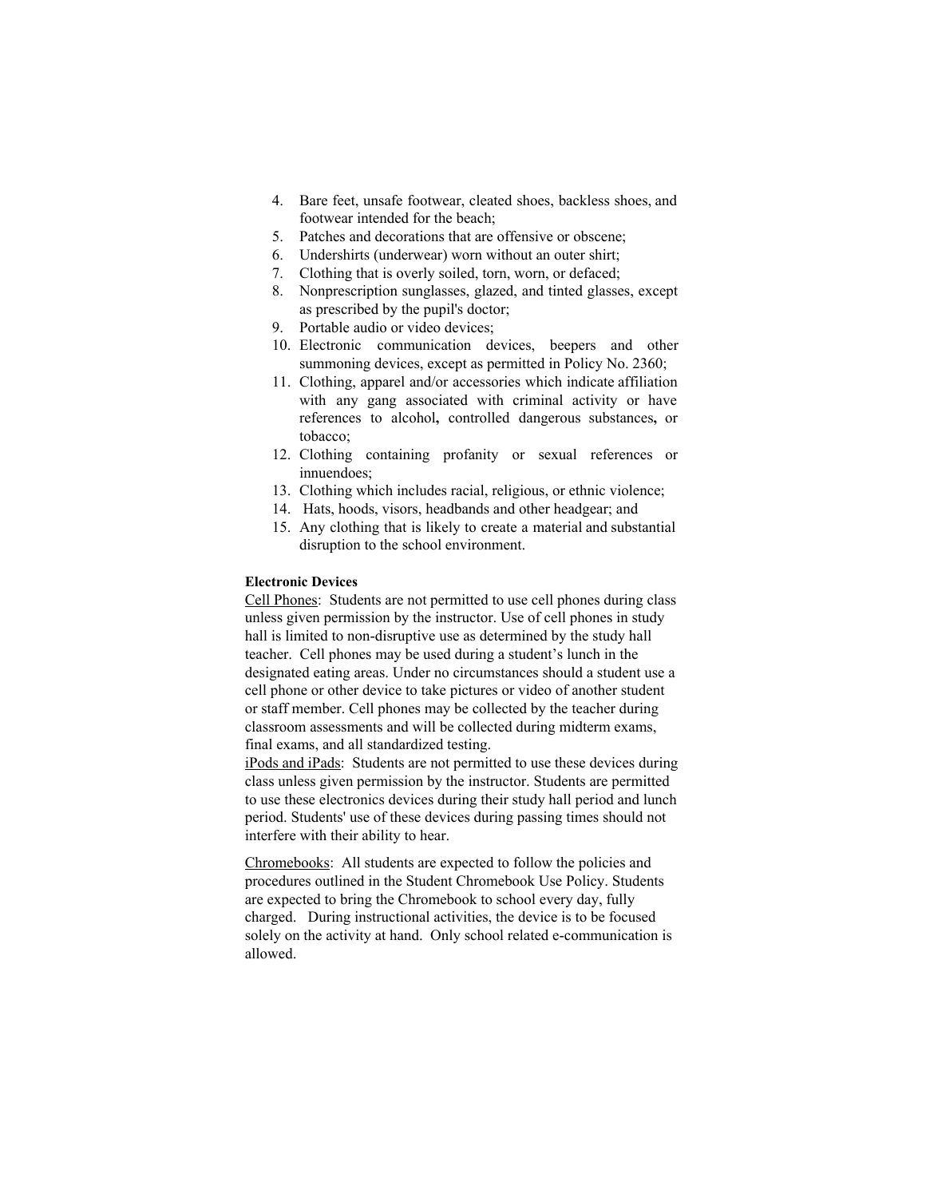4. Bare feet, unsafe footwear, cleated shoes, backless shoes, and footwear intended for the beach;
5. Patches and decorations that are offensive or obscene;
6. Undershirts (underwear) worn without an outer shirt;
7. Clothing that is overly soiled, torn, worn, or defaced;
8. Nonprescription sunglasses, glazed, and tinted glasses, except as prescribed by the pupil's doctor;
9. Portable audio or video devices;
10. Electronic communication devices, beepers and other summoning devices, except as permitted in Policy No. 2360;
11. Clothing, apparel and/or accessories which indicate affiliation with any gang associated with criminal activity or have references to alcohol**,** controlled dangerous substances**,** or tobacco;
12. Clothing containing profanity or sexual references or innuendoes;
13. Clothing which includes racial, religious, or ethnic violence;
14. Hats, hoods, visors, headbands and other headgear; and
15. Any clothing that is likely to create a material and substantial disruption to the school environment.

**Electronic Devices**

<u>Cell Phones</u>: Students are not permitted to use cell phones during class unless given permission by the instructor. Use of cell phones in study hall is limited to non-disruptive use as determined by the study hall teacher. Cell phones may be used during a student's lunch in the designated eating areas. Under no circumstances should a student use a cell phone or other device to take pictures or video of another student or staff member. Cell phones may be collected by the teacher during classroom assessments and will be collected during midterm exams, final exams, and all standardized testing.

<u>iPods and iPads</u>: Students are not permitted to use these devices during class unless given permission by the instructor. Students are permitted to use these electronics devices during their study hall period and lunch period. Students' use of these devices during passing times should not interfere with their ability to hear.

<u>Chromebooks</u>: All students are expected to follow the policies and procedures outlined in the Student Chromebook Use Policy. Students are expected to bring the Chromebook to school every day, fully charged. During instructional activities, the device is to be focused solely on the activity at hand. Only school related e-communication is allowed.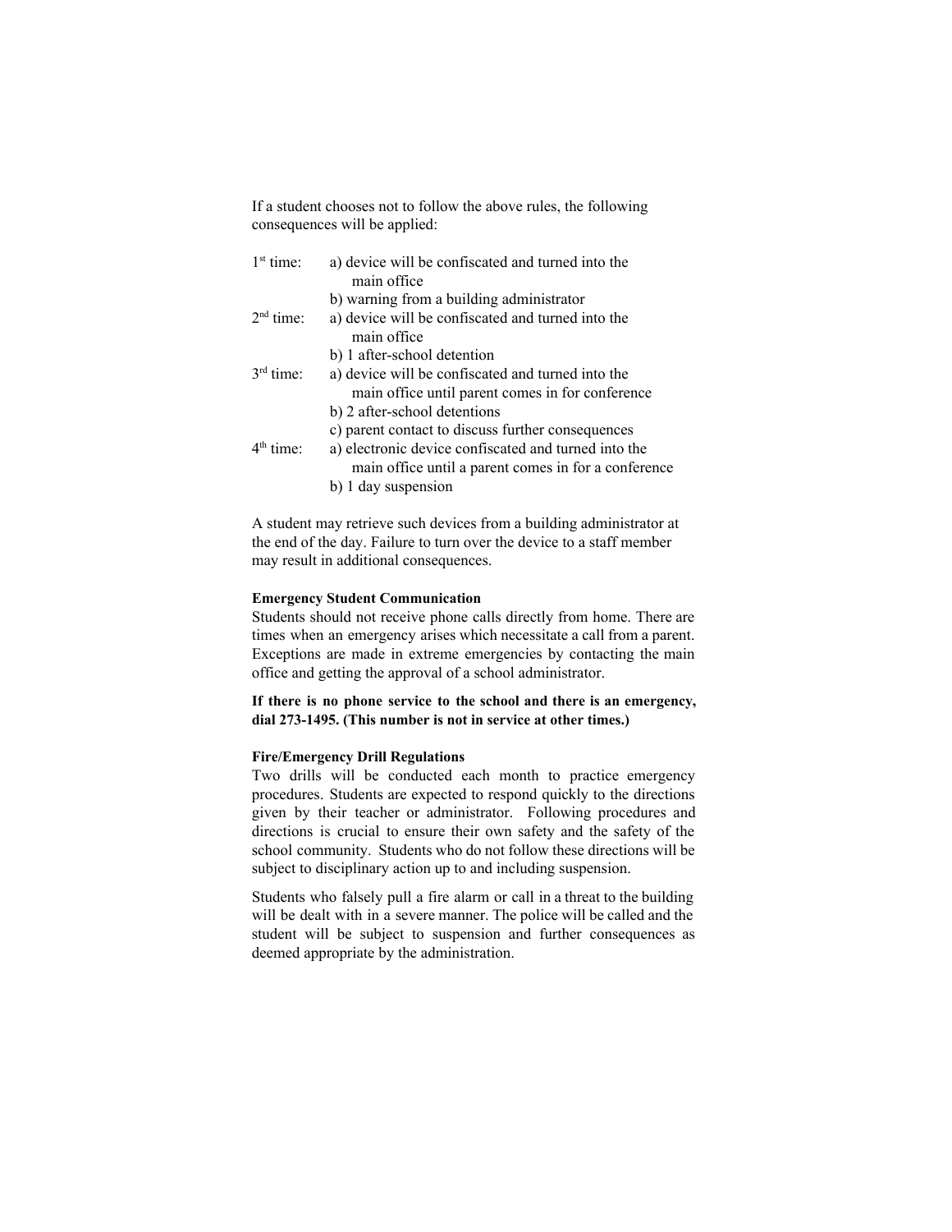If a student chooses not to follow the above rules, the following consequences will be applied:

1st time:
- a) device will be confiscated and turned into the main office
- b) warning from a building administrator

2nd time:
- a) device will be confiscated and turned into the main office
- b) 1 after-school detention

3rd time:
- a) device will be confiscated and turned into the main office until parent comes in for conference
- b) 2 after-school detentions
- c) parent contact to discuss further consequences

4th time:
- a) electronic device confiscated and turned into the main office until a parent comes in for a conference
- b) 1 day suspension

A student may retrieve such devices from a building administrator at the end of the day. Failure to turn over the device to a staff member may result in additional consequences.

**Emergency Student Communication**

Students should not receive phone calls directly from home. There are times when an emergency arises which necessitate a call from a parent. Exceptions are made in extreme emergencies by contacting the main office and getting the approval of a school administrator.

**If there is no phone service to the school and there is an emergency, dial 273-1495. (This number is not in service at other times.)**

**Fire/Emergency Drill Regulations**

Two drills will be conducted each month to practice emergency procedures. Students are expected to respond quickly to the directions given by their teacher or administrator. Following procedures and directions is crucial to ensure their own safety and the safety of the school community. Students who do not follow these directions will be subject to disciplinary action up to and including suspension.

Students who falsely pull a fire alarm or call in a threat to the building will be dealt with in a severe manner. The police will be called and the student will be subject to suspension and further consequences as deemed appropriate by the administration.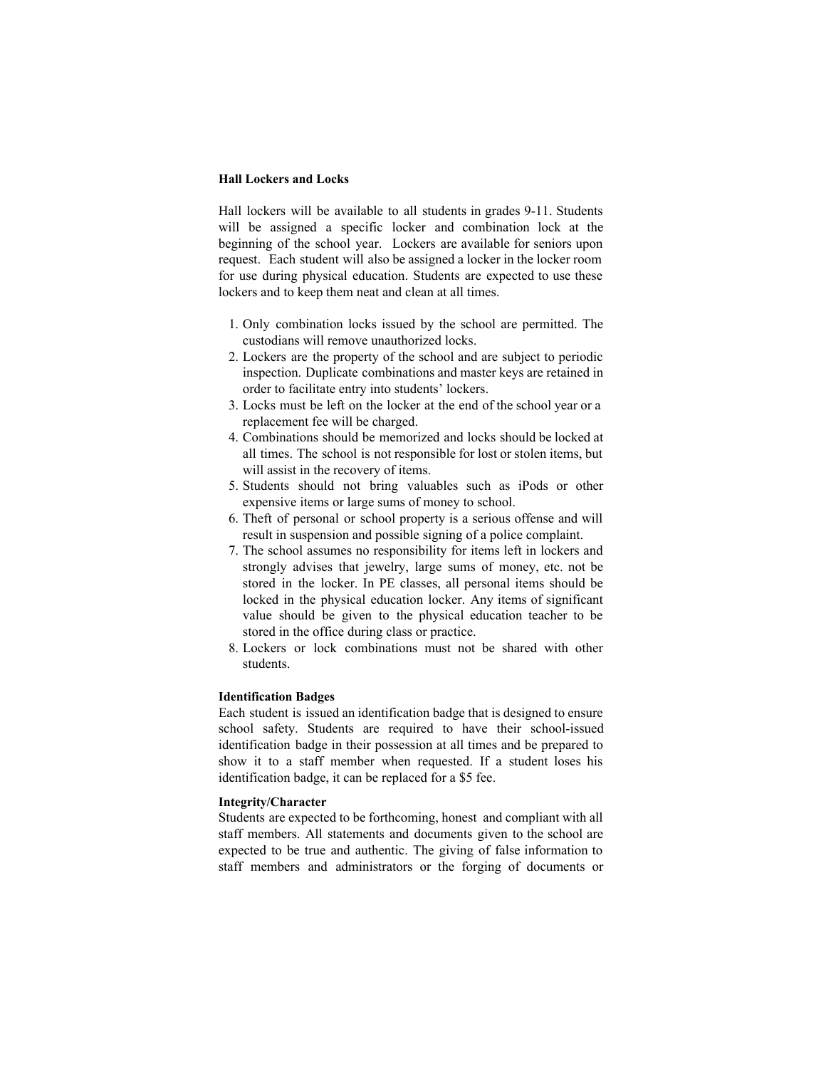**Hall Lockers and Locks**

Hall lockers will be available to all students in grades 9-11. Students will be assigned a specific locker and combination lock at the beginning of the school year. Lockers are available for seniors upon request. Each student will also be assigned a locker in the locker room for use during physical education. Students are expected to use these lockers and to keep them neat and clean at all times.

1. Only combination locks issued by the school are permitted. The custodians will remove unauthorized locks.
2. Lockers are the property of the school and are subject to periodic inspection. Duplicate combinations and master keys are retained in order to facilitate entry into students' lockers.
3. Locks must be left on the locker at the end of the school year or a replacement fee will be charged.
4. Combinations should be memorized and locks should be locked at all times. The school is not responsible for lost or stolen items, but will assist in the recovery of items.
5. Students should not bring valuables such as iPods or other expensive items or large sums of money to school.
6. Theft of personal or school property is a serious offense and will result in suspension and possible signing of a police complaint.
7. The school assumes no responsibility for items left in lockers and strongly advises that jewelry, large sums of money, etc. not be stored in the locker. In PE classes, all personal items should be locked in the physical education locker. Any items of significant value should be given to the physical education teacher to be stored in the office during class or practice.
8. Lockers or lock combinations must not be shared with other students.

**Identification Badges**

Each student is issued an identification badge that is designed to ensure school safety. Students are required to have their school-issued identification badge in their possession at all times and be prepared to show it to a staff member when requested. If a student loses his identification badge, it can be replaced for a $5 fee.

**Integrity/Character**

Students are expected to be forthcoming, honest and compliant with all staff members. All statements and documents given to the school are expected to be true and authentic. The giving of false information to staff members and administrators or the forging of documents or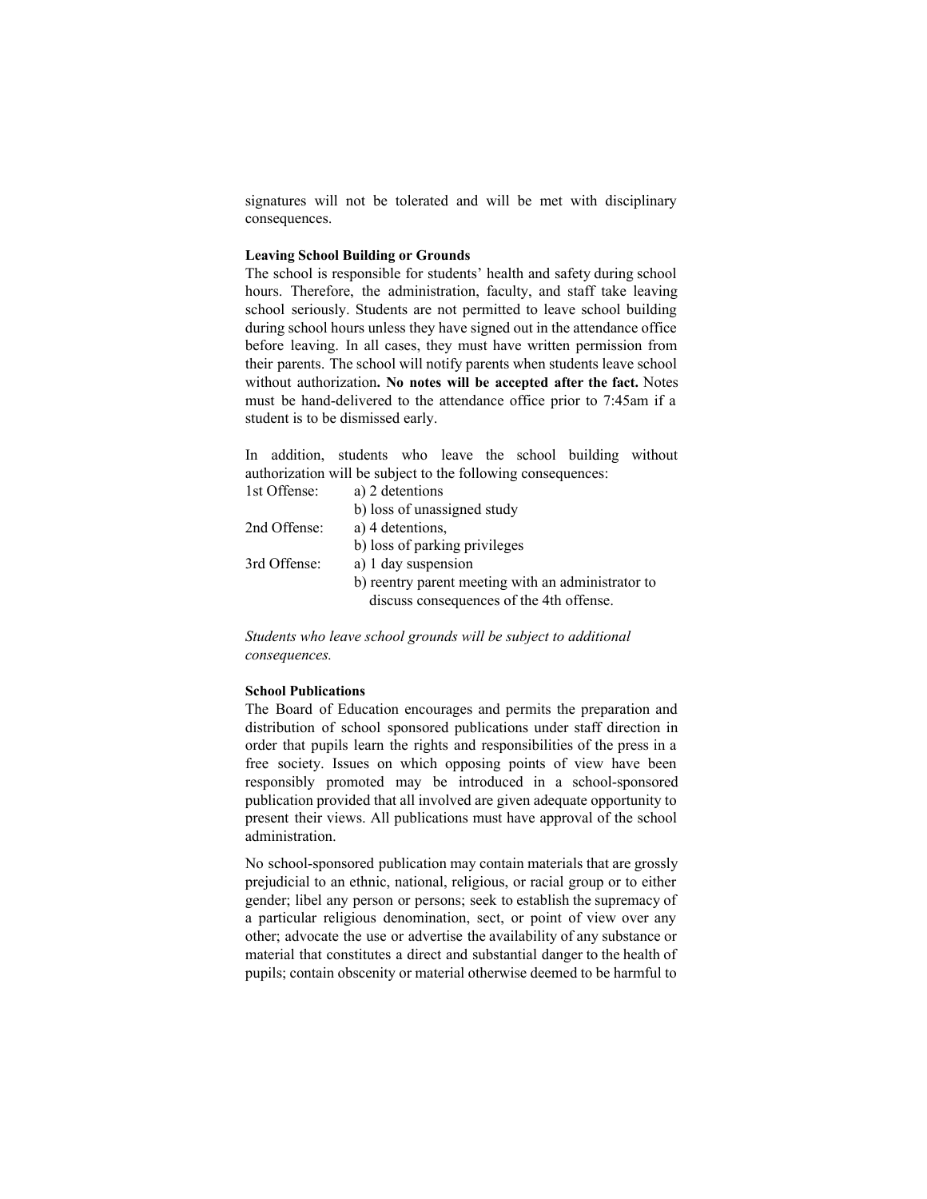signatures will not be tolerated and will be met with disciplinary consequences.

**Leaving School Building or Grounds**

The school is responsible for students' health and safety during school hours. Therefore, the administration, faculty, and staff take leaving school seriously. Students are not permitted to leave school building during school hours unless they have signed out in the attendance office before leaving. In all cases, they must have written permission from their parents. The school will notify parents when students leave school without authorization**. No notes will be accepted after the fact.** Notes must be hand-delivered to the attendance office prior to 7:45am if a student is to be dismissed early.

In addition, students who leave the school building without authorization will be subject to the following consequences:

| | |
|---|---|
| 1st Offense: | a) 2 detentions |
| | b) loss of unassigned study |
| 2nd Offense: | a) 4 detentions, |
| | b) loss of parking privileges |
| 3rd Offense: | a) 1 day suspension |
| | b) reentry parent meeting with an administrator to discuss consequences of the 4th offense. |

*Students who leave school grounds will be subject to additional consequences.*

**School Publications**

The Board of Education encourages and permits the preparation and distribution of school sponsored publications under staff direction in order that pupils learn the rights and responsibilities of the press in a free society. Issues on which opposing points of view have been responsibly promoted may be introduced in a school-sponsored publication provided that all involved are given adequate opportunity to present their views. All publications must have approval of the school administration.

No school-sponsored publication may contain materials that are grossly prejudicial to an ethnic, national, religious, or racial group or to either gender; libel any person or persons; seek to establish the supremacy of a particular religious denomination, sect, or point of view over any other; advocate the use or advertise the availability of any substance or material that constitutes a direct and substantial danger to the health of pupils; contain obscenity or material otherwise deemed to be harmful to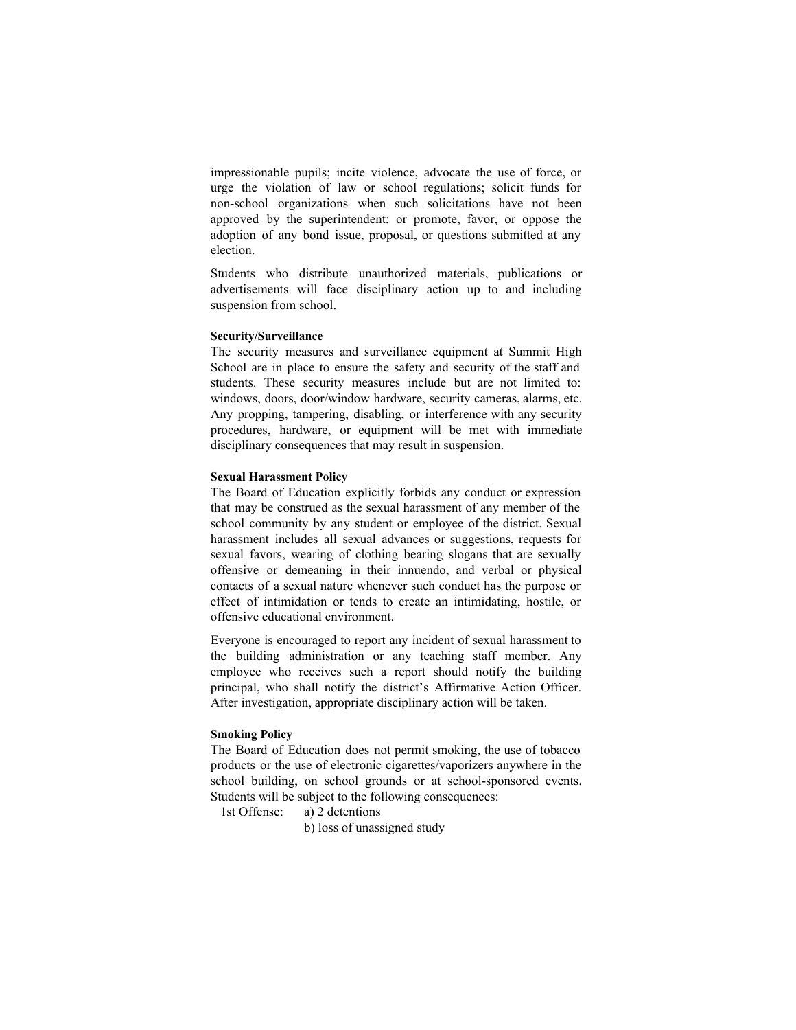impressionable pupils; incite violence, advocate the use of force, or urge the violation of law or school regulations; solicit funds for non-school organizations when such solicitations have not been approved by the superintendent; or promote, favor, or oppose the adoption of any bond issue, proposal, or questions submitted at any election.

Students who distribute unauthorized materials, publications or advertisements will face disciplinary action up to and including suspension from school.

**Security/Surveillance**

The security measures and surveillance equipment at Summit High School are in place to ensure the safety and security of the staff and students. These security measures include but are not limited to: windows, doors, door/window hardware, security cameras, alarms, etc. Any propping, tampering, disabling, or interference with any security procedures, hardware, or equipment will be met with immediate disciplinary consequences that may result in suspension.

**Sexual Harassment Policy**

The Board of Education explicitly forbids any conduct or expression that may be construed as the sexual harassment of any member of the school community by any student or employee of the district. Sexual harassment includes all sexual advances or suggestions, requests for sexual favors, wearing of clothing bearing slogans that are sexually offensive or demeaning in their innuendo, and verbal or physical contacts of a sexual nature whenever such conduct has the purpose or effect of intimidation or tends to create an intimidating, hostile, or offensive educational environment.

Everyone is encouraged to report any incident of sexual harassment to the building administration or any teaching staff member. Any employee who receives such a report should notify the building principal, who shall notify the district's Affirmative Action Officer. After investigation, appropriate disciplinary action will be taken.

**Smoking Policy**

The Board of Education does not permit smoking, the use of tobacco products or the use of electronic cigarettes/vaporizers anywhere in the school building, on school grounds or at school-sponsored events. Students will be subject to the following consequences:

1st Offense:
- a) 2 detentions
- b) loss of unassigned study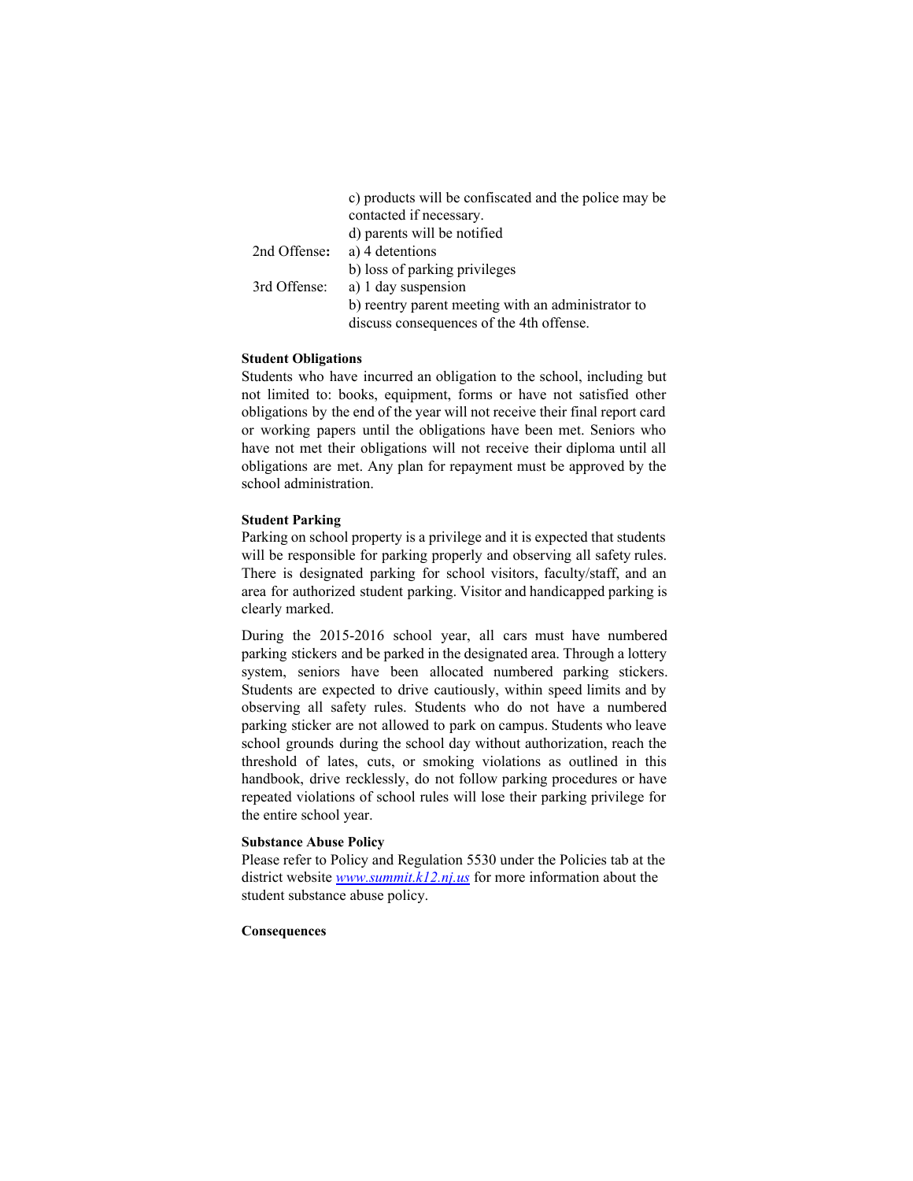| | |
|---|---|
| | c) products will be confiscated and the police may be contacted if necessary. |
| | d) parents will be notified |
| 2nd Offense**:** | a) 4 detentions |
| | b) loss of parking privileges |
| 3rd Offense: | a) 1 day suspension |
| | b) reentry parent meeting with an administrator to discuss consequences of the 4th offense. |

**Student Obligations**

Students who have incurred an obligation to the school, including but not limited to: books, equipment, forms or have not satisfied other obligations by the end of the year will not receive their final report card or working papers until the obligations have been met. Seniors who have not met their obligations will not receive their diploma until all obligations are met. Any plan for repayment must be approved by the school administration.

**Student Parking**

Parking on school property is a privilege and it is expected that students will be responsible for parking properly and observing all safety rules. There is designated parking for school visitors, faculty/staff, and an area for authorized student parking. Visitor and handicapped parking is clearly marked.

During the 2015-2016 school year, all cars must have numbered parking stickers and be parked in the designated area. Through a lottery system, seniors have been allocated numbered parking stickers. Students are expected to drive cautiously, within speed limits and by observing all safety rules. Students who do not have a numbered parking sticker are not allowed to park on campus. Students who leave school grounds during the school day without authorization, reach the threshold of lates, cuts, or smoking violations as outlined in this handbook, drive recklessly, do not follow parking procedures or have repeated violations of school rules will lose their parking privilege for the entire school year.

**Substance Abuse Policy**

Please refer to Policy and Regulation 5530 under the Policies tab at the district website *www.summit.k12.nj.us* for more information about the student substance abuse policy.

**Consequences**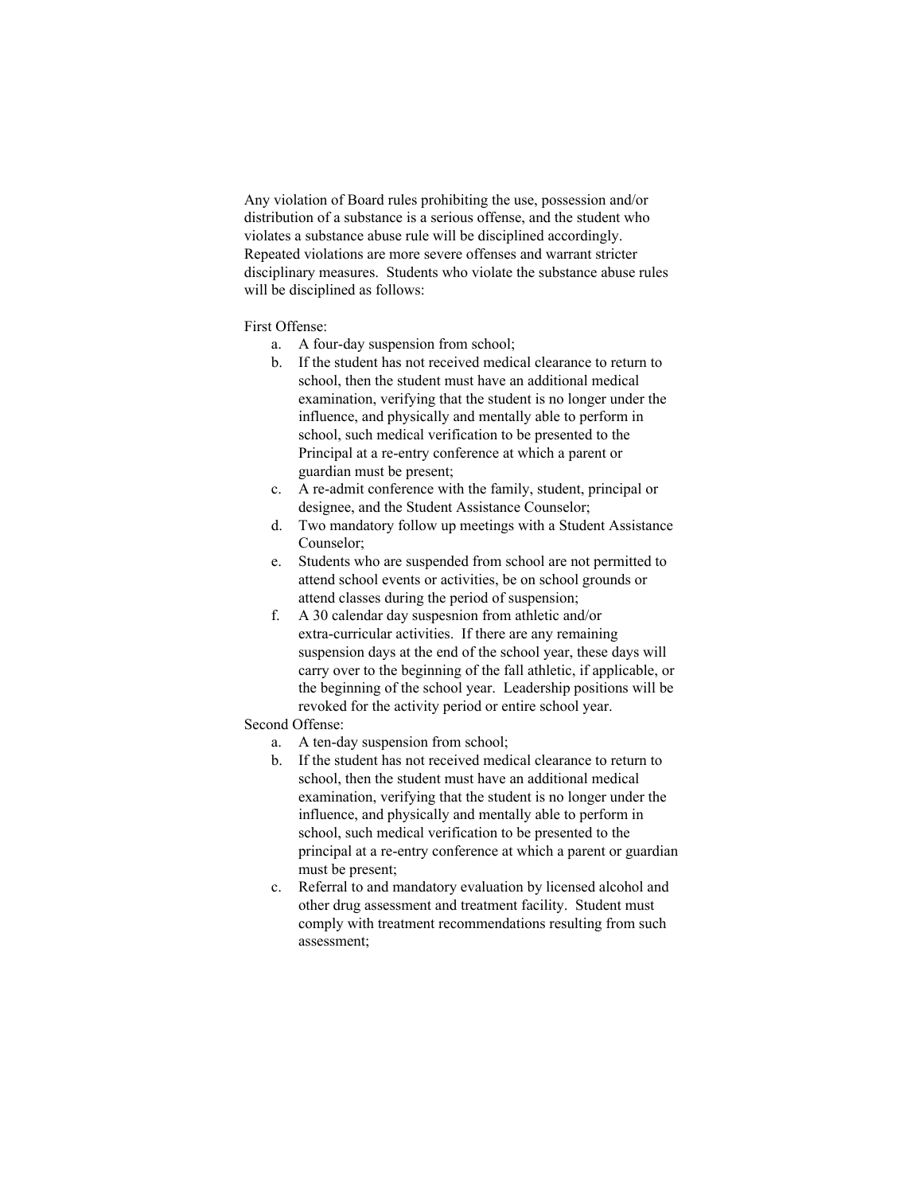Any violation of Board rules prohibiting the use, possession and/or distribution of a substance is a serious offense, and the student who violates a substance abuse rule will be disciplined accordingly. Repeated violations are more severe offenses and warrant stricter disciplinary measures. Students who violate the substance abuse rules will be disciplined as follows:

First Offense:

a. A four-day suspension from school;
b. If the student has not received medical clearance to return to school, then the student must have an additional medical examination, verifying that the student is no longer under the influence, and physically and mentally able to perform in school, such medical verification to be presented to the Principal at a re-entry conference at which a parent or guardian must be present;
c. A re-admit conference with the family, student, principal or designee, and the Student Assistance Counselor;
d. Two mandatory follow up meetings with a Student Assistance Counselor;
e. Students who are suspended from school are not permitted to attend school events or activities, be on school grounds or attend classes during the period of suspension;
f. A 30 calendar day suspesnion from athletic and/or extra-curricular activities. If there are any remaining suspension days at the end of the school year, these days will carry over to the beginning of the fall athletic, if applicable, or the beginning of the school year. Leadership positions will be revoked for the activity period or entire school year.

Second Offense:

a. A ten-day suspension from school;
b. If the student has not received medical clearance to return to school, then the student must have an additional medical examination, verifying that the student is no longer under the influence, and physically and mentally able to perform in school, such medical verification to be presented to the principal at a re-entry conference at which a parent or guardian must be present;
c. Referral to and mandatory evaluation by licensed alcohol and other drug assessment and treatment facility. Student must comply with treatment recommendations resulting from such assessment;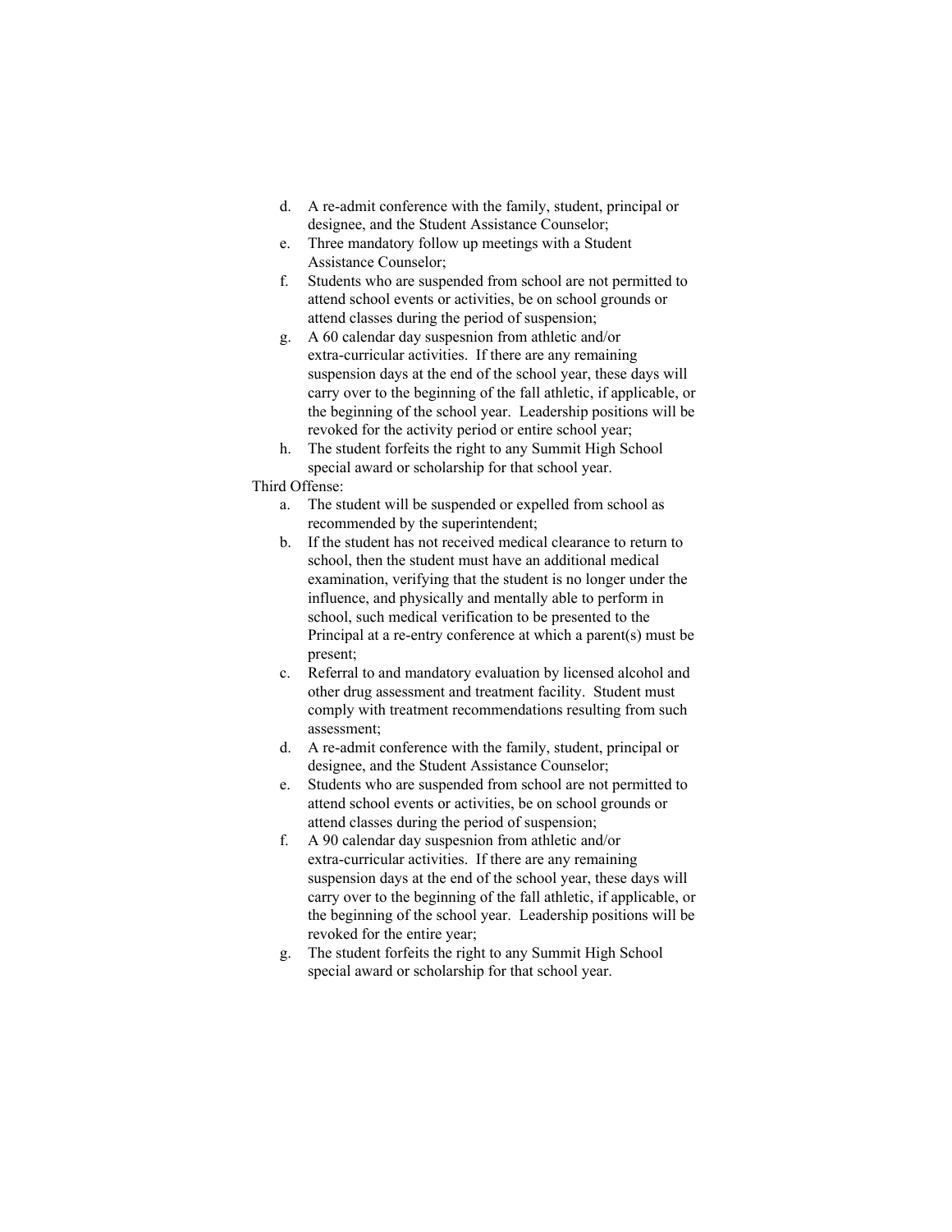d. A re-admit conference with the family, student, principal or designee, and the Student Assistance Counselor;
e. Three mandatory follow up meetings with a Student Assistance Counselor;
f. Students who are suspended from school are not permitted to attend school events or activities, be on school grounds or attend classes during the period of suspension;
g. A 60 calendar day suspesnion from athletic and/or extra-curricular activities. If there are any remaining suspension days at the end of the school year, these days will carry over to the beginning of the fall athletic, if applicable, or the beginning of the school year. Leadership positions will be revoked for the activity period or entire school year;
h. The student forfeits the right to any Summit High School special award or scholarship for that school year.

Third Offense:

a. The student will be suspended or expelled from school as recommended by the superintendent;
b. If the student has not received medical clearance to return to school, then the student must have an additional medical examination, verifying that the student is no longer under the influence, and physically and mentally able to perform in school, such medical verification to be presented to the Principal at a re-entry conference at which a parent(s) must be present;
c. Referral to and mandatory evaluation by licensed alcohol and other drug assessment and treatment facility. Student must comply with treatment recommendations resulting from such assessment;
d. A re-admit conference with the family, student, principal or designee, and the Student Assistance Counselor;
e. Students who are suspended from school are not permitted to attend school events or activities, be on school grounds or attend classes during the period of suspension;
f. A 90 calendar day suspesnion from athletic and/or extra-curricular activities. If there are any remaining suspension days at the end of the school year, these days will carry over to the beginning of the fall athletic, if applicable, or the beginning of the school year. Leadership positions will be revoked for the entire year;
g. The student forfeits the right to any Summit High School special award or scholarship for that school year.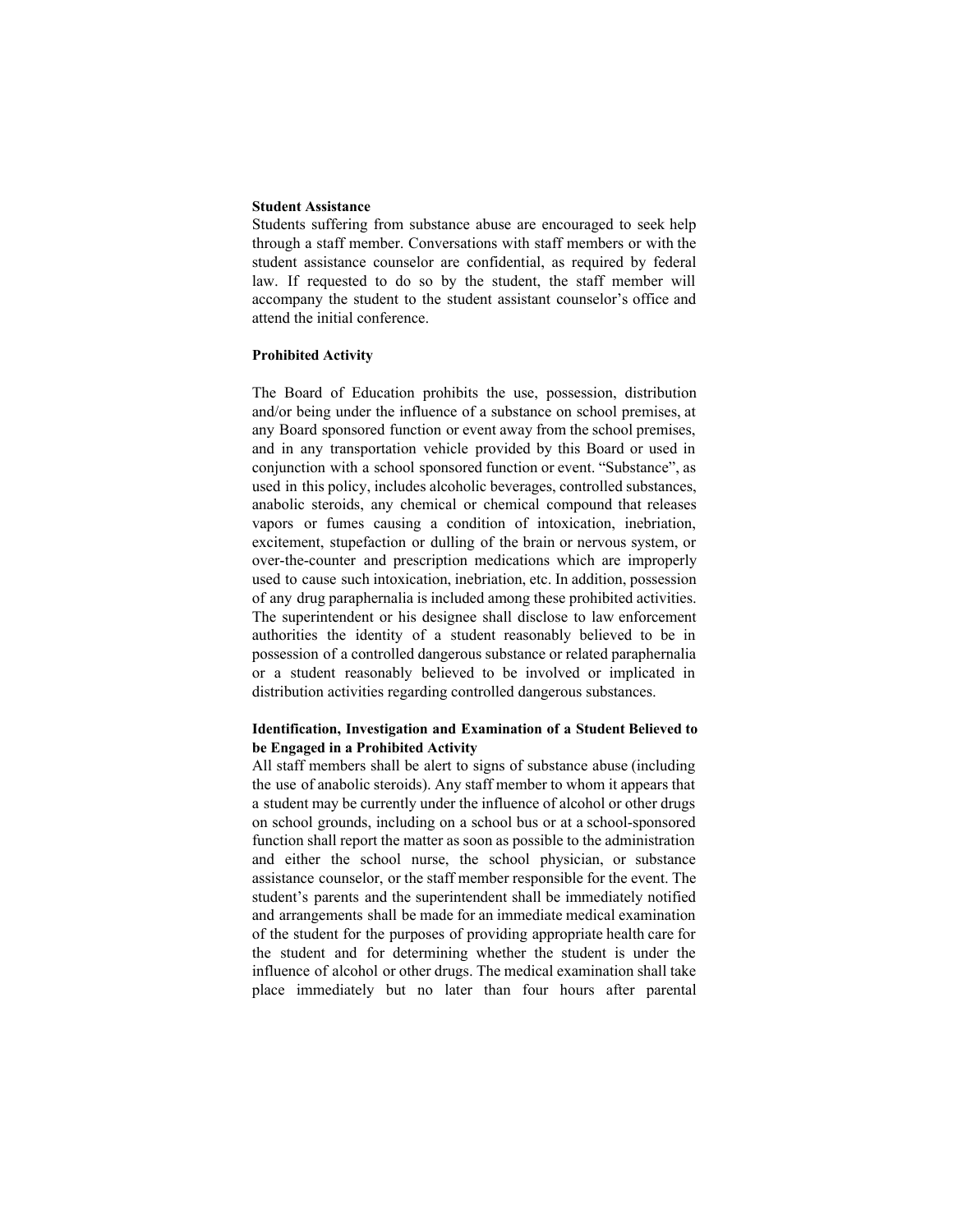**Student Assistance**

Students suffering from substance abuse are encouraged to seek help through a staff member. Conversations with staff members or with the student assistance counselor are confidential, as required by federal law. If requested to do so by the student, the staff member will accompany the student to the student assistant counselor's office and attend the initial conference.

**Prohibited Activity**

The Board of Education prohibits the use, possession, distribution and/or being under the influence of a substance on school premises, at any Board sponsored function or event away from the school premises, and in any transportation vehicle provided by this Board or used in conjunction with a school sponsored function or event. "Substance", as used in this policy, includes alcoholic beverages, controlled substances, anabolic steroids, any chemical or chemical compound that releases vapors or fumes causing a condition of intoxication, inebriation, excitement, stupefaction or dulling of the brain or nervous system, or over-the-counter and prescription medications which are improperly used to cause such intoxication, inebriation, etc. In addition, possession of any drug paraphernalia is included among these prohibited activities. The superintendent or his designee shall disclose to law enforcement authorities the identity of a student reasonably believed to be in possession of a controlled dangerous substance or related paraphernalia or a student reasonably believed to be involved or implicated in distribution activities regarding controlled dangerous substances.

**Identification, Investigation and Examination of a Student Believed to be Engaged in a Prohibited Activity**

All staff members shall be alert to signs of substance abuse (including the use of anabolic steroids). Any staff member to whom it appears that a student may be currently under the influence of alcohol or other drugs on school grounds, including on a school bus or at a school-sponsored function shall report the matter as soon as possible to the administration and either the school nurse, the school physician, or substance assistance counselor, or the staff member responsible for the event. The student's parents and the superintendent shall be immediately notified and arrangements shall be made for an immediate medical examination of the student for the purposes of providing appropriate health care for the student and for determining whether the student is under the influence of alcohol or other drugs. The medical examination shall take place immediately but no later than four hours after parental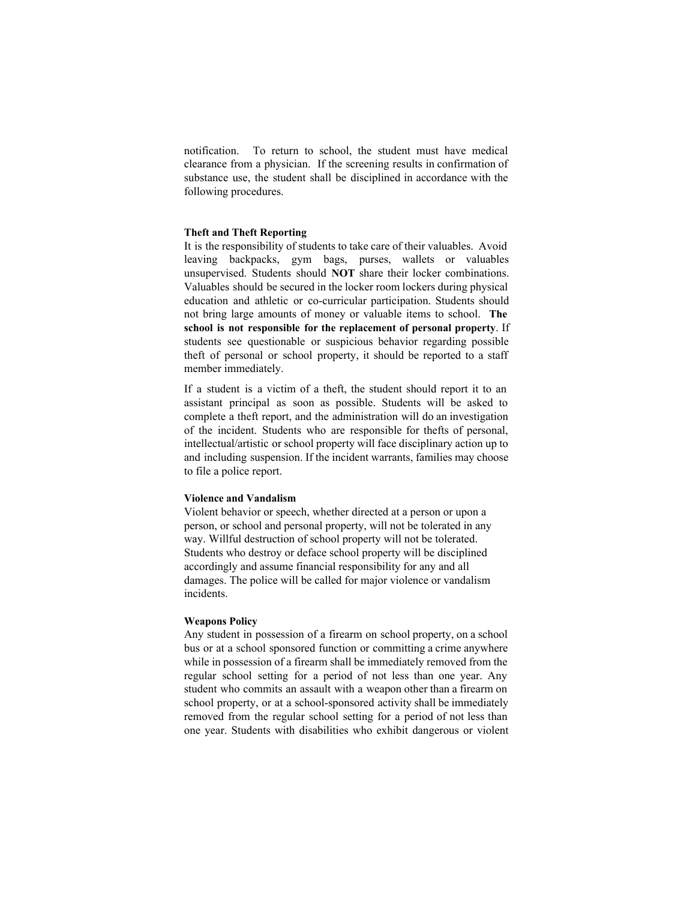notification. To return to school, the student must have medical clearance from a physician. If the screening results in confirmation of substance use, the student shall be disciplined in accordance with the following procedures.

**Theft and Theft Reporting**

It is the responsibility of students to take care of their valuables. Avoid leaving backpacks, gym bags, purses, wallets or valuables unsupervised. Students should **NOT** share their locker combinations. Valuables should be secured in the locker room lockers during physical education and athletic or co-curricular participation. Students should not bring large amounts of money or valuable items to school. **The school is not responsible for the replacement of personal property**. If students see questionable or suspicious behavior regarding possible theft of personal or school property, it should be reported to a staff member immediately.

If a student is a victim of a theft, the student should report it to an assistant principal as soon as possible. Students will be asked to complete a theft report, and the administration will do an investigation of the incident. Students who are responsible for thefts of personal, intellectual/artistic or school property will face disciplinary action up to and including suspension. If the incident warrants, families may choose to file a police report.

**Violence and Vandalism**

Violent behavior or speech, whether directed at a person or upon a person, or school and personal property, will not be tolerated in any way. Willful destruction of school property will not be tolerated. Students who destroy or deface school property will be disciplined accordingly and assume financial responsibility for any and all damages. The police will be called for major violence or vandalism incidents.

**Weapons Policy**

Any student in possession of a firearm on school property, on a school bus or at a school sponsored function or committing a crime anywhere while in possession of a firearm shall be immediately removed from the regular school setting for a period of not less than one year. Any student who commits an assault with a weapon other than a firearm on school property, or at a school-sponsored activity shall be immediately removed from the regular school setting for a period of not less than one year. Students with disabilities who exhibit dangerous or violent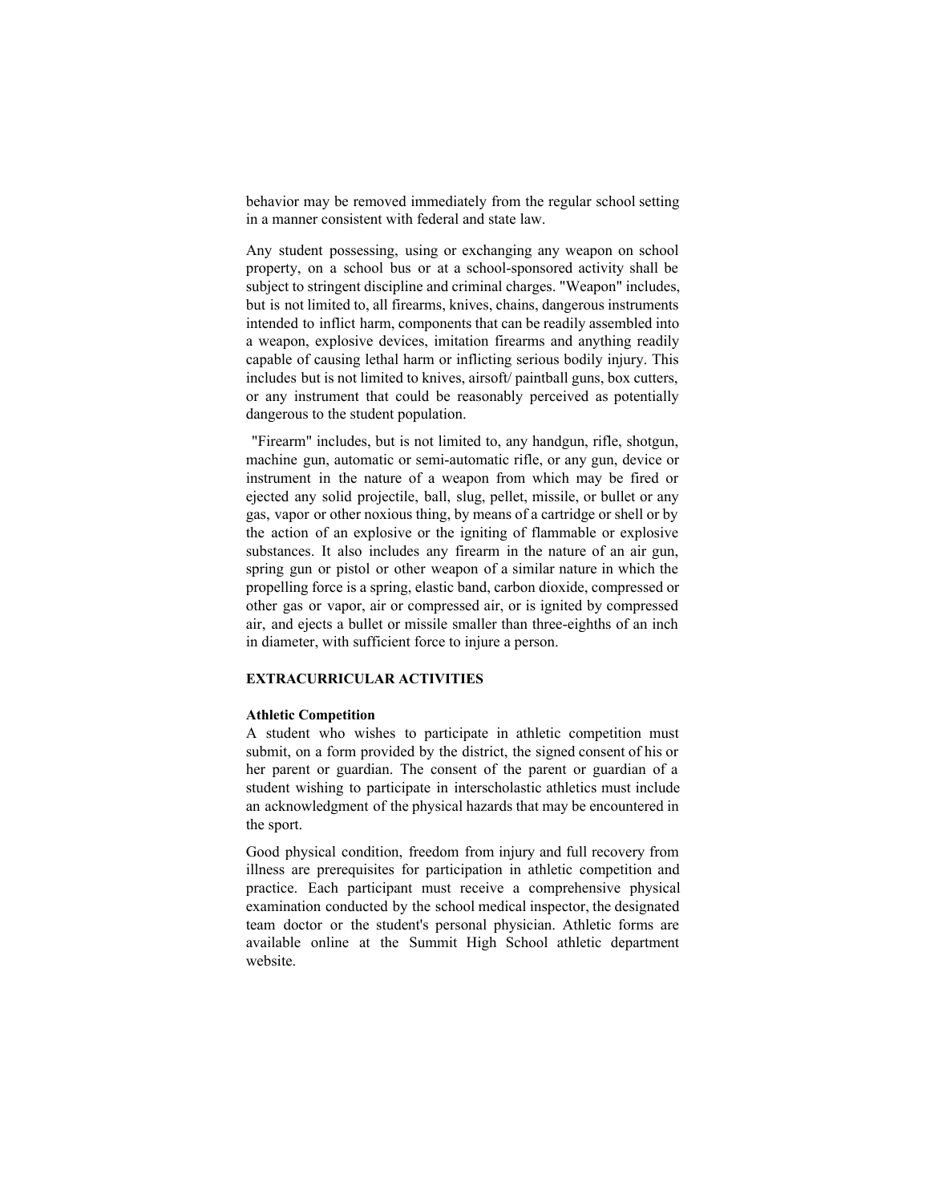behavior may be removed immediately from the regular school setting in a manner consistent with federal and state law.

Any student possessing, using or exchanging any weapon on school property, on a school bus or at a school-sponsored activity shall be subject to stringent discipline and criminal charges. "Weapon" includes, but is not limited to, all firearms, knives, chains, dangerous instruments intended to inflict harm, components that can be readily assembled into a weapon, explosive devices, imitation firearms and anything readily capable of causing lethal harm or inflicting serious bodily injury. This includes but is not limited to knives, airsoft/ paintball guns, box cutters, or any instrument that could be reasonably perceived as potentially dangerous to the student population.

"Firearm" includes, but is not limited to, any handgun, rifle, shotgun, machine gun, automatic or semi-automatic rifle, or any gun, device or instrument in the nature of a weapon from which may be fired or ejected any solid projectile, ball, slug, pellet, missile, or bullet or any gas, vapor or other noxious thing, by means of a cartridge or shell or by the action of an explosive or the igniting of flammable or explosive substances. It also includes any firearm in the nature of an air gun, spring gun or pistol or other weapon of a similar nature in which the propelling force is a spring, elastic band, carbon dioxide, compressed or other gas or vapor, air or compressed air, or is ignited by compressed air, and ejects a bullet or missile smaller than three-eighths of an inch in diameter, with sufficient force to injure a person.

## EXTRACURRICULAR ACTIVITIES

### Athletic Competition

A student who wishes to participate in athletic competition must submit, on a form provided by the district, the signed consent of his or her parent or guardian. The consent of the parent or guardian of a student wishing to participate in interscholastic athletics must include an acknowledgment of the physical hazards that may be encountered in the sport.

Good physical condition, freedom from injury and full recovery from illness are prerequisites for participation in athletic competition and practice. Each participant must receive a comprehensive physical examination conducted by the school medical inspector, the designated team doctor or the student's personal physician. Athletic forms are available online at the Summit High School athletic department website.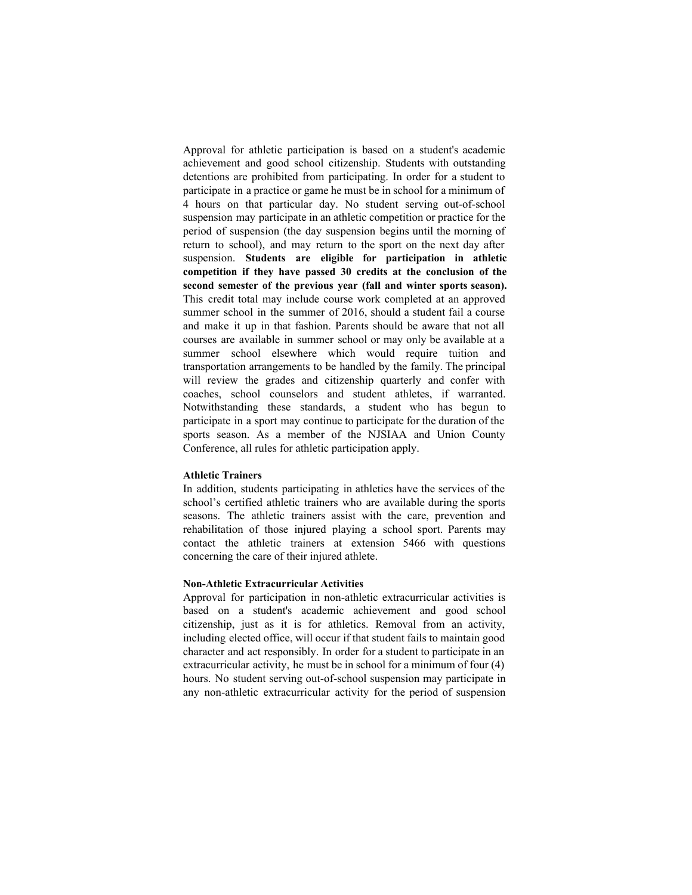Approval for athletic participation is based on a student's academic achievement and good school citizenship. Students with outstanding detentions are prohibited from participating. In order for a student to participate in a practice or game he must be in school for a minimum of 4 hours on that particular day. No student serving out-of-school suspension may participate in an athletic competition or practice for the period of suspension (the day suspension begins until the morning of return to school), and may return to the sport on the next day after suspension. **Students are eligible for participation in athletic competition if they have passed 30 credits at the conclusion of the second semester of the previous year (fall and winter sports season).** This credit total may include course work completed at an approved summer school in the summer of 2016, should a student fail a course and make it up in that fashion. Parents should be aware that not all courses are available in summer school or may only be available at a summer school elsewhere which would require tuition and transportation arrangements to be handled by the family. The principal will review the grades and citizenship quarterly and confer with coaches, school counselors and student athletes, if warranted. Notwithstanding these standards, a student who has begun to participate in a sport may continue to participate for the duration of the sports season. As a member of the NJSIAA and Union County Conference, all rules for athletic participation apply.

**Athletic Trainers**

In addition, students participating in athletics have the services of the school's certified athletic trainers who are available during the sports seasons. The athletic trainers assist with the care, prevention and rehabilitation of those injured playing a school sport. Parents may contact the athletic trainers at extension 5466 with questions concerning the care of their injured athlete.

**Non-Athletic Extracurricular Activities**

Approval for participation in non-athletic extracurricular activities is based on a student's academic achievement and good school citizenship, just as it is for athletics. Removal from an activity, including elected office, will occur if that student fails to maintain good character and act responsibly. In order for a student to participate in an extracurricular activity, he must be in school for a minimum of four (4) hours. No student serving out-of-school suspension may participate in any non-athletic extracurricular activity for the period of suspension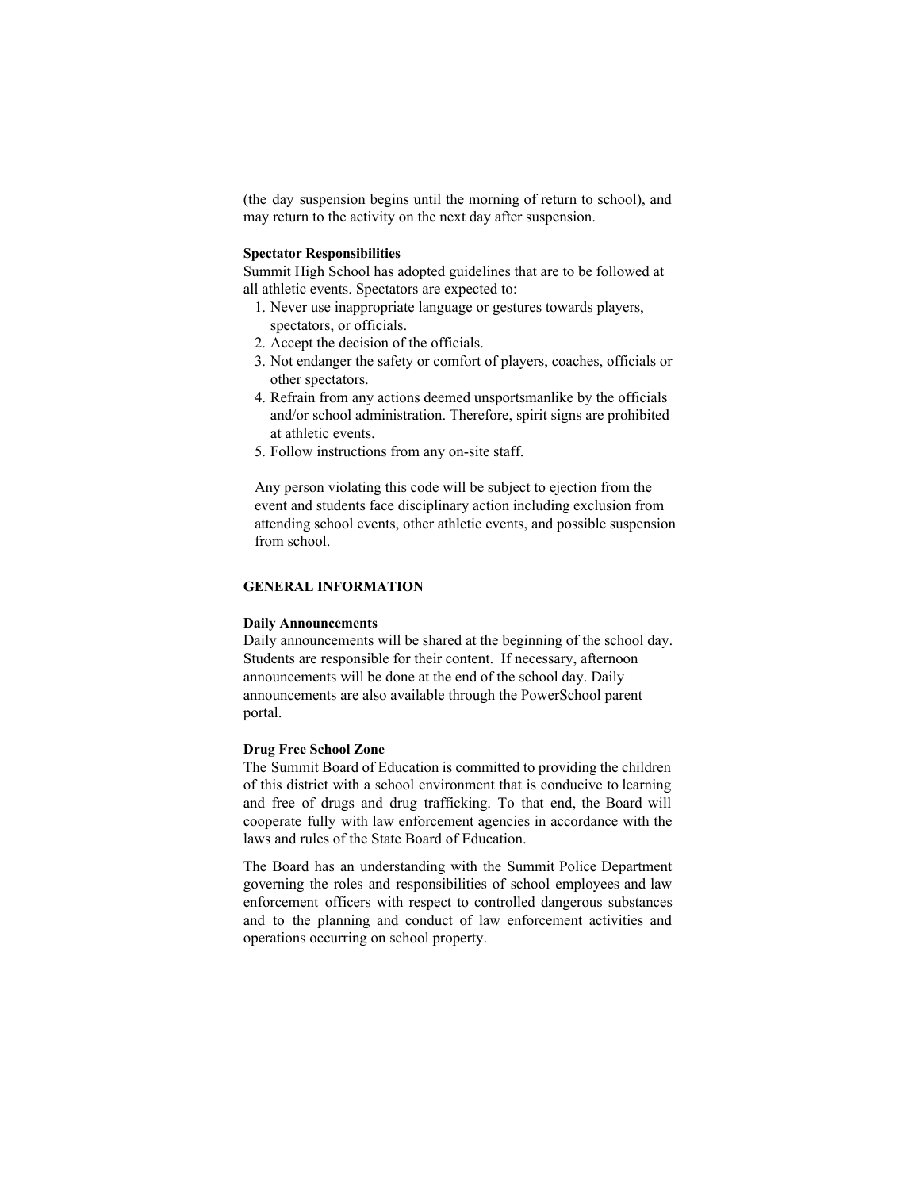(the day suspension begins until the morning of return to school), and may return to the activity on the next day after suspension.

**Spectator Responsibilities**

Summit High School has adopted guidelines that are to be followed at all athletic events. Spectators are expected to:

1. Never use inappropriate language or gestures towards players, spectators, or officials.
2. Accept the decision of the officials.
3. Not endanger the safety or comfort of players, coaches, officials or other spectators.
4. Refrain from any actions deemed unsportsmanlike by the officials and/or school administration. Therefore, spirit signs are prohibited at athletic events.
5. Follow instructions from any on-site staff.

Any person violating this code will be subject to ejection from the event and students face disciplinary action including exclusion from attending school events, other athletic events, and possible suspension from school.

## GENERAL INFORMATION

**Daily Announcements**

Daily announcements will be shared at the beginning of the school day. Students are responsible for their content. If necessary, afternoon announcements will be done at the end of the school day. Daily announcements are also available through the PowerSchool parent portal.

**Drug Free School Zone**

The Summit Board of Education is committed to providing the children of this district with a school environment that is conducive to learning and free of drugs and drug trafficking. To that end, the Board will cooperate fully with law enforcement agencies in accordance with the laws and rules of the State Board of Education.

The Board has an understanding with the Summit Police Department governing the roles and responsibilities of school employees and law enforcement officers with respect to controlled dangerous substances and to the planning and conduct of law enforcement activities and operations occurring on school property.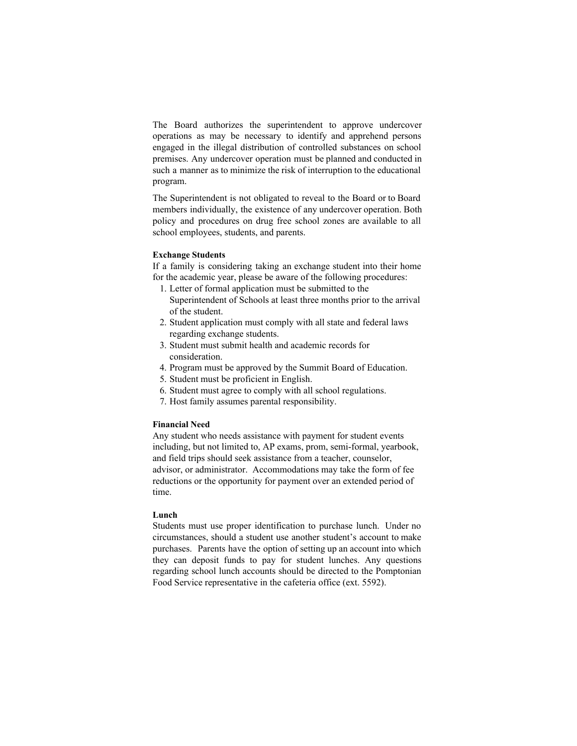The Board authorizes the superintendent to approve undercover operations as may be necessary to identify and apprehend persons engaged in the illegal distribution of controlled substances on school premises. Any undercover operation must be planned and conducted in such a manner as to minimize the risk of interruption to the educational program.

The Superintendent is not obligated to reveal to the Board or to Board members individually, the existence of any undercover operation. Both policy and procedures on drug free school zones are available to all school employees, students, and parents.

**Exchange Students**

If a family is considering taking an exchange student into their home for the academic year, please be aware of the following procedures:

1. Letter of formal application must be submitted to the Superintendent of Schools at least three months prior to the arrival of the student.
2. Student application must comply with all state and federal laws regarding exchange students.
3. Student must submit health and academic records for consideration.
4. Program must be approved by the Summit Board of Education.
5. Student must be proficient in English.
6. Student must agree to comply with all school regulations.
7. Host family assumes parental responsibility.

**Financial Need**

Any student who needs assistance with payment for student events including, but not limited to, AP exams, prom, semi-formal, yearbook, and field trips should seek assistance from a teacher, counselor, advisor, or administrator. Accommodations may take the form of fee reductions or the opportunity for payment over an extended period of time.

**Lunch**

Students must use proper identification to purchase lunch. Under no circumstances, should a student use another student's account to make purchases. Parents have the option of setting up an account into which they can deposit funds to pay for student lunches. Any questions regarding school lunch accounts should be directed to the Pomptonian Food Service representative in the cafeteria office (ext. 5592).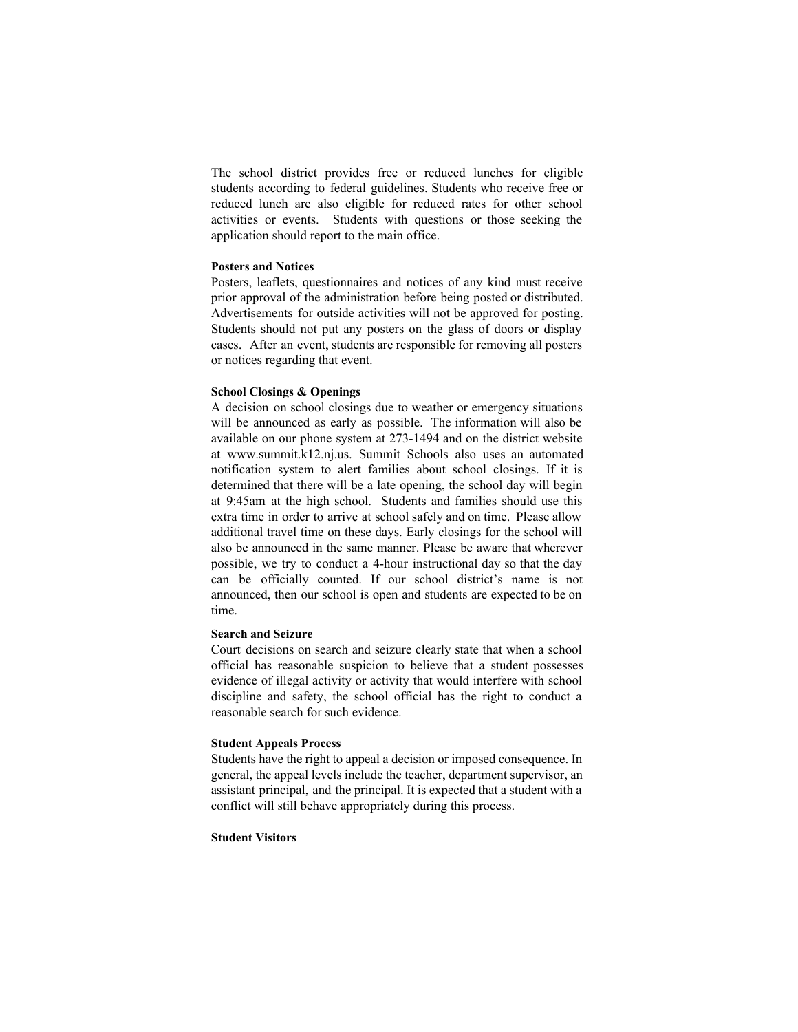The school district provides free or reduced lunches for eligible students according to federal guidelines. Students who receive free or reduced lunch are also eligible for reduced rates for other school activities or events. Students with questions or those seeking the application should report to the main office.

**Posters and Notices**

Posters, leaflets, questionnaires and notices of any kind must receive prior approval of the administration before being posted or distributed. Advertisements for outside activities will not be approved for posting. Students should not put any posters on the glass of doors or display cases. After an event, students are responsible for removing all posters or notices regarding that event.

**School Closings & Openings**

A decision on school closings due to weather or emergency situations will be announced as early as possible. The information will also be available on our phone system at 273-1494 and on the district website at www.summit.k12.nj.us. Summit Schools also uses an automated notification system to alert families about school closings. If it is determined that there will be a late opening, the school day will begin at 9:45am at the high school. Students and families should use this extra time in order to arrive at school safely and on time. Please allow additional travel time on these days. Early closings for the school will also be announced in the same manner. Please be aware that wherever possible, we try to conduct a 4-hour instructional day so that the day can be officially counted. If our school district's name is not announced, then our school is open and students are expected to be on time.

**Search and Seizure**

Court decisions on search and seizure clearly state that when a school official has reasonable suspicion to believe that a student possesses evidence of illegal activity or activity that would interfere with school discipline and safety, the school official has the right to conduct a reasonable search for such evidence.

**Student Appeals Process**

Students have the right to appeal a decision or imposed consequence. In general, the appeal levels include the teacher, department supervisor, an assistant principal, and the principal. It is expected that a student with a conflict will still behave appropriately during this process.

**Student Visitors**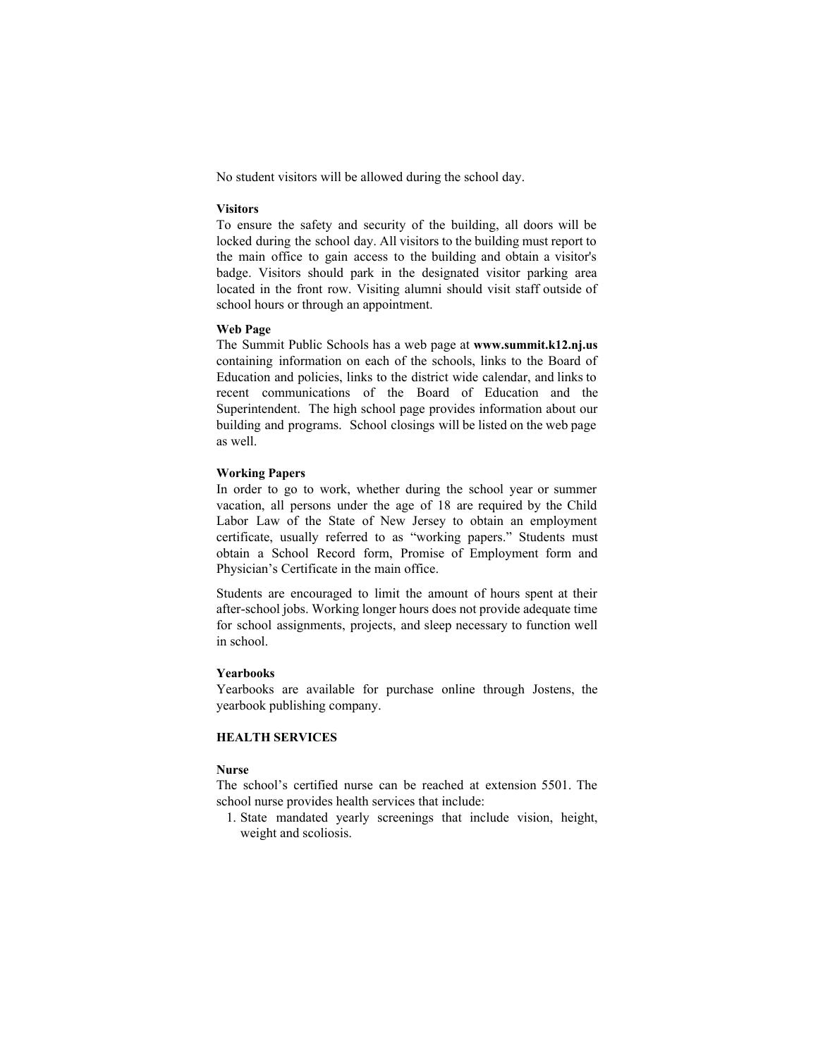No student visitors will be allowed during the school day.

**Visitors**

To ensure the safety and security of the building, all doors will be locked during the school day. All visitors to the building must report to the main office to gain access to the building and obtain a visitor's badge. Visitors should park in the designated visitor parking area located in the front row. Visiting alumni should visit staff outside of school hours or through an appointment.

**Web Page**

The Summit Public Schools has a web page at **www.summit.k12.nj.us** containing information on each of the schools, links to the Board of Education and policies, links to the district wide calendar, and links to recent communications of the Board of Education and the Superintendent. The high school page provides information about our building and programs. School closings will be listed on the web page as well.

**Working Papers**

In order to go to work, whether during the school year or summer vacation, all persons under the age of 18 are required by the Child Labor Law of the State of New Jersey to obtain an employment certificate, usually referred to as "working papers." Students must obtain a School Record form, Promise of Employment form and Physician's Certificate in the main office.

Students are encouraged to limit the amount of hours spent at their after-school jobs. Working longer hours does not provide adequate time for school assignments, projects, and sleep necessary to function well in school.

**Yearbooks**

Yearbooks are available for purchase online through Jostens, the yearbook publishing company.

## HEALTH SERVICES

**Nurse**

The school's certified nurse can be reached at extension 5501. The school nurse provides health services that include:

1. State mandated yearly screenings that include vision, height, weight and scoliosis.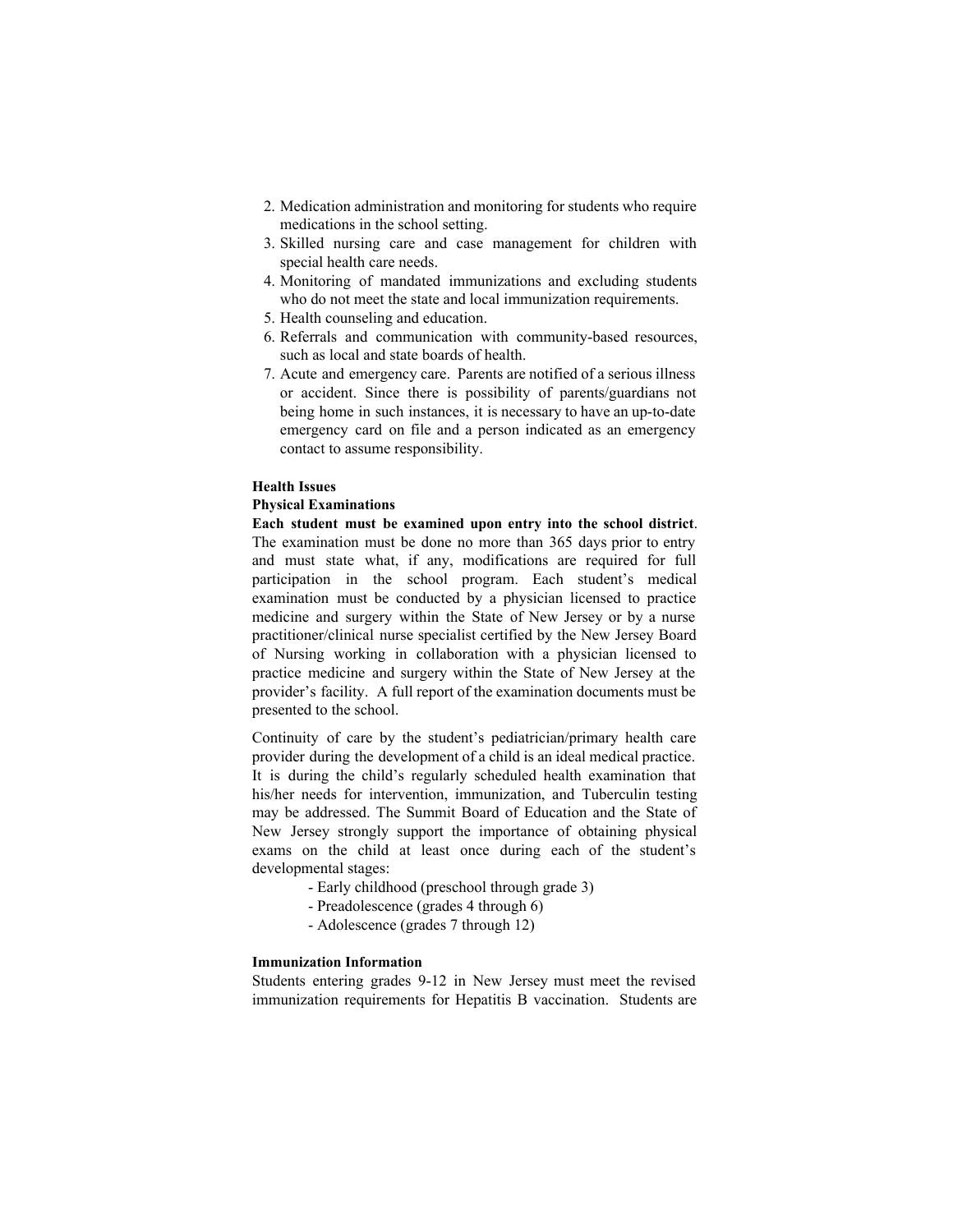2. Medication administration and monitoring for students who require medications in the school setting.
3. Skilled nursing care and case management for children with special health care needs.
4. Monitoring of mandated immunizations and excluding students who do not meet the state and local immunization requirements.
5. Health counseling and education.
6. Referrals and communication with community-based resources, such as local and state boards of health.
7. Acute and emergency care. Parents are notified of a serious illness or accident. Since there is possibility of parents/guardians not being home in such instances, it is necessary to have an up-to-date emergency card on file and a person indicated as an emergency contact to assume responsibility.

**Health Issues**

**Physical Examinations**

**Each student must be examined upon entry into the school district**. The examination must be done no more than 365 days prior to entry and must state what, if any, modifications are required for full participation in the school program. Each student's medical examination must be conducted by a physician licensed to practice medicine and surgery within the State of New Jersey or by a nurse practitioner/clinical nurse specialist certified by the New Jersey Board of Nursing working in collaboration with a physician licensed to practice medicine and surgery within the State of New Jersey at the provider's facility. A full report of the examination documents must be presented to the school.

Continuity of care by the student's pediatrician/primary health care provider during the development of a child is an ideal medical practice. It is during the child's regularly scheduled health examination that his/her needs for intervention, immunization, and Tuberculin testing may be addressed. The Summit Board of Education and the State of New Jersey strongly support the importance of obtaining physical exams on the child at least once during each of the student's developmental stages:

- Early childhood (preschool through grade 3)
- Preadolescence (grades 4 through 6)
- Adolescence (grades 7 through 12)

**Immunization Information**

Students entering grades 9-12 in New Jersey must meet the revised immunization requirements for Hepatitis B vaccination. Students are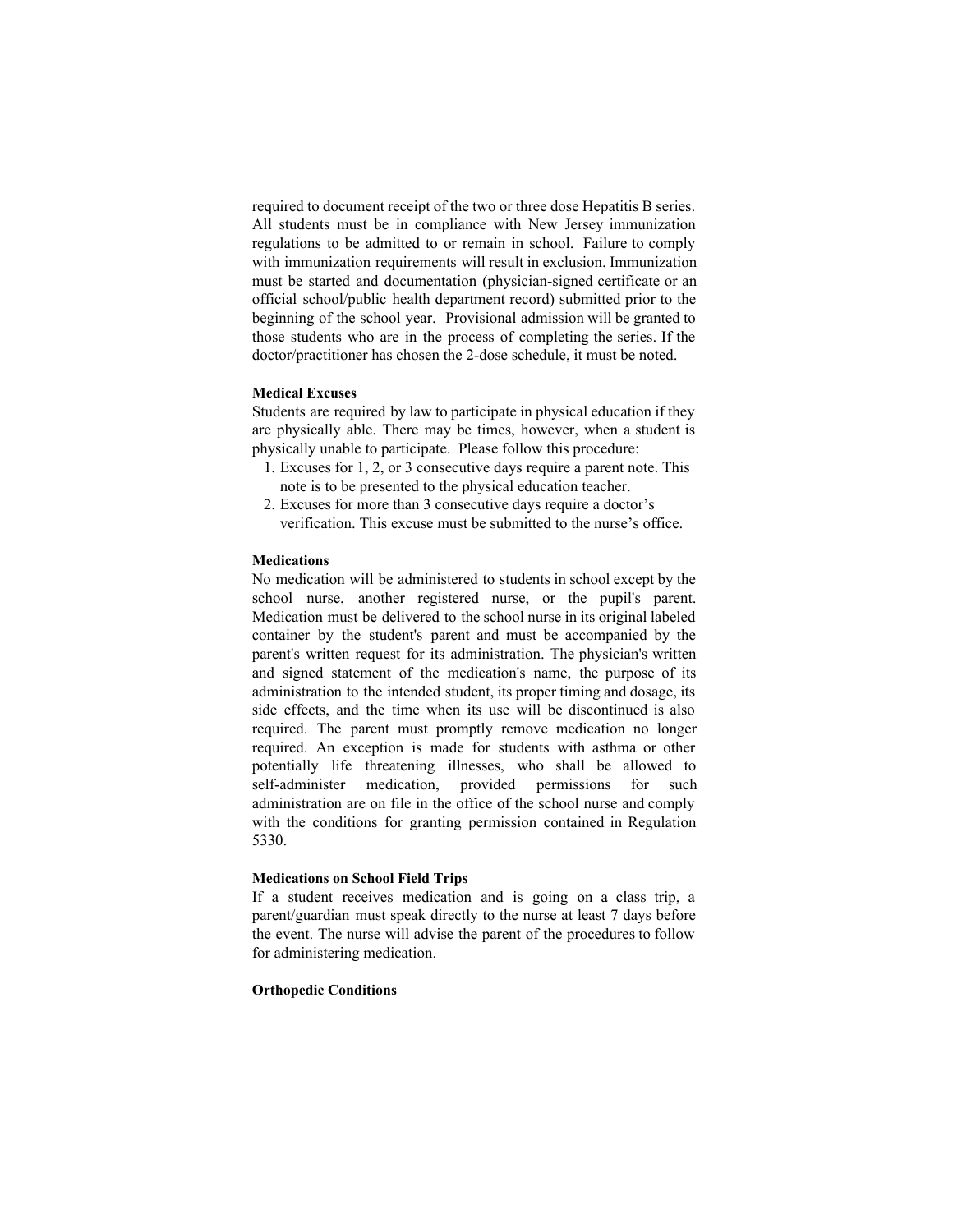required to document receipt of the two or three dose Hepatitis B series. All students must be in compliance with New Jersey immunization regulations to be admitted to or remain in school. Failure to comply with immunization requirements will result in exclusion. Immunization must be started and documentation (physician-signed certificate or an official school/public health department record) submitted prior to the beginning of the school year. Provisional admission will be granted to those students who are in the process of completing the series. If the doctor/practitioner has chosen the 2-dose schedule, it must be noted.

**Medical Excuses**

Students are required by law to participate in physical education if they are physically able. There may be times, however, when a student is physically unable to participate. Please follow this procedure:

1. Excuses for 1, 2, or 3 consecutive days require a parent note. This note is to be presented to the physical education teacher.
2. Excuses for more than 3 consecutive days require a doctor's verification. This excuse must be submitted to the nurse's office.

**Medications**

No medication will be administered to students in school except by the school nurse, another registered nurse, or the pupil's parent. Medication must be delivered to the school nurse in its original labeled container by the student's parent and must be accompanied by the parent's written request for its administration. The physician's written and signed statement of the medication's name, the purpose of its administration to the intended student, its proper timing and dosage, its side effects, and the time when its use will be discontinued is also required. The parent must promptly remove medication no longer required. An exception is made for students with asthma or other potentially life threatening illnesses, who shall be allowed to self-administer medication, provided permissions for such administration are on file in the office of the school nurse and comply with the conditions for granting permission contained in Regulation 5330.

**Medications on School Field Trips**

If a student receives medication and is going on a class trip, a parent/guardian must speak directly to the nurse at least 7 days before the event. The nurse will advise the parent of the procedures to follow for administering medication.

**Orthopedic Conditions**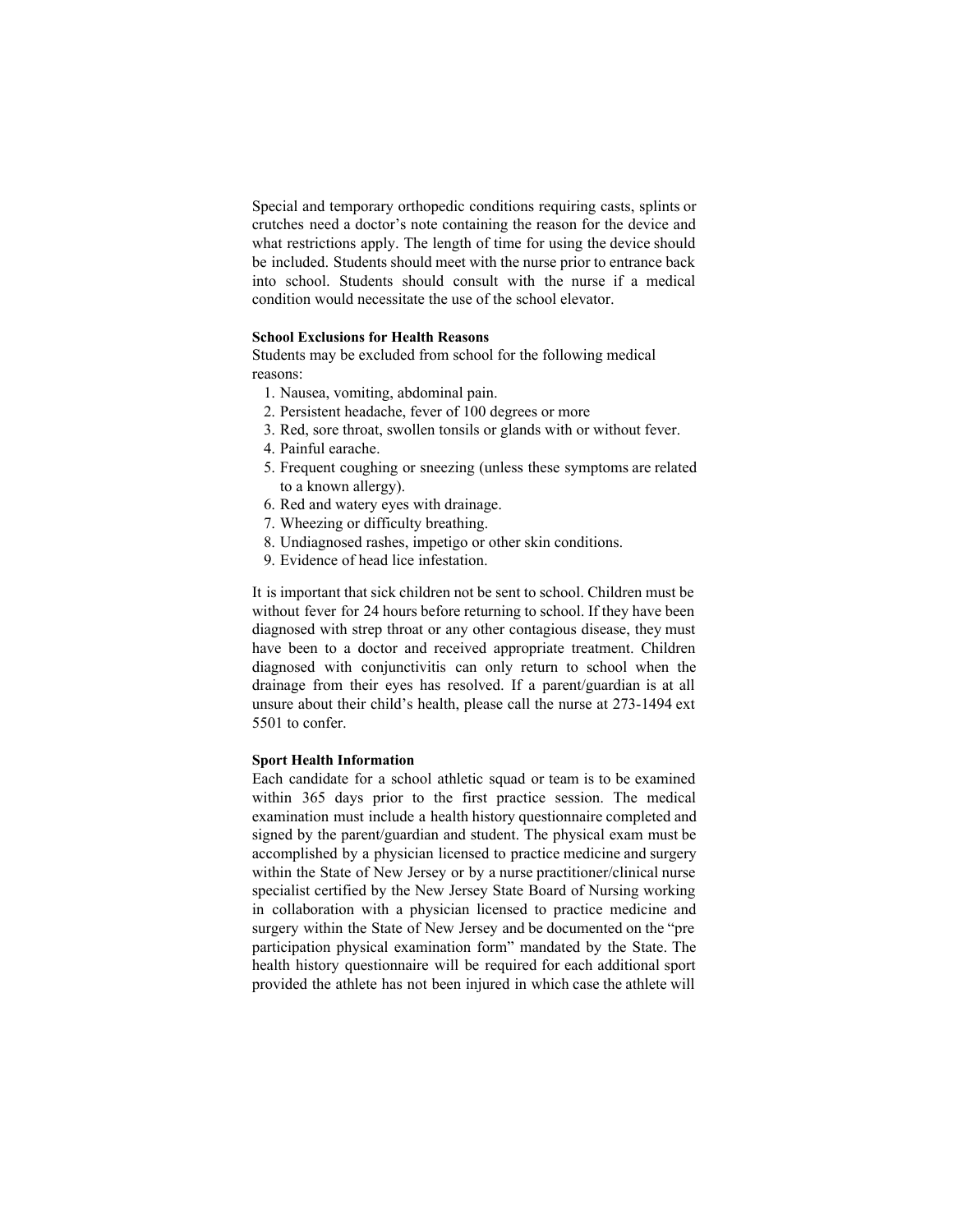Special and temporary orthopedic conditions requiring casts, splints or crutches need a doctor's note containing the reason for the device and what restrictions apply. The length of time for using the device should be included. Students should meet with the nurse prior to entrance back into school. Students should consult with the nurse if a medical condition would necessitate the use of the school elevator.

**School Exclusions for Health Reasons**

Students may be excluded from school for the following medical reasons:

1. Nausea, vomiting, abdominal pain.
2. Persistent headache, fever of 100 degrees or more
3. Red, sore throat, swollen tonsils or glands with or without fever.
4. Painful earache.
5. Frequent coughing or sneezing (unless these symptoms are related to a known allergy).
6. Red and watery eyes with drainage.
7. Wheezing or difficulty breathing.
8. Undiagnosed rashes, impetigo or other skin conditions.
9. Evidence of head lice infestation.

It is important that sick children not be sent to school. Children must be without fever for 24 hours before returning to school. If they have been diagnosed with strep throat or any other contagious disease, they must have been to a doctor and received appropriate treatment. Children diagnosed with conjunctivitis can only return to school when the drainage from their eyes has resolved. If a parent/guardian is at all unsure about their child's health, please call the nurse at 273-1494 ext 5501 to confer.

**Sport Health Information**

Each candidate for a school athletic squad or team is to be examined within 365 days prior to the first practice session. The medical examination must include a health history questionnaire completed and signed by the parent/guardian and student. The physical exam must be accomplished by a physician licensed to practice medicine and surgery within the State of New Jersey or by a nurse practitioner/clinical nurse specialist certified by the New Jersey State Board of Nursing working in collaboration with a physician licensed to practice medicine and surgery within the State of New Jersey and be documented on the "pre participation physical examination form" mandated by the State. The health history questionnaire will be required for each additional sport provided the athlete has not been injured in which case the athlete will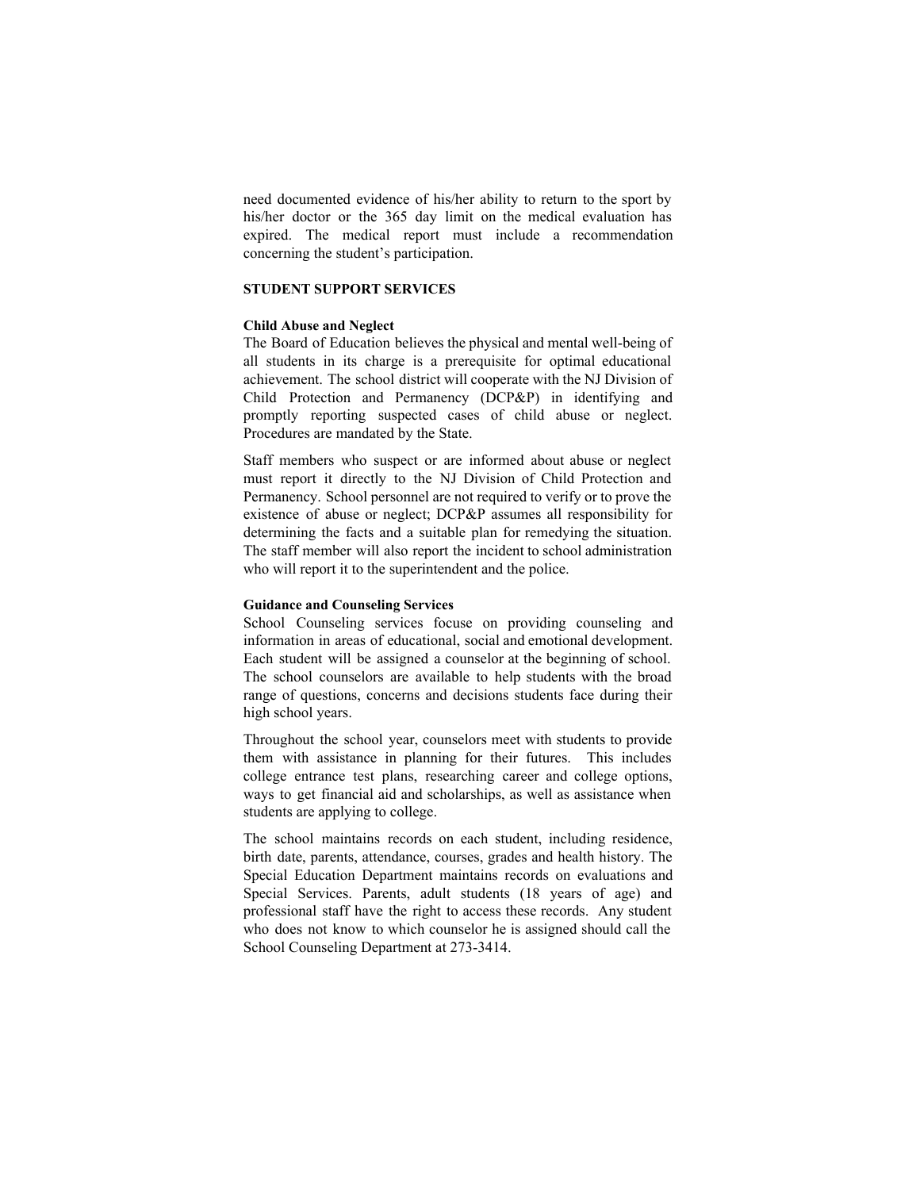need documented evidence of his/her ability to return to the sport by his/her doctor or the 365 day limit on the medical evaluation has expired. The medical report must include a recommendation concerning the student's participation.

## STUDENT SUPPORT SERVICES

### Child Abuse and Neglect

The Board of Education believes the physical and mental well-being of all students in its charge is a prerequisite for optimal educational achievement. The school district will cooperate with the NJ Division of Child Protection and Permanency (DCP&P) in identifying and promptly reporting suspected cases of child abuse or neglect. Procedures are mandated by the State.

Staff members who suspect or are informed about abuse or neglect must report it directly to the NJ Division of Child Protection and Permanency. School personnel are not required to verify or to prove the existence of abuse or neglect; DCP&P assumes all responsibility for determining the facts and a suitable plan for remedying the situation. The staff member will also report the incident to school administration who will report it to the superintendent and the police.

### Guidance and Counseling Services

School Counseling services focuse on providing counseling and information in areas of educational, social and emotional development. Each student will be assigned a counselor at the beginning of school. The school counselors are available to help students with the broad range of questions, concerns and decisions students face during their high school years.

Throughout the school year, counselors meet with students to provide them with assistance in planning for their futures. This includes college entrance test plans, researching career and college options, ways to get financial aid and scholarships, as well as assistance when students are applying to college.

The school maintains records on each student, including residence, birth date, parents, attendance, courses, grades and health history. The Special Education Department maintains records on evaluations and Special Services. Parents, adult students (18 years of age) and professional staff have the right to access these records. Any student who does not know to which counselor he is assigned should call the School Counseling Department at 273-3414.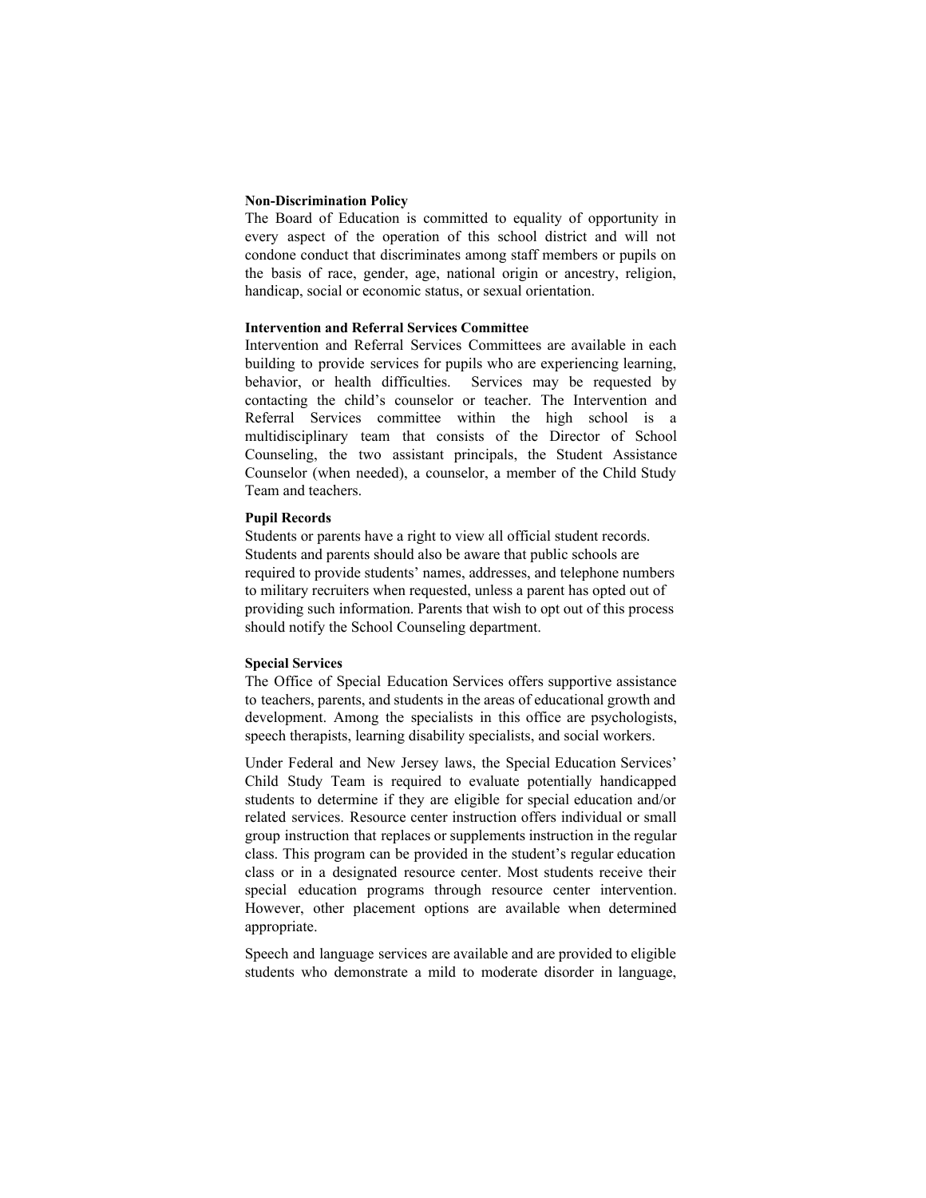**Non-Discrimination Policy**

The Board of Education is committed to equality of opportunity in every aspect of the operation of this school district and will not condone conduct that discriminates among staff members or pupils on the basis of race, gender, age, national origin or ancestry, religion, handicap, social or economic status, or sexual orientation.

**Intervention and Referral Services Committee**

Intervention and Referral Services Committees are available in each building to provide services for pupils who are experiencing learning, behavior, or health difficulties. Services may be requested by contacting the child's counselor or teacher. The Intervention and Referral Services committee within the high school is a multidisciplinary team that consists of the Director of School Counseling, the two assistant principals, the Student Assistance Counselor (when needed), a counselor, a member of the Child Study Team and teachers.

**Pupil Records**

Students or parents have a right to view all official student records. Students and parents should also be aware that public schools are required to provide students' names, addresses, and telephone numbers to military recruiters when requested, unless a parent has opted out of providing such information. Parents that wish to opt out of this process should notify the School Counseling department.

**Special Services**

The Office of Special Education Services offers supportive assistance to teachers, parents, and students in the areas of educational growth and development. Among the specialists in this office are psychologists, speech therapists, learning disability specialists, and social workers.

Under Federal and New Jersey laws, the Special Education Services' Child Study Team is required to evaluate potentially handicapped students to determine if they are eligible for special education and/or related services. Resource center instruction offers individual or small group instruction that replaces or supplements instruction in the regular class. This program can be provided in the student's regular education class or in a designated resource center. Most students receive their special education programs through resource center intervention. However, other placement options are available when determined appropriate.

Speech and language services are available and are provided to eligible students who demonstrate a mild to moderate disorder in language,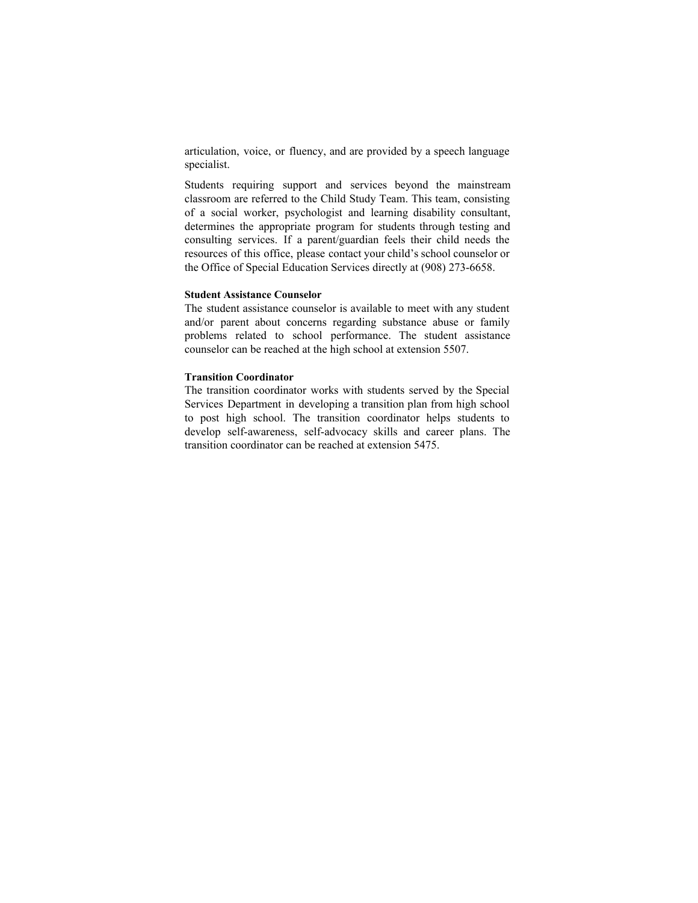articulation, voice, or fluency, and are provided by a speech language specialist.

Students requiring support and services beyond the mainstream classroom are referred to the Child Study Team. This team, consisting of a social worker, psychologist and learning disability consultant, determines the appropriate program for students through testing and consulting services. If a parent/guardian feels their child needs the resources of this office, please contact your child's school counselor or the Office of Special Education Services directly at (908) 273-6658.

**Student Assistance Counselor**

The student assistance counselor is available to meet with any student and/or parent about concerns regarding substance abuse or family problems related to school performance. The student assistance counselor can be reached at the high school at extension 5507.

**Transition Coordinator**

The transition coordinator works with students served by the Special Services Department in developing a transition plan from high school to post high school. The transition coordinator helps students to develop self-awareness, self-advocacy skills and career plans. The transition coordinator can be reached at extension 5475.